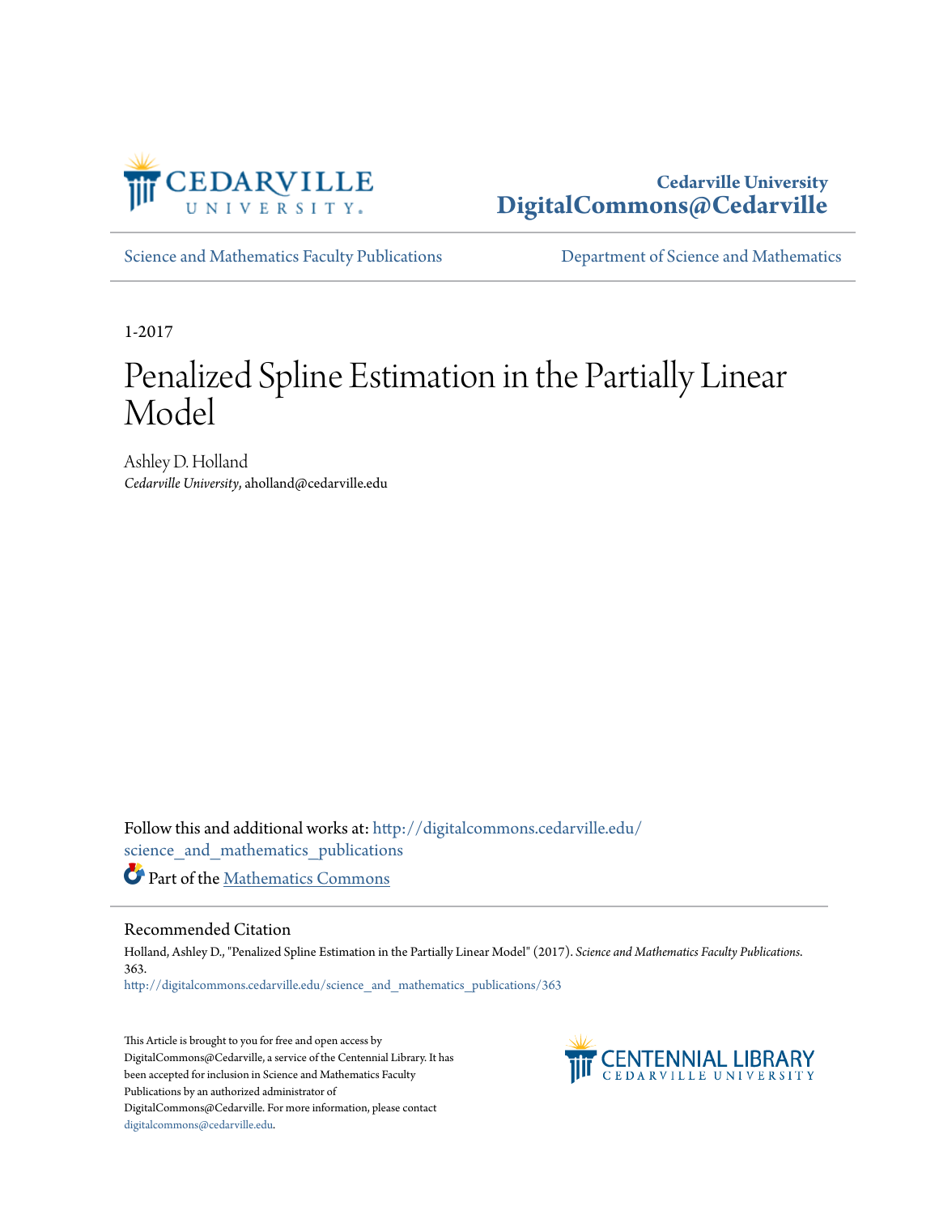Cedarville University
DigitalCommons@Cedarville

Science and Mathematics Faculty Publications

Department of Science and Mathematics

1-2017

# Penalized Spline Estimation in the Partially Linear Model

Ashley D. Holland
*Cedarville University*, aholland@cedarville.edu

Follow this and additional works at: http://digitalcommons.cedarville.edu/science_and_mathematics_publications

Part of the Mathematics Commons

## Recommended Citation

Holland, Ashley D., "Penalized Spline Estimation in the Partially Linear Model" (2017). *Science and Mathematics Faculty Publications*. 363.
http://digitalcommons.cedarville.edu/science_and_mathematics_publications/363

This Article is brought to you for free and open access by DigitalCommons@Cedarville, a service of the Centennial Library. It has been accepted for inclusion in Science and Mathematics Faculty Publications by an authorized administrator of DigitalCommons@Cedarville. For more information, please contact digitalcommons@cedarville.edu.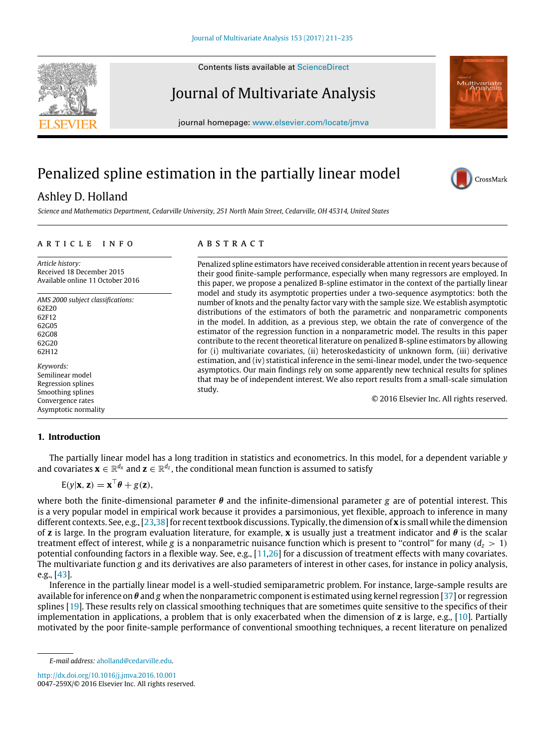Journal of Multivariate Analysis 153 (2017) 211–235

Contents lists available at ScienceDirect

# Journal of Multivariate Analysis

journal homepage: www.elsevier.com/locate/jmva

# Penalized spline estimation in the partially linear model

Ashley D. Holland

*Science and Mathematics Department, Cedarville University, 251 North Main Street, Cedarville, OH 45314, United States*

## ARTICLE INFO

*Article history:*
Received 18 December 2015
Available online 11 October 2016

*AMS 2000 subject classifications:*
62E20
62F12
62G05
62G08
62G20
62H12

*Keywords:*
Semilinear model
Regression splines
Smoothing splines
Convergence rates
Asymptotic normality

## ABSTRACT

Penalized spline estimators have received considerable attention in recent years because of their good finite-sample performance, especially when many regressors are employed. In this paper, we propose a penalized B-spline estimator in the context of the partially linear model and study its asymptotic properties under a two-sequence asymptotics: both the number of knots and the penalty factor vary with the sample size. We establish asymptotic distributions of the estimators of both the parametric and nonparametric components in the model. In addition, as a previous step, we obtain the rate of convergence of the estimator of the regression function in a nonparametric model. The results in this paper contribute to the recent theoretical literature on penalized B-spline estimators by allowing for (i) multivariate covariates, (ii) heteroskedasticity of unknown form, (iii) derivative estimation, and (iv) statistical inference in the semi-linear model, under the two-sequence asymptotics. Our main findings rely on some apparently new technical results for splines that may be of independent interest. We also report results from a small-scale simulation study.

© 2016 Elsevier Inc. All rights reserved.

## 1. Introduction

The partially linear model has a long tradition in statistics and econometrics. In this model, for a dependent variable $y$ and covariates $\mathbf{x} \in \mathbb{R}^{d_x}$ and $\mathbf{z} \in \mathbb{R}^{d_z}$, the conditional mean function is assumed to satisfy

$$\mathrm{E}(y|\mathbf{x}, \mathbf{z}) = \mathbf{x}^{\top}\boldsymbol{\theta} + g(\mathbf{z}),$$

where both the finite-dimensional parameter $\boldsymbol{\theta}$ and the infinite-dimensional parameter $g$ are of potential interest. This is a very popular model in empirical work because it provides a parsimonious, yet flexible, approach to inference in many different contexts. See, e.g., [23,38] for recent textbook discussions. Typically, the dimension of $\mathbf{x}$ is small while the dimension of $\mathbf{z}$ is large. In the program evaluation literature, for example, $\mathbf{x}$ is usually just a treatment indicator and $\boldsymbol{\theta}$ is the scalar treatment effect of interest, while $g$ is a nonparametric nuisance function which is present to "control" for many ($d_z > 1$) potential confounding factors in a flexible way. See, e.g., [11,26] for a discussion of treatment effects with many covariates. The multivariate function $g$ and its derivatives are also parameters of interest in other cases, for instance in policy analysis, e.g., [43].

Inference in the partially linear model is a well-studied semiparametric problem. For instance, large-sample results are available for inference on $\boldsymbol{\theta}$ and $g$ when the nonparametric component is estimated using kernel regression [37] or regression splines [19]. These results rely on classical smoothing techniques that are sometimes quite sensitive to the specifics of their implementation in applications, a problem that is only exacerbated when the dimension of $\mathbf{z}$ is large, e.g., [10]. Partially motivated by the poor finite-sample performance of conventional smoothing techniques, a recent literature on penalized

*E-mail address:* aholland@cedarville.edu.

http://dx.doi.org/10.1016/j.jmva.2016.10.001
0047-259X/© 2016 Elsevier Inc. All rights reserved.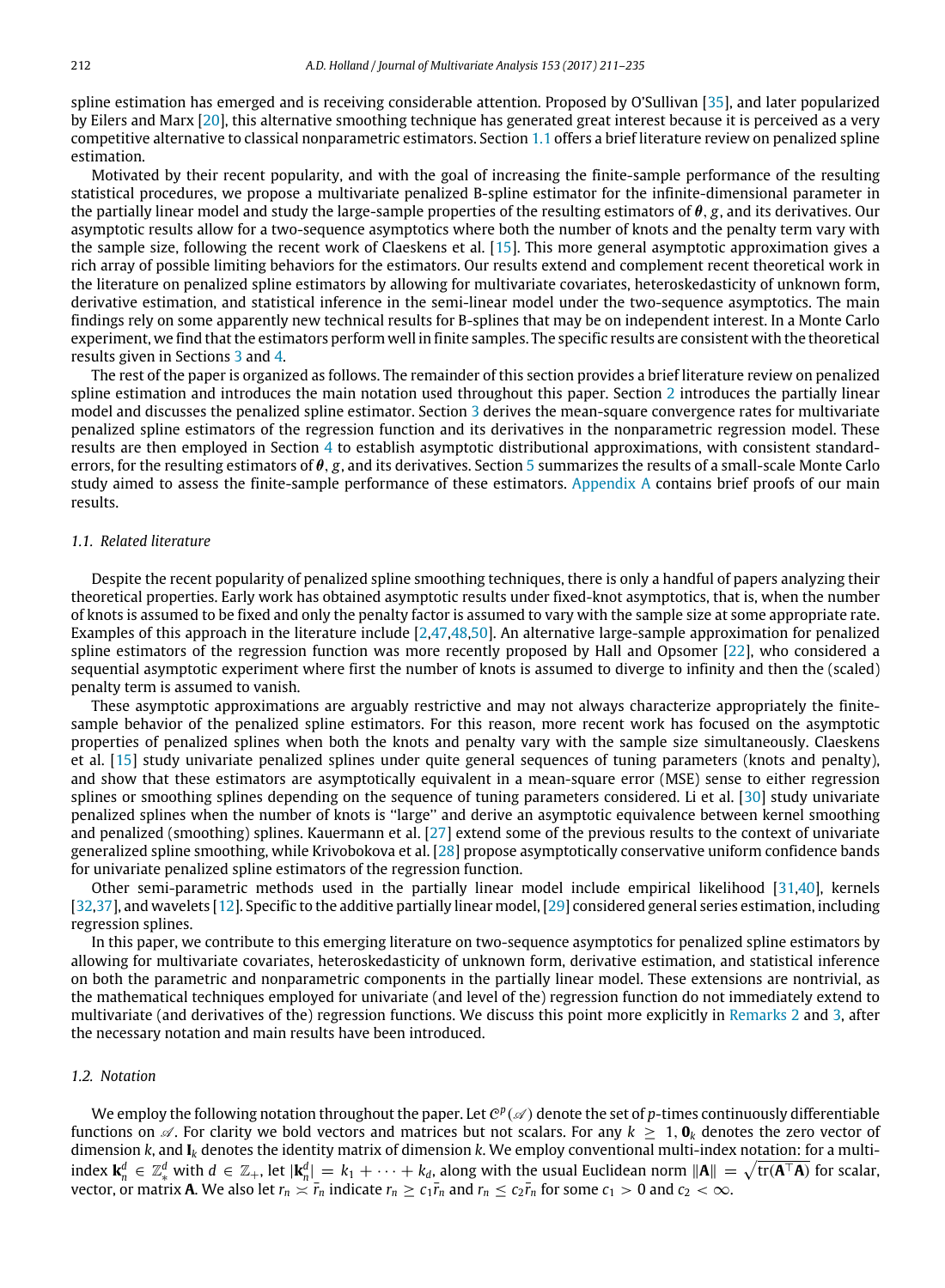spline estimation has emerged and is receiving considerable attention. Proposed by O'Sullivan [35], and later popularized by Eilers and Marx [20], this alternative smoothing technique has generated great interest because it is perceived as a very competitive alternative to classical nonparametric estimators. Section 1.1 offers a brief literature review on penalized spline estimation.

Motivated by their recent popularity, and with the goal of increasing the finite-sample performance of the resulting statistical procedures, we propose a multivariate penalized B-spline estimator for the infinite-dimensional parameter in the partially linear model and study the large-sample properties of the resulting estimators of $\boldsymbol{\theta}$, $g$, and its derivatives. Our asymptotic results allow for a two-sequence asymptotics where both the number of knots and the penalty term vary with the sample size, following the recent work of Claeskens et al. [15]. This more general asymptotic approximation gives a rich array of possible limiting behaviors for the estimators. Our results extend and complement recent theoretical work in the literature on penalized spline estimators by allowing for multivariate covariates, heteroskedasticity of unknown form, derivative estimation, and statistical inference in the semi-linear model under the two-sequence asymptotics. The main findings rely on some apparently new technical results for B-splines that may be on independent interest. In a Monte Carlo experiment, we find that the estimators perform well in finite samples. The specific results are consistent with the theoretical results given in Sections 3 and 4.

The rest of the paper is organized as follows. The remainder of this section provides a brief literature review on penalized spline estimation and introduces the main notation used throughout this paper. Section 2 introduces the partially linear model and discusses the penalized spline estimator. Section 3 derives the mean-square convergence rates for multivariate penalized spline estimators of the regression function and its derivatives in the nonparametric regression model. These results are then employed in Section 4 to establish asymptotic distributional approximations, with consistent standard-errors, for the resulting estimators of $\boldsymbol{\theta}$, $g$, and its derivatives. Section 5 summarizes the results of a small-scale Monte Carlo study aimed to assess the finite-sample performance of these estimators. Appendix A contains brief proofs of our main results.

### *1.1. Related literature*

Despite the recent popularity of penalized spline smoothing techniques, there is only a handful of papers analyzing their theoretical properties. Early work has obtained asymptotic results under fixed-knot asymptotics, that is, when the number of knots is assumed to be fixed and only the penalty factor is assumed to vary with the sample size at some appropriate rate. Examples of this approach in the literature include [2,47,48,50]. An alternative large-sample approximation for penalized spline estimators of the regression function was more recently proposed by Hall and Opsomer [22], who considered a sequential asymptotic experiment where first the number of knots is assumed to diverge to infinity and then the (scaled) penalty term is assumed to vanish.

These asymptotic approximations are arguably restrictive and may not always characterize appropriately the finite-sample behavior of the penalized spline estimators. For this reason, more recent work has focused on the asymptotic properties of penalized splines when both the knots and penalty vary with the sample size simultaneously. Claeskens et al. [15] study univariate penalized splines under quite general sequences of tuning parameters (knots and penalty), and show that these estimators are asymptotically equivalent in a mean-square error (MSE) sense to either regression splines or smoothing splines depending on the sequence of tuning parameters considered. Li et al. [30] study univariate penalized splines when the number of knots is "large" and derive an asymptotic equivalence between kernel smoothing and penalized (smoothing) splines. Kauermann et al. [27] extend some of the previous results to the context of univariate generalized spline smoothing, while Krivobokova et al. [28] propose asymptotically conservative uniform confidence bands for univariate penalized spline estimators of the regression function.

Other semi-parametric methods used in the partially linear model include empirical likelihood [31,40], kernels [32,37], and wavelets [12]. Specific to the additive partially linear model, [29] considered general series estimation, including regression splines.

In this paper, we contribute to this emerging literature on two-sequence asymptotics for penalized spline estimators by allowing for multivariate covariates, heteroskedasticity of unknown form, derivative estimation, and statistical inference on both the parametric and nonparametric components in the partially linear model. These extensions are nontrivial, as the mathematical techniques employed for univariate (and level of the) regression function do not immediately extend to multivariate (and derivatives of the) regression functions. We discuss this point more explicitly in Remarks 2 and 3, after the necessary notation and main results have been introduced.

### *1.2. Notation*

We employ the following notation throughout the paper. Let $\mathcal{C}^p(\mathscr{A})$ denote the set of $p$-times continuously differentiable functions on $\mathscr{A}$. For clarity we bold vectors and matrices but not scalars. For any $k \geq 1$, $\mathbf{0}_k$ denotes the zero vector of dimension $k$, and $\mathbf{I}_k$ denotes the identity matrix of dimension $k$. We employ conventional multi-index notation: for a multi-index $\mathbf{k}_n^d \in \mathbb{Z}_*^d$ with $d \in \mathbb{Z}_+$, let $|\mathbf{k}_n^d| = k_1 + \cdots + k_d$, along with the usual Euclidean norm $\|\mathbf{A}\| = \sqrt{\operatorname{tr}(\mathbf{A}^\top \mathbf{A})}$ for scalar, vector, or matrix $\mathbf{A}$. We also let $r_n \asymp \bar{r}_n$ indicate $r_n \geq c_1 \bar{r}_n$ and $r_n \leq c_2 \bar{r}_n$ for some $c_1 > 0$ and $c_2 < \infty$.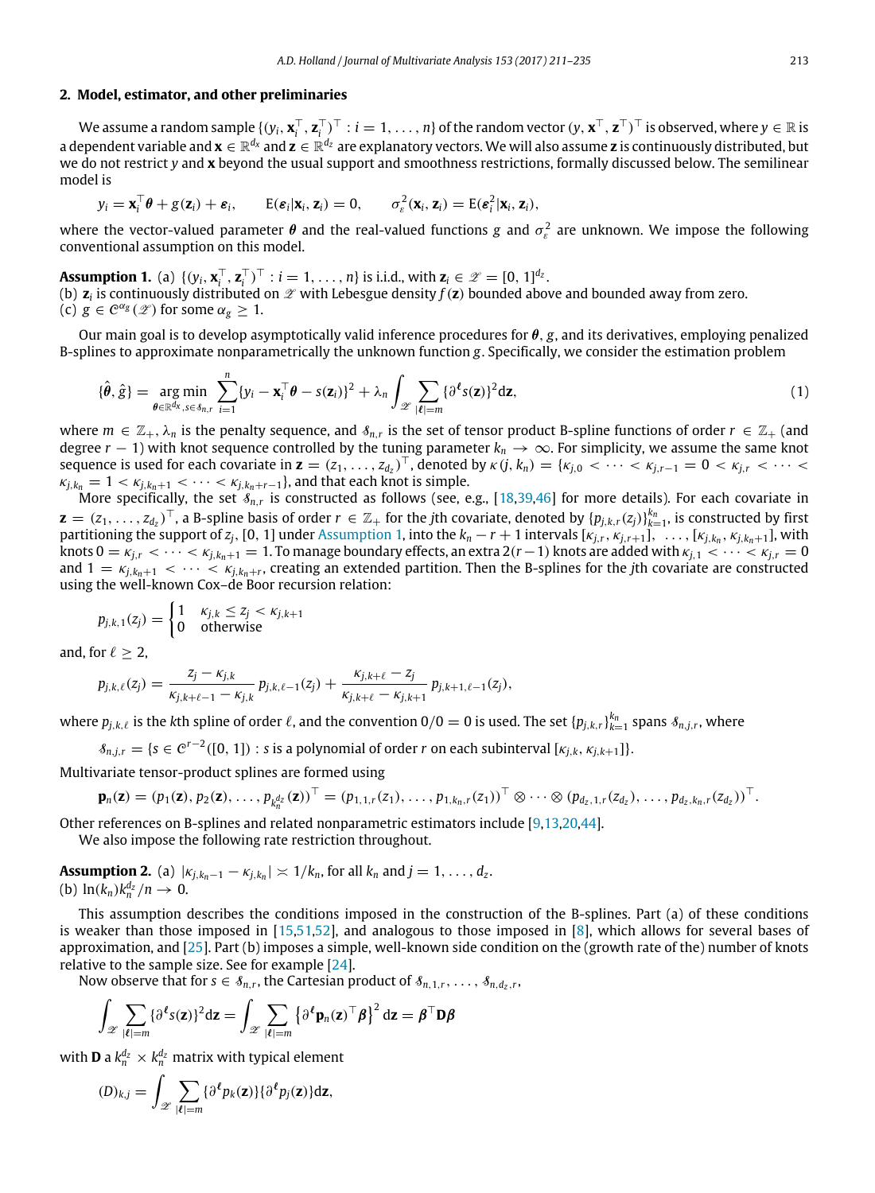## 2. Model, estimator, and other preliminaries

We assume a random sample $\{(y_i, \mathbf{x}_i^\top, \mathbf{z}_i^\top)^\top : i = 1, \ldots, n\}$ of the random vector $(y, \mathbf{x}^\top, \mathbf{z}^\top)^\top$ is observed, where $y \in \mathbb{R}$ is a dependent variable and $\mathbf{x} \in \mathbb{R}^{d_x}$ and $\mathbf{z} \in \mathbb{R}^{d_z}$ are explanatory vectors. We will also assume $\mathbf{z}$ is continuously distributed, but we do not restrict $y$ and $\mathbf{x}$ beyond the usual support and smoothness restrictions, formally discussed below. The semilinear model is

$$y_i = \mathbf{x}_i^\top \boldsymbol{\theta} + g(\mathbf{z}_i) + \boldsymbol{\varepsilon}_i, \qquad \mathrm{E}(\boldsymbol{\varepsilon}_i | \mathbf{x}_i, \mathbf{z}_i) = 0, \qquad \sigma_\varepsilon^2(\mathbf{x}_i, \mathbf{z}_i) = \mathrm{E}(\boldsymbol{\varepsilon}_i^2 | \mathbf{x}_i, \mathbf{z}_i),$$

where the vector-valued parameter $\boldsymbol{\theta}$ and the real-valued functions $g$ and $\sigma_\varepsilon^2$ are unknown. We impose the following conventional assumption on this model.

**Assumption 1.** (a) $\{(y_i, \mathbf{x}_i^\top, \mathbf{z}_i^\top)^\top : i = 1, \ldots, n\}$ is i.i.d., with $\mathbf{z}_i \in \mathscr{Z} = [0, 1]^{d_z}$.
(b) $\mathbf{z}_i$ is continuously distributed on $\mathscr{Z}$ with Lebesgue density $f(\mathbf{z})$ bounded above and bounded away from zero.
(c) $g \in \mathcal{C}^{\alpha_g}(\mathscr{Z})$ for some $\alpha_g \geq 1$.

Our main goal is to develop asymptotically valid inference procedures for $\boldsymbol{\theta}$, $g$, and its derivatives, employing penalized B-splines to approximate nonparametrically the unknown function $g$. Specifically, we consider the estimation problem

$$\{\hat{\boldsymbol{\theta}}, \hat{g}\} = \underset{\boldsymbol{\theta} \in \mathbb{R}^{d_x}, s \in \mathcal{S}_{n,r}}{\arg\min} \sum_{i=1}^n \{y_i - \mathbf{x}_i^\top \boldsymbol{\theta} - s(\mathbf{z}_i)\}^2 + \lambda_n \int_{\mathscr{Z}} \sum_{|\boldsymbol{\ell}|=m} \{\partial^{\boldsymbol{\ell}} s(\mathbf{z})\}^2 \mathrm{d}\mathbf{z}, \tag{1}$$

where $m \in \mathbb{Z}_+$, $\lambda_n$ is the penalty sequence, and $\mathcal{S}_{n,r}$ is the set of tensor product B-spline functions of order $r \in \mathbb{Z}_+$ (and degree $r-1$) with knot sequence controlled by the tuning parameter $k_n \to \infty$. For simplicity, we assume the same knot sequence is used for each covariate in $\mathbf{z} = (z_1, \ldots, z_{d_z})^\top$, denoted by $\kappa(j, k_n) = \{\kappa_{j,0} < \cdots < \kappa_{j,r-1} = 0 < \kappa_{j,r} < \cdots < \kappa_{j,k_n} = 1 < \kappa_{j,k_n+1} < \cdots < \kappa_{j,k_n+r-1}\}$, and that each knot is simple.

More specifically, the set $\mathcal{S}_{n,r}$ is constructed as follows (see, e.g., [18,39,46] for more details). For each covariate in $\mathbf{z} = (z_1, \ldots, z_{d_z})^\top$, a B-spline basis of order $r \in \mathbb{Z}_+$ for the $j$th covariate, denoted by $\{p_{j,k,r}(z_j)\}_{k=1}^{k_n}$, is constructed by first partitioning the support of $z_j$, $[0, 1]$ under Assumption 1, into the $k_n - r + 1$ intervals $[\kappa_{j,r}, \kappa_{j,r+1}], \ldots, [\kappa_{j,k_n}, \kappa_{j,k_n+1}]$, with knots $0 = \kappa_{j,r} < \cdots < \kappa_{j,k_n+1} = 1$. To manage boundary effects, an extra $2(r-1)$ knots are added with $\kappa_{j,1} < \cdots < \kappa_{j,r} = 0$ and $1 = \kappa_{j,k_n+1} < \cdots < \kappa_{j,k_n+r}$, creating an extended partition. Then the B-splines for the $j$th covariate are constructed using the well-known Cox–de Boor recursion relation:

$$p_{j,k,1}(z_j) = \begin{cases} 1 & \kappa_{j,k} \leq z_j < \kappa_{j,k+1} \\ 0 & \text{otherwise} \end{cases}$$

and, for $\ell \geq 2$,

$$p_{j,k,\ell}(z_j) = \frac{z_j - \kappa_{j,k}}{\kappa_{j,k+\ell-1} - \kappa_{j,k}} p_{j,k,\ell-1}(z_j) + \frac{\kappa_{j,k+\ell} - z_j}{\kappa_{j,k+\ell} - \kappa_{j,k+1}} p_{j,k+1,\ell-1}(z_j),$$

where $p_{j,k,\ell}$ is the $k$th spline of order $\ell$, and the convention $0/0 = 0$ is used. The set $\{p_{j,k,r}\}_{k=1}^{k_n}$ spans $\mathcal{S}_{n,j,r}$, where

$$\mathcal{S}_{n,j,r} = \{s \in \mathcal{C}^{r-2}([0, 1]) : s \text{ is a polynomial of order } r \text{ on each subinterval } [\kappa_{j,k}, \kappa_{j,k+1}]\}.$$

Multivariate tensor-product splines are formed using

$$\mathbf{p}_n(\mathbf{z}) = (p_1(\mathbf{z}), p_2(\mathbf{z}), \ldots, p_{k_n^{d_z}}(\mathbf{z}))^\top = (p_{1,1,r}(z_1), \ldots, p_{1,k_n,r}(z_1))^\top \otimes \cdots \otimes (p_{d_z,1,r}(z_{d_z}), \ldots, p_{d_z,k_n,r}(z_{d_z}))^\top.$$

Other references on B-splines and related nonparametric estimators include [9,13,20,44].

We also impose the following rate restriction throughout.

**Assumption 2.** (a) $|\kappa_{j,k_n-1} - \kappa_{j,k_n}| \asymp 1/k_n$, for all $k_n$ and $j = 1, \ldots, d_z$.
(b) $\ln(k_n) k_n^{d_z}/n \to 0$.

This assumption describes the conditions imposed in the construction of the B-splines. Part (a) of these conditions is weaker than those imposed in [15,51,52], and analogous to those imposed in [8], which allows for several bases of approximation, and [25]. Part (b) imposes a simple, well-known side condition on the (growth rate of the) number of knots relative to the sample size. See for example [24].

Now observe that for $s \in \mathcal{S}_{n,r}$, the Cartesian product of $\mathcal{S}_{n,1,r}, \ldots, \mathcal{S}_{n,d_z,r}$,

$$\int_{\mathscr{Z}} \sum_{|\boldsymbol{\ell}|=m} \{\partial^{\boldsymbol{\ell}} s(\mathbf{z})\}^2 \mathrm{d}\mathbf{z} = \int_{\mathscr{Z}} \sum_{|\boldsymbol{\ell}|=m} \left\{\partial^{\boldsymbol{\ell}} \mathbf{p}_n(\mathbf{z})^\top \boldsymbol{\beta}\right\}^2 \mathrm{d}\mathbf{z} = \boldsymbol{\beta}^\top \mathbf{D} \boldsymbol{\beta}$$

with $\mathbf{D}$ a $k_n^{d_z} \times k_n^{d_z}$ matrix with typical element

$$(D)_{k,j} = \int_{\mathscr{Z}} \sum_{|\boldsymbol{\ell}|=m} \{\partial^{\boldsymbol{\ell}} p_k(\mathbf{z})\}\{\partial^{\boldsymbol{\ell}} p_j(\mathbf{z})\} \mathrm{d}\mathbf{z},$$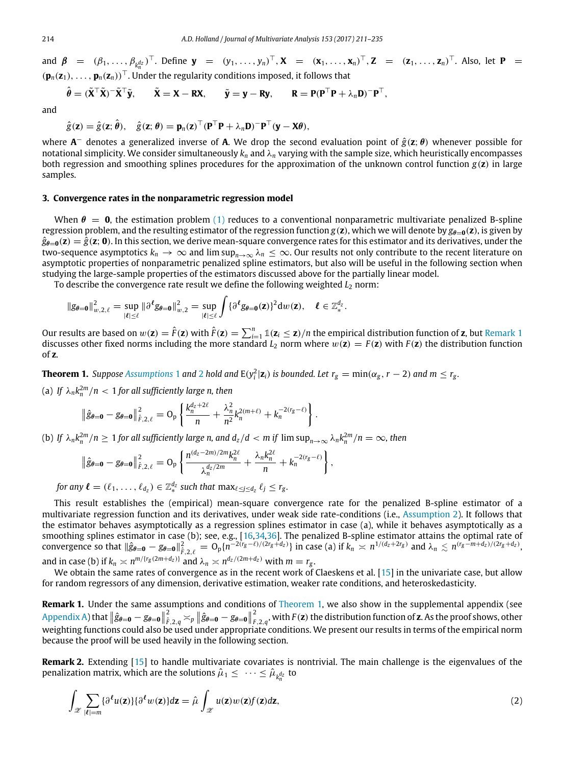and $\boldsymbol{\beta} = (\beta_1, \ldots, \beta_{k_n^{d_z}})^\top$. Define $\mathbf{y} = (y_1, \ldots, y_n)^\top$, $\mathbf{X} = (\mathbf{x}_1, \ldots, \mathbf{x}_n)^\top$, $\mathbf{Z} = (\mathbf{z}_1, \ldots, \mathbf{z}_n)^\top$. Also, let $\mathbf{P} = (\mathbf{p}_n(\mathbf{z}_1), \ldots, \mathbf{p}_n(\mathbf{z}_n))^\top$. Under the regularity conditions imposed, it follows that

$$\hat{\boldsymbol{\theta}} = (\tilde{\mathbf{X}}^\top \tilde{\mathbf{X}})^- \tilde{\mathbf{X}}^\top \tilde{\mathbf{y}}, \qquad \tilde{\mathbf{X}} = \mathbf{X} - \mathbf{R}\mathbf{X}, \qquad \tilde{\mathbf{y}} = \mathbf{y} - \mathbf{R}\mathbf{y}, \qquad \mathbf{R} = \mathbf{P}(\mathbf{P}^\top \mathbf{P} + \lambda_n \mathbf{D})^- \mathbf{P}^\top,$$

and

$$\hat{g}(\mathbf{z}) = \hat{g}(\mathbf{z}; \hat{\boldsymbol{\theta}}), \quad \hat{g}(\mathbf{z}; \boldsymbol{\theta}) = \mathbf{p}_n(\mathbf{z})^\top (\mathbf{P}^\top \mathbf{P} + \lambda_n \mathbf{D})^- \mathbf{P}^\top (\mathbf{y} - \mathbf{X}\boldsymbol{\theta}),$$

where $\mathbf{A}^-$ denotes a generalized inverse of $\mathbf{A}$. We drop the second evaluation point of $\hat{g}(\mathbf{z}; \boldsymbol{\theta})$ whenever possible for notational simplicity. We consider simultaneously $k_n$ and $\lambda_n$ varying with the sample size, which heuristically encompasses both regression and smoothing splines procedures for the approximation of the unknown control function $g(\mathbf{z})$ in large samples.

## 3. Convergence rates in the nonparametric regression model

When $\boldsymbol{\theta} = \mathbf{0}$, the estimation problem (1) reduces to a conventional nonparametric multivariate penalized B-spline regression problem, and the resulting estimator of the regression function $g(\mathbf{z})$, which we will denote by $g_{\boldsymbol{\theta}=\mathbf{0}}(\mathbf{z})$, is given by $\hat{g}_{\boldsymbol{\theta}=\mathbf{0}}(\mathbf{z}) = \hat{g}(\mathbf{z}; \mathbf{0})$. In this section, we derive mean-square convergence rates for this estimator and its derivatives, under the two-sequence asymptotics $k_n \to \infty$ and $\limsup_{n\to\infty} \lambda_n \le \infty$. Our results not only contribute to the recent literature on asymptotic properties of nonparametric penalized spline estimators, but also will be useful in the following section when studying the large-sample properties of the estimators discussed above for the partially linear model.

To describe the convergence rate result we define the following weighted $L_2$ norm:

$$\|g_{\boldsymbol{\theta}=\mathbf{0}}\|^2_{w,2,\ell} = \sup_{|\boldsymbol{\ell}|\le \ell} \|\partial^{\boldsymbol{\ell}} g_{\boldsymbol{\theta}=\mathbf{0}}\|^2_{w,2} = \sup_{|\boldsymbol{\ell}|\le \ell} \int \{\partial^{\boldsymbol{\ell}} g_{\boldsymbol{\theta}=\mathbf{0}}(\mathbf{z})\}^2 \mathrm{d}w(\mathbf{z}), \quad \boldsymbol{\ell} \in \mathbb{Z}^{d_z}_*.$$

Our results are based on $w(\mathbf{z}) = \hat{F}(\mathbf{z})$ with $\hat{F}(\mathbf{z}) = \sum_{i=1}^n \mathbb{1}(\mathbf{z}_i \le \mathbf{z})/n$ the empirical distribution function of $\mathbf{z}$, but Remark 1 discusses other fixed norms including the more standard $L_2$ norm where $w(\mathbf{z}) = F(\mathbf{z})$ with $F(\mathbf{z})$ the distribution function of $\mathbf{z}$.

**Theorem 1.** *Suppose Assumptions 1 and 2 hold and $\mathrm{E}(y_i^2|\mathbf{z}_i)$ is bounded. Let $r_g = \min(\alpha_g, r-2)$ and $m \le r_g$.*

(a) *If $\lambda_n k_n^{2m}/n < 1$ for all sufficiently large $n$, then*

$$\left\|\hat{g}_{\boldsymbol{\theta}=\mathbf{0}} - g_{\boldsymbol{\theta}=\mathbf{0}}\right\|^2_{\hat{F},2,\ell} = \mathrm{O_p}\left\{\frac{k_n^{d_z+2\ell}}{n} + \frac{\lambda_n^2}{n^2} k_n^{2(m+\ell)} + k_n^{-2(r_g-\ell)}\right\}.$$

(b) *If $\lambda_n k_n^{2m}/n \ge 1$ for all sufficiently large $n$, and $d_z/d < m$ if $\limsup_{n\to\infty} \lambda_n k_n^{2m}/n = \infty$, then*

$$\left\|\hat{g}_{\boldsymbol{\theta}=\mathbf{0}} - g_{\boldsymbol{\theta}=\mathbf{0}}\right\|^2_{\hat{F},2,\ell} = \mathrm{O_p}\left\{\frac{n^{(d_z-2m)/2m} k_n^{2\ell}}{\lambda_n^{d_z/2m}} + \frac{\lambda_n k_n^{2\ell}}{n} + k_n^{-2(r_g-\ell)}\right\},$$

*for any $\boldsymbol{\ell} = (\ell_1, \ldots, \ell_{d_z}) \in \mathbb{Z}^{d_z}_*$ such that $\max_{\ell \le j \le d_z} \ell_j \le r_g$.*

This result establishes the (empirical) mean-square convergence rate for the penalized B-spline estimator of a multivariate regression function and its derivatives, under weak side rate-conditions (i.e., Assumption 2). It follows that the estimator behaves asymptotically as a regression splines estimator in case (a), while it behaves asymptotically as a smoothing splines estimator in case (b); see, e.g., [16,34,36]. The penalized B-spline estimator attains the optimal rate of convergence so that $\|\hat{g}_{\boldsymbol{\theta}=\mathbf{0}} - g_{\boldsymbol{\theta}=\mathbf{0}}\|^2_{\hat{F},2,\ell} = \mathrm{O_p}\{n^{-2(r_g-\ell)/(2r_g+d_z)}\}$ in case (a) if $k_n \asymp n^{1/(d_z+2r_g)}$ and $\lambda_n \lesssim n^{(r_g-m+d_z)/(2r_g+d_z)}$, and in case (b) if $k_n \asymp n^{m/\{r_g(2m+d_z)\}}$ and $\lambda_n \asymp n^{d_z/(2m+d_z)}$ with $m = r_g$.

We obtain the same rates of convergence as in the recent work of Claeskens et al. [15] in the univariate case, but allow for random regressors of any dimension, derivative estimation, weaker rate conditions, and heteroskedasticity.

**Remark 1.** Under the same assumptions and conditions of Theorem 1, we also show in the supplemental appendix (see Appendix A) that $\left\|\hat{g}_{\boldsymbol{\theta}=\mathbf{0}} - g_{\boldsymbol{\theta}=\mathbf{0}}\right\|^2_{\hat{F},2,q} \asymp_p \left\|\hat{g}_{\boldsymbol{\theta}=\mathbf{0}} - g_{\boldsymbol{\theta}=\mathbf{0}}\right\|^2_{F,2,q}$, with $F(\mathbf{z})$ the distribution function of $\mathbf{z}$. As the proof shows, other weighting functions could also be used under appropriate conditions. We present our results in terms of the empirical norm because the proof will be used heavily in the following section.

**Remark 2.** Extending [15] to handle multivariate covariates is nontrivial. The main challenge is the eigenvalues of the penalization matrix, which are the solutions $\hat{\mu}_1 \le \cdots \le \hat{\mu}_{k_n^{d_z}}$ to

$$\int_{\mathscr{Z}} \sum_{|\boldsymbol{\ell}|=m} \{\partial^{\boldsymbol{\ell}} u(\mathbf{z})\}\{\partial^{\boldsymbol{\ell}} w(\mathbf{z})\} d\mathbf{z} = \hat{\mu} \int_{\mathscr{Z}} u(\mathbf{z}) w(\mathbf{z}) f(\mathbf{z}) d\mathbf{z}, \tag{2}$$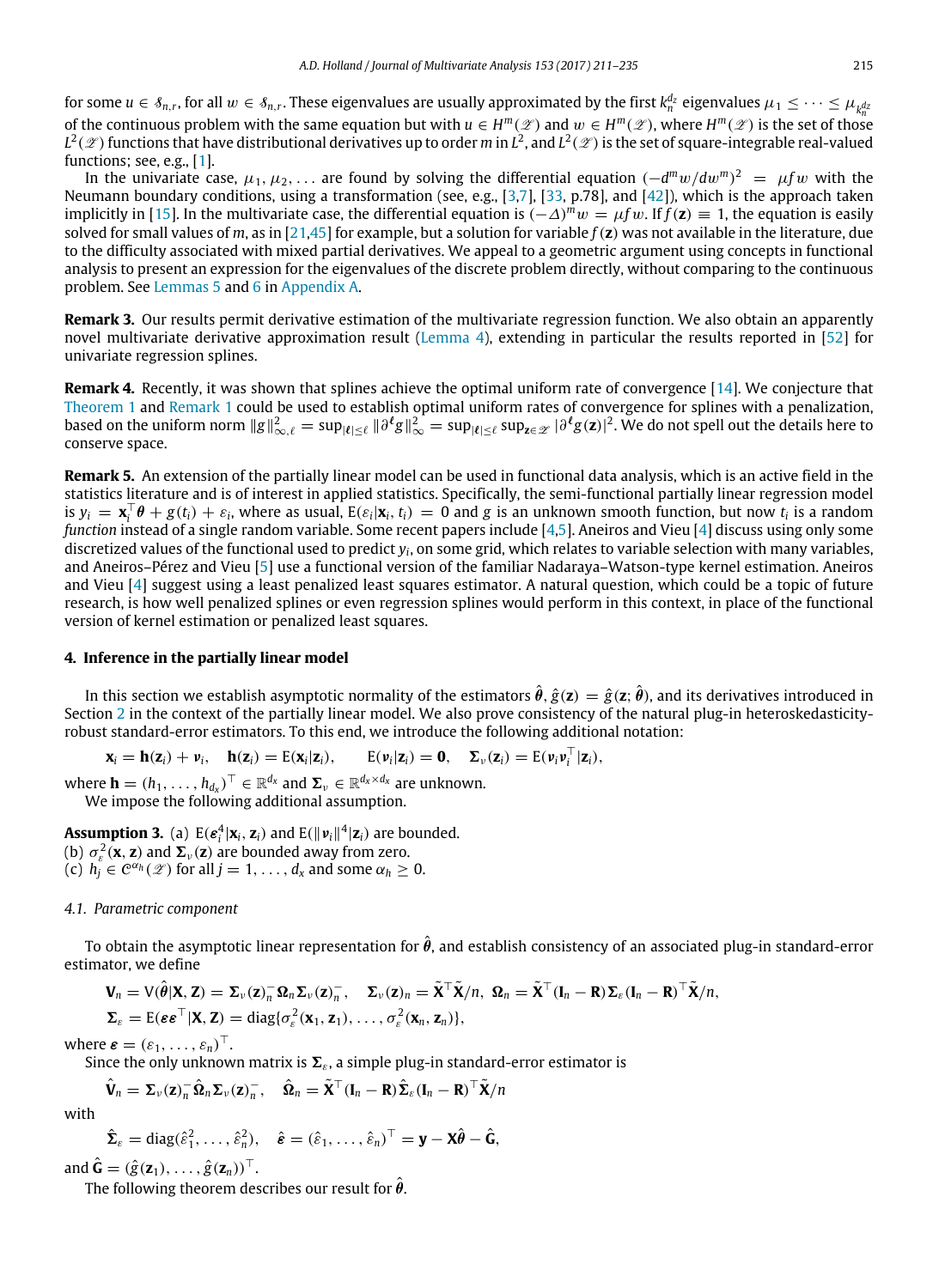for some $u \in \mathcal{S}_{n,r}$, for all $w \in \mathcal{S}_{n,r}$. These eigenvalues are usually approximated by the first $k_n^{d_z}$ eigenvalues $\mu_1 \le \cdots \le \mu_{k_n^{d_z}}$ of the continuous problem with the same equation but with $u \in H^m(\mathcal{Z})$ and $w \in H^m(\mathcal{Z})$, where $H^m(\mathcal{Z})$ is the set of those $L^2(\mathcal{Z})$ functions that have distributional derivatives up to order $m$ in $L^2$, and $L^2(\mathcal{Z})$ is the set of square-integrable real-valued functions; see, e.g., [1].

In the univariate case, $\mu_1, \mu_2, \ldots$ are found by solving the differential equation $(-d^m w/dw^m)^2 = \mu f w$ with the Neumann boundary conditions, using a transformation (see, e.g., [3,7], [33, p.78], and [42]), which is the approach taken implicitly in [15]. In the multivariate case, the differential equation is $(-\Delta)^m w = \mu f w$. If $f(\mathbf{z}) \equiv 1$, the equation is easily solved for small values of $m$, as in [21,45] for example, but a solution for variable $f(\mathbf{z})$ was not available in the literature, due to the difficulty associated with mixed partial derivatives. We appeal to a geometric argument using concepts in functional analysis to present an expression for the eigenvalues of the discrete problem directly, without comparing to the continuous problem. See Lemmas 5 and 6 in Appendix A.

**Remark 3.** Our results permit derivative estimation of the multivariate regression function. We also obtain an apparently novel multivariate derivative approximation result (Lemma 4), extending in particular the results reported in [52] for univariate regression splines.

**Remark 4.** Recently, it was shown that splines achieve the optimal uniform rate of convergence [14]. We conjecture that Theorem 1 and Remark 1 could be used to establish optimal uniform rates of convergence for splines with a penalization, based on the uniform norm $\|g\|_{\infty,\ell}^2 = \sup_{|\boldsymbol{\ell}| \le \ell} \|\partial^{\boldsymbol{\ell}} g\|_\infty^2 = \sup_{|\boldsymbol{\ell}| \le \ell} \sup_{\mathbf{z} \in \mathcal{Z}} |\partial^{\boldsymbol{\ell}} g(\mathbf{z})|^2$. We do not spell out the details here to conserve space.

**Remark 5.** An extension of the partially linear model can be used in functional data analysis, which is an active field in the statistics literature and is of interest in applied statistics. Specifically, the semi-functional partially linear regression model is $y_i = \mathbf{x}_i^\top \boldsymbol{\theta} + g(t_i) + \varepsilon_i$, where as usual, $\mathrm{E}(\varepsilon_i|\mathbf{x}_i, t_i) = 0$ and $g$ is an unknown smooth function, but now $t_i$ is a random *function* instead of a single random variable. Some recent papers include [4,5]. Aneiros and Vieu [4] discuss using only some discretized values of the functional used to predict $y_i$, on some grid, which relates to variable selection with many variables, and Aneiros–Pérez and Vieu [5] use a functional version of the familiar Nadaraya–Watson-type kernel estimation. Aneiros and Vieu [4] suggest using a least penalized least squares estimator. A natural question, which could be a topic of future research, is how well penalized splines or even regression splines would perform in this context, in place of the functional version of kernel estimation or penalized least squares.

## 4. Inference in the partially linear model

In this section we establish asymptotic normality of the estimators $\hat{\boldsymbol{\theta}}$, $\hat{g}(\mathbf{z}) = \hat{g}(\mathbf{z}; \hat{\boldsymbol{\theta}})$, and its derivatives introduced in Section 2 in the context of the partially linear model. We also prove consistency of the natural plug-in heteroskedasticity-robust standard-error estimators. To this end, we introduce the following additional notation:

$$\mathbf{x}_i = \mathbf{h}(\mathbf{z}_i) + \boldsymbol{\nu}_i, \quad \mathbf{h}(\mathbf{z}_i) = \mathrm{E}(\mathbf{x}_i|\mathbf{z}_i), \qquad \mathrm{E}(\boldsymbol{\nu}_i|\mathbf{z}_i) = \mathbf{0}, \quad \boldsymbol{\Sigma}_\nu(\mathbf{z}_i) = \mathrm{E}(\boldsymbol{\nu}_i \boldsymbol{\nu}_i^\top|\mathbf{z}_i),$$

where $\mathbf{h} = (h_1, \ldots, h_{d_x})^\top \in \mathbb{R}^{d_x}$ and $\boldsymbol{\Sigma}_\nu \in \mathbb{R}^{d_x \times d_x}$ are unknown.

We impose the following additional assumption.

**Assumption 3.** (a) $\mathrm{E}(\varepsilon_i^4|\mathbf{x}_i, \mathbf{z}_i)$ and $\mathrm{E}(\|\boldsymbol{\nu}_i\|^4|\mathbf{z}_i)$ are bounded.
(b) $\sigma_\varepsilon^2(\mathbf{x}, \mathbf{z})$ and $\boldsymbol{\Sigma}_\nu(\mathbf{z})$ are bounded away from zero.
(c) $h_j \in \mathcal{C}^{\alpha_h}(\mathcal{Z})$ for all $j = 1, \ldots, d_x$ and some $\alpha_h \ge 0$.

### 4.1. Parametric component

To obtain the asymptotic linear representation for $\hat{\boldsymbol{\theta}}$, and establish consistency of an associated plug-in standard-error estimator, we define

$$\mathbf{V}_n = \mathrm{V}(\hat{\boldsymbol{\theta}}|\mathbf{X}, \mathbf{Z}) = \boldsymbol{\Sigma}_\nu(\mathbf{z})_n^- \boldsymbol{\Omega}_n \boldsymbol{\Sigma}_\nu(\mathbf{z})_n^-, \quad \boldsymbol{\Sigma}_\nu(\mathbf{z})_n = \tilde{\mathbf{X}}^\top \tilde{\mathbf{X}}/n, \ \ \boldsymbol{\Omega}_n = \tilde{\mathbf{X}}^\top (\mathbf{I}_n - \mathbf{R}) \boldsymbol{\Sigma}_\varepsilon (\mathbf{I}_n - \mathbf{R})^\top \tilde{\mathbf{X}}/n,$$

$$\boldsymbol{\Sigma}_\varepsilon = \mathrm{E}(\boldsymbol{\varepsilon}\boldsymbol{\varepsilon}^\top|\mathbf{X}, \mathbf{Z}) = \mathrm{diag}\{\sigma_\varepsilon^2(\mathbf{x}_1, \mathbf{z}_1), \ldots, \sigma_\varepsilon^2(\mathbf{x}_n, \mathbf{z}_n)\},$$

where $\boldsymbol{\varepsilon} = (\varepsilon_1, \ldots, \varepsilon_n)^\top$.

Since the only unknown matrix is $\boldsymbol{\Sigma}_\varepsilon$, a simple plug-in standard-error estimator is

$$\hat{\mathbf{V}}_n = \boldsymbol{\Sigma}_\nu(\mathbf{z})_n^- \hat{\boldsymbol{\Omega}}_n \boldsymbol{\Sigma}_\nu(\mathbf{z})_n^-, \quad \hat{\boldsymbol{\Omega}}_n = \tilde{\mathbf{X}}^\top (\mathbf{I}_n - \mathbf{R}) \hat{\boldsymbol{\Sigma}}_\varepsilon (\mathbf{I}_n - \mathbf{R})^\top \tilde{\mathbf{X}}/n$$

with

$$\hat{\boldsymbol{\Sigma}}_\varepsilon = \mathrm{diag}(\hat{\varepsilon}_1^2, \ldots, \hat{\varepsilon}_n^2), \quad \hat{\boldsymbol{\varepsilon}} = (\hat{\varepsilon}_1, \ldots, \hat{\varepsilon}_n)^\top = \mathbf{y} - \mathbf{X}\hat{\boldsymbol{\theta}} - \hat{\mathbf{G}},$$

and $\hat{\mathbf{G}} = (\hat{g}(\mathbf{z}_1), \ldots, \hat{g}(\mathbf{z}_n))^\top$.

The following theorem describes our result for $\hat{\boldsymbol{\theta}}$.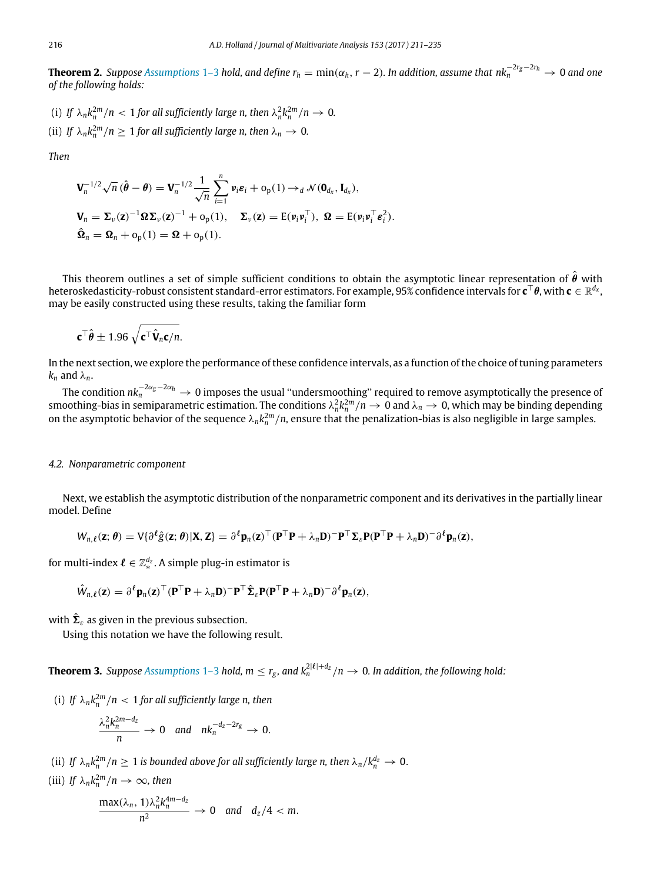**Theorem 2.** *Suppose Assumptions 1–3 hold, and define $r_h = \min(\alpha_h, r-2)$. In addition, assume that $nk_n^{-2r_g-2r_h} \to 0$ and one of the following holds:*

(i) *If $\lambda_n k_n^{2m}/n < 1$ for all sufficiently large n, then $\lambda_n^2 k_n^{2m}/n \to 0$.*
(ii) *If $\lambda_n k_n^{2m}/n \geq 1$ for all sufficiently large n, then $\lambda_n \to 0$.*

*Then*

$$\mathbf{V}_n^{-1/2}\sqrt{n}\,(\hat{\boldsymbol{\theta}} - \boldsymbol{\theta}) = \mathbf{V}_n^{-1/2}\frac{1}{\sqrt{n}}\sum_{i=1}^{n}\boldsymbol{v}_i\boldsymbol{\varepsilon}_i + \mathrm{o}_\mathrm{p}(1) \to_d \mathcal{N}(\mathbf{0}_{d_x}, \mathbf{I}_{d_x}),$$

$$\mathbf{V}_n = \boldsymbol{\Sigma}_v(\mathbf{z})^{-1}\boldsymbol{\Omega}\boldsymbol{\Sigma}_v(\mathbf{z})^{-1} + \mathrm{o}_\mathrm{p}(1), \quad \boldsymbol{\Sigma}_v(\mathbf{z}) = \mathrm{E}(\boldsymbol{v}_i\boldsymbol{v}_i^\top),\ \ \boldsymbol{\Omega} = \mathrm{E}(\boldsymbol{v}_i\boldsymbol{v}_i^\top\boldsymbol{\varepsilon}_i^2).$$

$$\hat{\boldsymbol{\Omega}}_n = \boldsymbol{\Omega}_n + \mathrm{o}_\mathrm{p}(1) = \boldsymbol{\Omega} + \mathrm{o}_\mathrm{p}(1).$$

This theorem outlines a set of simple sufficient conditions to obtain the asymptotic linear representation of $\hat{\boldsymbol{\theta}}$ with heteroskedasticity-robust consistent standard-error estimators. For example, 95% confidence intervals for $\mathbf{c}^\top\boldsymbol{\theta}$, with $\mathbf{c} \in \mathbb{R}^{d_x}$, may be easily constructed using these results, taking the familiar form

$$\mathbf{c}^\top\hat{\boldsymbol{\theta}} \pm 1.96\sqrt{\mathbf{c}^\top\hat{\mathbf{V}}_n\mathbf{c}/n}.$$

In the next section, we explore the performance of these confidence intervals, as a function of the choice of tuning parameters $k_n$ and $\lambda_n$.

The condition $nk_n^{-2\alpha_g-2\alpha_h} \to 0$ imposes the usual "undersmoothing" required to remove asymptotically the presence of smoothing-bias in semiparametric estimation. The conditions $\lambda_n^2 k_n^{2m}/n \to 0$ and $\lambda_n \to 0$, which may be binding depending on the asymptotic behavior of the sequence $\lambda_n k_n^{2m}/n$, ensure that the penalization-bias is also negligible in large samples.

### 4.2. Nonparametric component

Next, we establish the asymptotic distribution of the nonparametric component and its derivatives in the partially linear model. Define

$$W_{n,\boldsymbol{\ell}}(\mathbf{z};\boldsymbol{\theta}) = \mathrm{V}\{\partial^{\boldsymbol{\ell}}\hat{g}(\mathbf{z};\boldsymbol{\theta})|\mathbf{X},\mathbf{Z}\} = \partial^{\boldsymbol{\ell}}\mathbf{p}_n(\mathbf{z})^\top(\mathbf{P}^\top\mathbf{P} + \lambda_n\mathbf{D})^{-}\mathbf{P}^\top\boldsymbol{\Sigma}_\varepsilon\mathbf{P}(\mathbf{P}^\top\mathbf{P} + \lambda_n\mathbf{D})^{-}\partial^{\boldsymbol{\ell}}\mathbf{p}_n(\mathbf{z}),$$

for multi-index $\boldsymbol{\ell} \in \mathbb{Z}_*^{d_z}$. A simple plug-in estimator is

$$\hat{W}_{n,\boldsymbol{\ell}}(\mathbf{z}) = \partial^{\boldsymbol{\ell}}\mathbf{p}_n(\mathbf{z})^\top(\mathbf{P}^\top\mathbf{P} + \lambda_n\mathbf{D})^{-}\mathbf{P}^\top\hat{\boldsymbol{\Sigma}}_\varepsilon\mathbf{P}(\mathbf{P}^\top\mathbf{P} + \lambda_n\mathbf{D})^{-}\partial^{\boldsymbol{\ell}}\mathbf{p}_n(\mathbf{z}),$$

with $\hat{\boldsymbol{\Sigma}}_\varepsilon$ as given in the previous subsection.

Using this notation we have the following result.

**Theorem 3.** *Suppose Assumptions 1–3 hold, $m \leq r_g$, and $k_n^{2|\boldsymbol{\ell}|+d_z}/n \to 0$. In addition, the following hold:*

(i) *If $\lambda_n k_n^{2m}/n < 1$ for all sufficiently large n, then*

$$\frac{\lambda_n^2 k_n^{2m-d_z}}{n} \to 0 \quad \text{and} \quad nk_n^{-d_z-2r_g} \to 0.$$

(ii) *If $\lambda_n k_n^{2m}/n \geq 1$ is bounded above for all sufficiently large n, then $\lambda_n/k_n^{d_z} \to 0$.*
(iii) *If $\lambda_n k_n^{2m}/n \to \infty$, then*

$$\frac{\max(\lambda_n, 1)\lambda_n^2 k_n^{4m-d_z}}{n^2} \to 0 \quad \text{and} \quad d_z/4 < m.$$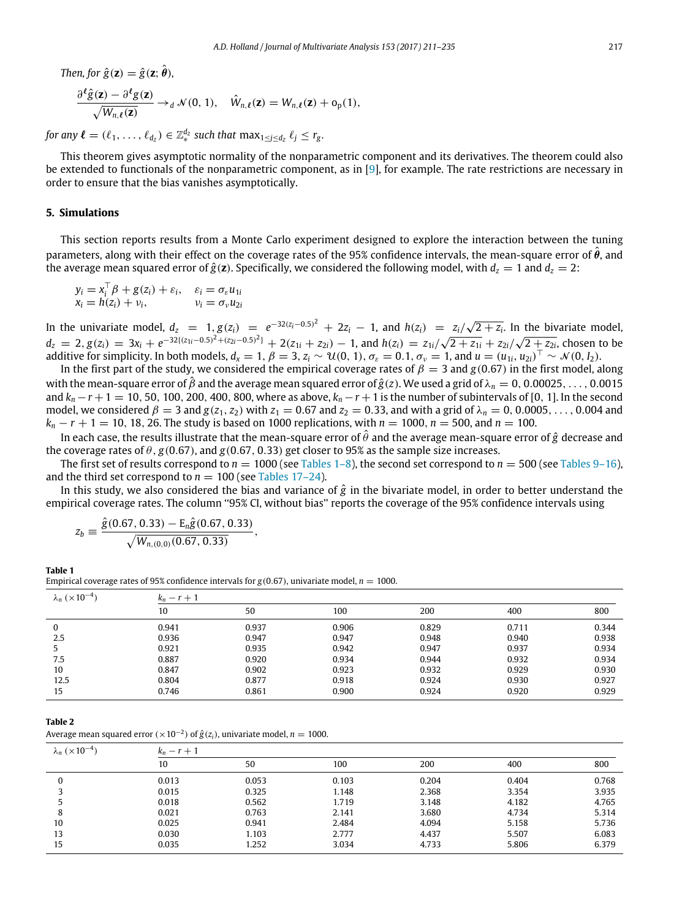*Then, for* $\hat{g}(\mathbf{z}) = \hat{g}(\mathbf{z}; \hat{\boldsymbol{\theta}})$,

$$\frac{\partial^{\boldsymbol{\ell}}\hat{g}(\mathbf{z}) - \partial^{\boldsymbol{\ell}} g(\mathbf{z})}{\sqrt{W_{n,\boldsymbol{\ell}}(\mathbf{z})}} \to_d \mathcal{N}(0, 1), \quad \hat{W}_{n,\boldsymbol{\ell}}(\mathbf{z}) = W_{n,\boldsymbol{\ell}}(\mathbf{z}) + o_p(1),$$

*for any* $\boldsymbol{\ell} = (\ell_1, \ldots, \ell_{d_z}) \in \mathbb{Z}_*^{d_z}$ *such that* $\max_{1\le j\le d_z} \ell_j \le r_g$.

This theorem gives asymptotic normality of the nonparametric component and its derivatives. The theorem could also be extended to functionals of the nonparametric component, as in [9], for example. The rate restrictions are necessary in order to ensure that the bias vanishes asymptotically.

## 5. Simulations

This section reports results from a Monte Carlo experiment designed to explore the interaction between the tuning parameters, along with their effect on the coverage rates of the 95% confidence intervals, the mean-square error of $\hat{\boldsymbol{\theta}}$, and the average mean squared error of $\hat{g}(\mathbf{z})$. Specifically, we considered the following model, with $d_z = 1$ and $d_z = 2$:

$$\begin{aligned} y_i &= x_i^\top \beta + g(z_i) + \varepsilon_i, & \varepsilon_i &= \sigma_\varepsilon u_{1i} \\ x_i &= h(z_i) + v_i, & v_i &= \sigma_v u_{2i} \end{aligned}$$

In the univariate model, $d_z = 1$, $g(z_i) = e^{-32(z_i-0.5)^2} + 2z_i - 1$, and $h(z_i) = z_i/\sqrt{2+z_i}$. In the bivariate model, $d_z = 2$, $g(z_i) = 3x_i + e^{-32\{(z_{1i}-0.5)^2+(z_{2i}-0.5)^2\}} + 2(z_{1i}+z_{2i}) - 1$, and $h(z_i) = z_{1i}/\sqrt{2+z_{1i}} + z_{2i}/\sqrt{2+z_{2i}}$, chosen to be additive for simplicity. In both models, $d_x = 1$, $\beta = 3$, $z_i \sim \mathcal{U}(0, 1)$, $\sigma_\varepsilon = 0.1$, $\sigma_v = 1$, and $u = (u_{1i}, u_{2i})^\top \sim \mathcal{N}(0, I_2)$.

In the first part of the study, we considered the empirical coverage rates of $\beta = 3$ and $g(0.67)$ in the first model, along with the mean-square error of $\hat{\beta}$ and the average mean squared error of $\hat{g}(z)$. We used a grid of $\lambda_n = 0, 0.00025, \ldots, 0.0015$ and $k_n - r + 1 = 10, 50, 100, 200, 400, 800$, where as above, $k_n - r + 1$ is the number of subintervals of $[0, 1]$. In the second model, we considered $\beta = 3$ and $g(z_1, z_2)$ with $z_1 = 0.67$ and $z_2 = 0.33$, and with a grid of $\lambda_n = 0, 0.0005, \ldots, 0.004$ and $k_n - r + 1 = 10, 18, 26$. The study is based on 1000 replications, with $n = 1000$, $n = 500$, and $n = 100$.

In each case, the results illustrate that the mean-square error of $\hat{\theta}$ and the average mean-square error of $\hat{g}$ decrease and the coverage rates of $\theta$, $g(0.67)$, and $g(0.67, 0.33)$ get closer to 95% as the sample size increases.

The first set of results correspond to $n = 1000$ (see Tables 1–8), the second set correspond to $n = 500$ (see Tables 9–16), and the third set correspond to $n = 100$ (see Tables 17–24).

In this study, we also considered the bias and variance of $\hat{g}$ in the bivariate model, in order to better understand the empirical coverage rates. The column "95% CI, without bias" reports the coverage of the 95% confidence intervals using

$$z_b \equiv \frac{\hat{g}(0.67, 0.33) - \mathrm{E}_n\hat{g}(0.67, 0.33)}{\sqrt{W_{n,(0,0)}(0.67, 0.33)}},$$

**Table 1**
Empirical coverage rates of 95% confidence intervals for $g(0.67)$, univariate model, $n = 1000$.

| $\lambda_n$ ($\times 10^{-4}$) | $k_n - r + 1$ | | | | | |
|---|---|---|---|---|---|---|
| | 10 | 50 | 100 | 200 | 400 | 800 |
| 0 | 0.941 | 0.937 | 0.906 | 0.829 | 0.711 | 0.344 |
| 2.5 | 0.936 | 0.947 | 0.947 | 0.948 | 0.940 | 0.938 |
| 5 | 0.921 | 0.935 | 0.942 | 0.947 | 0.937 | 0.934 |
| 7.5 | 0.887 | 0.920 | 0.934 | 0.944 | 0.932 | 0.934 |
| 10 | 0.847 | 0.902 | 0.923 | 0.932 | 0.929 | 0.930 |
| 12.5 | 0.804 | 0.877 | 0.918 | 0.924 | 0.930 | 0.927 |
| 15 | 0.746 | 0.861 | 0.900 | 0.924 | 0.920 | 0.929 |

**Table 2**
Average mean squared error ($\times 10^{-2}$) of $\hat{g}(z_i)$, univariate model, $n = 1000$.

| $\lambda_n$ ($\times 10^{-4}$) | $k_n - r + 1$ | | | | | |
|---|---|---|---|---|---|---|
| | 10 | 50 | 100 | 200 | 400 | 800 |
| 0 | 0.013 | 0.053 | 0.103 | 0.204 | 0.404 | 0.768 |
| 3 | 0.015 | 0.325 | 1.148 | 2.368 | 3.354 | 3.935 |
| 5 | 0.018 | 0.562 | 1.719 | 3.148 | 4.182 | 4.765 |
| 8 | 0.021 | 0.763 | 2.141 | 3.680 | 4.734 | 5.314 |
| 10 | 0.025 | 0.941 | 2.484 | 4.094 | 5.158 | 5.736 |
| 13 | 0.030 | 1.103 | 2.777 | 4.437 | 5.507 | 6.083 |
| 15 | 0.035 | 1.252 | 3.034 | 4.733 | 5.806 | 6.379 |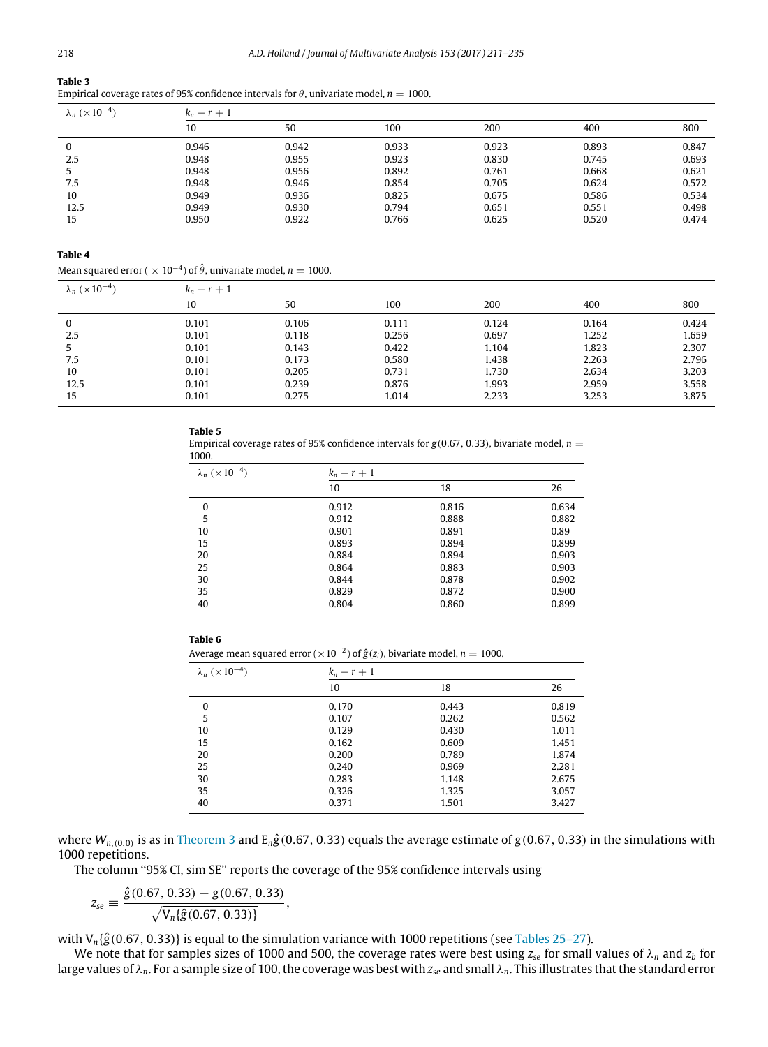**Table 3**
Empirical coverage rates of 95% confidence intervals for $\theta$, univariate model, $n = 1000$.

| $\lambda_n$ $(\times 10^{-4})$ | $k_n - r + 1$ | | | | | |
|---|---|---|---|---|---|---|
| | 10 | 50 | 100 | 200 | 400 | 800 |
| 0 | 0.946 | 0.942 | 0.933 | 0.923 | 0.893 | 0.847 |
| 2.5 | 0.948 | 0.955 | 0.923 | 0.830 | 0.745 | 0.693 |
| 5 | 0.948 | 0.956 | 0.892 | 0.761 | 0.668 | 0.621 |
| 7.5 | 0.948 | 0.946 | 0.854 | 0.705 | 0.624 | 0.572 |
| 10 | 0.949 | 0.936 | 0.825 | 0.675 | 0.586 | 0.534 |
| 12.5 | 0.949 | 0.930 | 0.794 | 0.651 | 0.551 | 0.498 |
| 15 | 0.950 | 0.922 | 0.766 | 0.625 | 0.520 | 0.474 |

**Table 4**
Mean squared error ( $\times$ $10^{-4}$) of $\hat{\theta}$, univariate model, $n = 1000$.

| $\lambda_n$ $(\times 10^{-4})$ | $k_n - r + 1$ | | | | | |
|---|---|---|---|---|---|---|
| | 10 | 50 | 100 | 200 | 400 | 800 |
| 0 | 0.101 | 0.106 | 0.111 | 0.124 | 0.164 | 0.424 |
| 2.5 | 0.101 | 0.118 | 0.256 | 0.697 | 1.252 | 1.659 |
| 5 | 0.101 | 0.143 | 0.422 | 1.104 | 1.823 | 2.307 |
| 7.5 | 0.101 | 0.173 | 0.580 | 1.438 | 2.263 | 2.796 |
| 10 | 0.101 | 0.205 | 0.731 | 1.730 | 2.634 | 3.203 |
| 12.5 | 0.101 | 0.239 | 0.876 | 1.993 | 2.959 | 3.558 |
| 15 | 0.101 | 0.275 | 1.014 | 2.233 | 3.253 | 3.875 |

**Table 5**
Empirical coverage rates of 95% confidence intervals for $g(0.67, 0.33)$, bivariate model, $n = 1000$.

| $\lambda_n$ $(\times 10^{-4})$ | $k_n - r + 1$ | | |
|---|---|---|---|
| | 10 | 18 | 26 |
| 0 | 0.912 | 0.816 | 0.634 |
| 5 | 0.912 | 0.888 | 0.882 |
| 10 | 0.901 | 0.891 | 0.89 |
| 15 | 0.893 | 0.894 | 0.899 |
| 20 | 0.884 | 0.894 | 0.903 |
| 25 | 0.864 | 0.883 | 0.903 |
| 30 | 0.844 | 0.878 | 0.902 |
| 35 | 0.829 | 0.872 | 0.900 |
| 40 | 0.804 | 0.860 | 0.899 |

**Table 6**
Average mean squared error $(\times 10^{-2})$ of $\hat{g}(z_i)$, bivariate model, $n = 1000$.

| $\lambda_n$ $(\times 10^{-4})$ | $k_n - r + 1$ | | |
|---|---|---|---|
| | 10 | 18 | 26 |
| 0 | 0.170 | 0.443 | 0.819 |
| 5 | 0.107 | 0.262 | 0.562 |
| 10 | 0.129 | 0.430 | 1.011 |
| 15 | 0.162 | 0.609 | 1.451 |
| 20 | 0.200 | 0.789 | 1.874 |
| 25 | 0.240 | 0.969 | 2.281 |
| 30 | 0.283 | 1.148 | 2.675 |
| 35 | 0.326 | 1.325 | 3.057 |
| 40 | 0.371 | 1.501 | 3.427 |

where $W_{n,(0,0)}$ is as in Theorem 3 and $\mathrm{E}_n\hat{g}(0.67, 0.33)$ equals the average estimate of $g(0.67, 0.33)$ in the simulations with 1000 repetitions.

The column "95% CI, sim SE" reports the coverage of the 95% confidence intervals using

$$z_{se} \equiv \frac{\hat{g}(0.67, 0.33) - g(0.67, 0.33)}{\sqrt{\mathrm{V}_n\{\hat{g}(0.67, 0.33)\}}},$$

with $\mathrm{V}_n\{\hat{g}(0.67, 0.33)\}$ is equal to the simulation variance with 1000 repetitions (see Tables 25–27).

We note that for samples sizes of 1000 and 500, the coverage rates were best using $z_{se}$ for small values of $\lambda_n$ and $z_b$ for large values of $\lambda_n$. For a sample size of 100, the coverage was best with $z_{se}$ and small $\lambda_n$. This illustrates that the standard error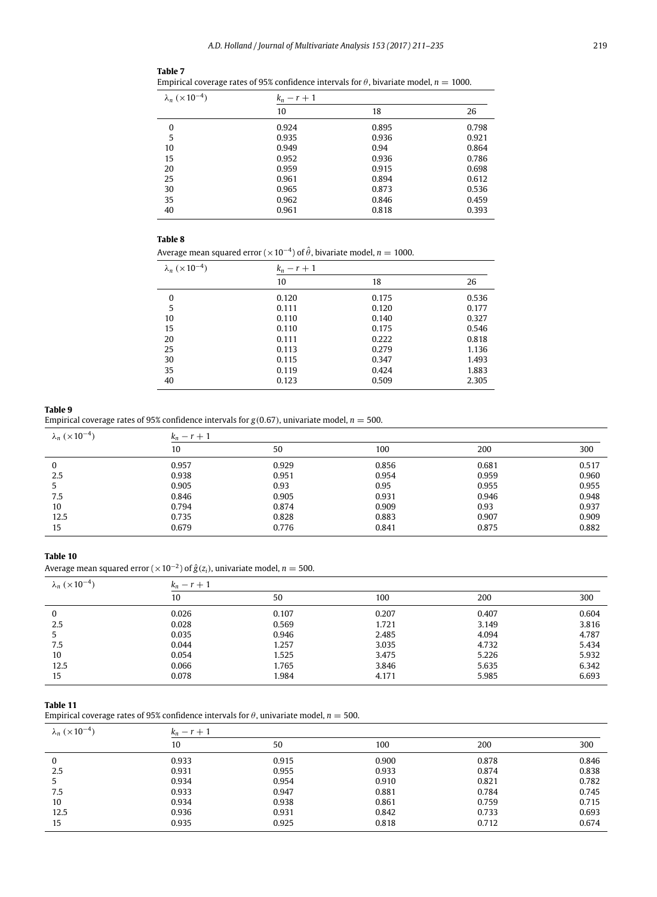**Table 7**
Empirical coverage rates of 95% confidence intervals for $\theta$, bivariate model, $n = 1000$.

| $\lambda_n$ ($\times 10^{-4}$) | $k_n - r + 1$ | | |
|---|---|---|---|
| | 10 | 18 | 26 |
| 0 | 0.924 | 0.895 | 0.798 |
| 5 | 0.935 | 0.936 | 0.921 |
| 10 | 0.949 | 0.94 | 0.864 |
| 15 | 0.952 | 0.936 | 0.786 |
| 20 | 0.959 | 0.915 | 0.698 |
| 25 | 0.961 | 0.894 | 0.612 |
| 30 | 0.965 | 0.873 | 0.536 |
| 35 | 0.962 | 0.846 | 0.459 |
| 40 | 0.961 | 0.818 | 0.393 |

**Table 8**
Average mean squared error ($\times 10^{-4}$) of $\hat{\theta}$, bivariate model, $n = 1000$.

| $\lambda_n$ ($\times 10^{-4}$) | $k_n - r + 1$ | | |
|---|---|---|---|
| | 10 | 18 | 26 |
| 0 | 0.120 | 0.175 | 0.536 |
| 5 | 0.111 | 0.120 | 0.177 |
| 10 | 0.110 | 0.140 | 0.327 |
| 15 | 0.110 | 0.175 | 0.546 |
| 20 | 0.111 | 0.222 | 0.818 |
| 25 | 0.113 | 0.279 | 1.136 |
| 30 | 0.115 | 0.347 | 1.493 |
| 35 | 0.119 | 0.424 | 1.883 |
| 40 | 0.123 | 0.509 | 2.305 |

**Table 9**
Empirical coverage rates of 95% confidence intervals for $g(0.67)$, univariate model, $n = 500$.

| $\lambda_n$ ($\times 10^{-4}$) | $k_n - r + 1$ | | | | |
|---|---|---|---|---|---|
| | 10 | 50 | 100 | 200 | 300 |
| 0 | 0.957 | 0.929 | 0.856 | 0.681 | 0.517 |
| 2.5 | 0.938 | 0.951 | 0.954 | 0.959 | 0.960 |
| 5 | 0.905 | 0.93 | 0.95 | 0.955 | 0.955 |
| 7.5 | 0.846 | 0.905 | 0.931 | 0.946 | 0.948 |
| 10 | 0.794 | 0.874 | 0.909 | 0.93 | 0.937 |
| 12.5 | 0.735 | 0.828 | 0.883 | 0.907 | 0.909 |
| 15 | 0.679 | 0.776 | 0.841 | 0.875 | 0.882 |

**Table 10**
Average mean squared error ($\times 10^{-2}$) of $\hat{g}(z_i)$, univariate model, $n = 500$.

| $\lambda_n$ ($\times 10^{-4}$) | $k_n - r + 1$ | | | | |
|---|---|---|---|---|---|
| | 10 | 50 | 100 | 200 | 300 |
| 0 | 0.026 | 0.107 | 0.207 | 0.407 | 0.604 |
| 2.5 | 0.028 | 0.569 | 1.721 | 3.149 | 3.816 |
| 5 | 0.035 | 0.946 | 2.485 | 4.094 | 4.787 |
| 7.5 | 0.044 | 1.257 | 3.035 | 4.732 | 5.434 |
| 10 | 0.054 | 1.525 | 3.475 | 5.226 | 5.932 |
| 12.5 | 0.066 | 1.765 | 3.846 | 5.635 | 6.342 |
| 15 | 0.078 | 1.984 | 4.171 | 5.985 | 6.693 |

**Table 11**
Empirical coverage rates of 95% confidence intervals for $\theta$, univariate model, $n = 500$.

| $\lambda_n$ ($\times 10^{-4}$) | $k_n - r + 1$ | | | | |
|---|---|---|---|---|---|
| | 10 | 50 | 100 | 200 | 300 |
| 0 | 0.933 | 0.915 | 0.900 | 0.878 | 0.846 |
| 2.5 | 0.931 | 0.955 | 0.933 | 0.874 | 0.838 |
| 5 | 0.934 | 0.954 | 0.910 | 0.821 | 0.782 |
| 7.5 | 0.933 | 0.947 | 0.881 | 0.784 | 0.745 |
| 10 | 0.934 | 0.938 | 0.861 | 0.759 | 0.715 |
| 12.5 | 0.936 | 0.931 | 0.842 | 0.733 | 0.693 |
| 15 | 0.935 | 0.925 | 0.818 | 0.712 | 0.674 |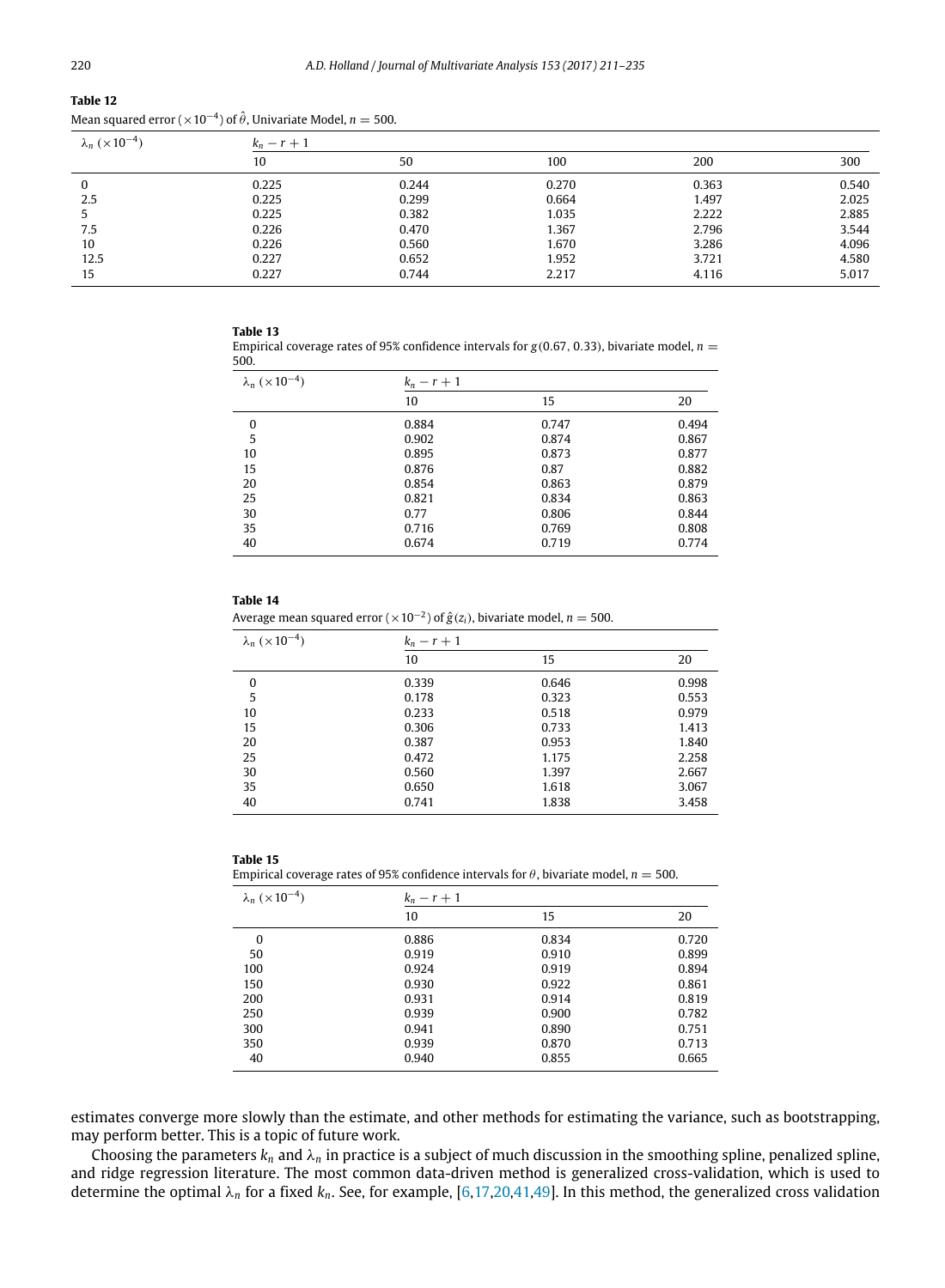**Table 12**
Mean squared error ($\times 10^{-4}$) of $\hat{\theta}$, Univariate Model, $n = 500$.

| $\lambda_n$ ($\times 10^{-4}$) | $k_n - r + 1$ | | | | |
|---|---|---|---|---|---|
| | 10 | 50 | 100 | 200 | 300 |
| 0 | 0.225 | 0.244 | 0.270 | 0.363 | 0.540 |
| 2.5 | 0.225 | 0.299 | 0.664 | 1.497 | 2.025 |
| 5 | 0.225 | 0.382 | 1.035 | 2.222 | 2.885 |
| 7.5 | 0.226 | 0.470 | 1.367 | 2.796 | 3.544 |
| 10 | 0.226 | 0.560 | 1.670 | 3.286 | 4.096 |
| 12.5 | 0.227 | 0.652 | 1.952 | 3.721 | 4.580 |
| 15 | 0.227 | 0.744 | 2.217 | 4.116 | 5.017 |

**Table 13**
Empirical coverage rates of 95% confidence intervals for $g(0.67, 0.33)$, bivariate model, $n = 500$.

| $\lambda_n$ ($\times 10^{-4}$) | $k_n - r + 1$ | | |
|---|---|---|---|
| | 10 | 15 | 20 |
| 0 | 0.884 | 0.747 | 0.494 |
| 5 | 0.902 | 0.874 | 0.867 |
| 10 | 0.895 | 0.873 | 0.877 |
| 15 | 0.876 | 0.87 | 0.882 |
| 20 | 0.854 | 0.863 | 0.879 |
| 25 | 0.821 | 0.834 | 0.863 |
| 30 | 0.77 | 0.806 | 0.844 |
| 35 | 0.716 | 0.769 | 0.808 |
| 40 | 0.674 | 0.719 | 0.774 |

**Table 14**
Average mean squared error ($\times 10^{-2}$) of $\hat{g}(z_i)$, bivariate model, $n = 500$.

| $\lambda_n$ ($\times 10^{-4}$) | $k_n - r + 1$ | | |
|---|---|---|---|
| | 10 | 15 | 20 |
| 0 | 0.339 | 0.646 | 0.998 |
| 5 | 0.178 | 0.323 | 0.553 |
| 10 | 0.233 | 0.518 | 0.979 |
| 15 | 0.306 | 0.733 | 1.413 |
| 20 | 0.387 | 0.953 | 1.840 |
| 25 | 0.472 | 1.175 | 2.258 |
| 30 | 0.560 | 1.397 | 2.667 |
| 35 | 0.650 | 1.618 | 3.067 |
| 40 | 0.741 | 1.838 | 3.458 |

**Table 15**
Empirical coverage rates of 95% confidence intervals for $\theta$, bivariate model, $n = 500$.

| $\lambda_n$ ($\times 10^{-4}$) | $k_n - r + 1$ | | |
|---|---|---|---|
| | 10 | 15 | 20 |
| 0 | 0.886 | 0.834 | 0.720 |
| 50 | 0.919 | 0.910 | 0.899 |
| 100 | 0.924 | 0.919 | 0.894 |
| 150 | 0.930 | 0.922 | 0.861 |
| 200 | 0.931 | 0.914 | 0.819 |
| 250 | 0.939 | 0.900 | 0.782 |
| 300 | 0.941 | 0.890 | 0.751 |
| 350 | 0.939 | 0.870 | 0.713 |
| 40 | 0.940 | 0.855 | 0.665 |

estimates converge more slowly than the estimate, and other methods for estimating the variance, such as bootstrapping, may perform better. This is a topic of future work.

Choosing the parameters $k_n$ and $\lambda_n$ in practice is a subject of much discussion in the smoothing spline, penalized spline, and ridge regression literature. The most common data-driven method is generalized cross-validation, which is used to determine the optimal $\lambda_n$ for a fixed $k_n$. See, for example, [6,17,20,41,49]. In this method, the generalized cross validation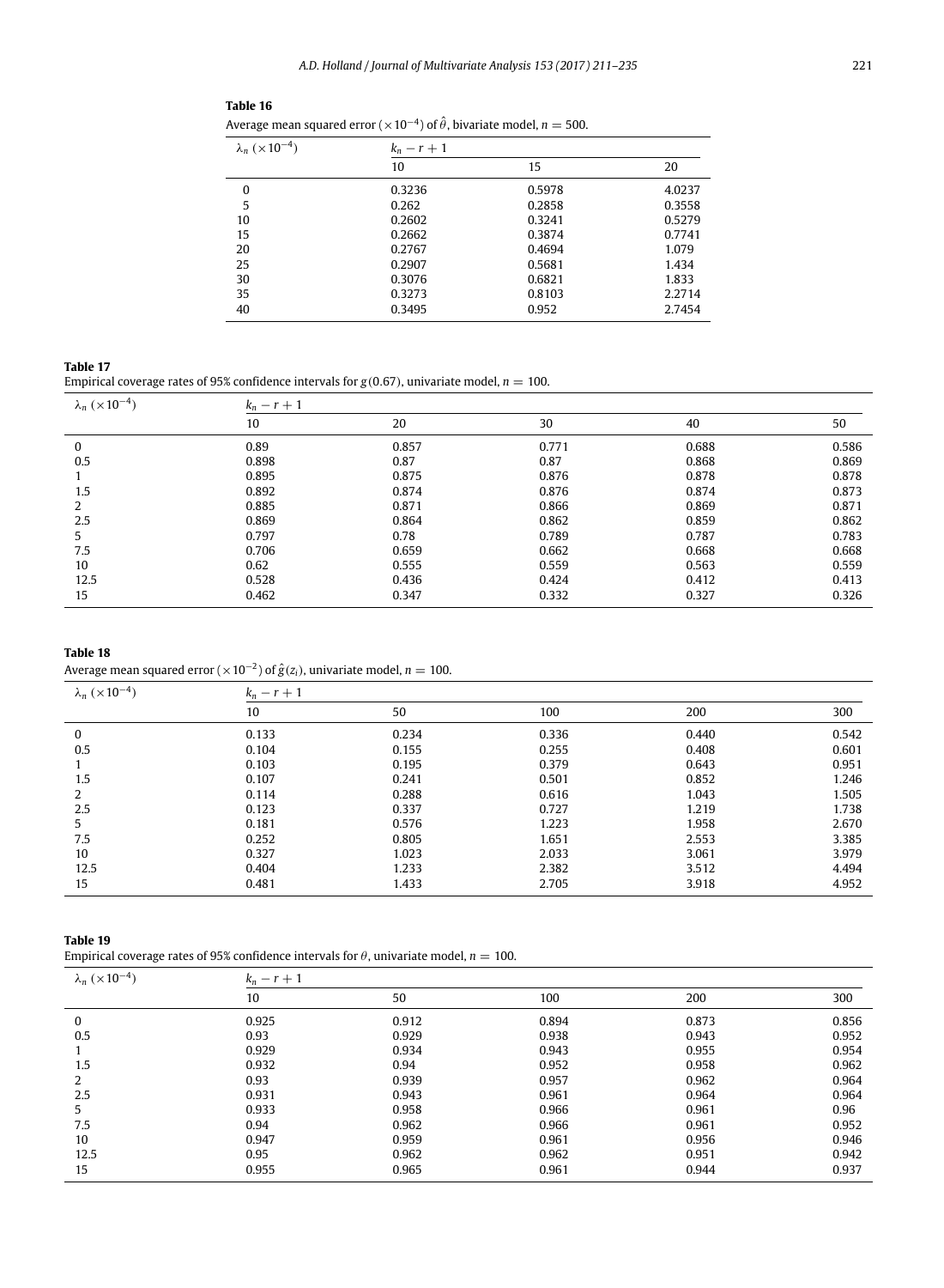**Table 16**
Average mean squared error ($\times 10^{-4}$) of $\hat{\theta}$, bivariate model, $n = 500$.

| $\lambda_n$ ($\times 10^{-4}$) | $k_n - r + 1$ | | |
|---|---|---|---|
| | 10 | 15 | 20 |
| 0 | 0.3236 | 0.5978 | 4.0237 |
| 5 | 0.262 | 0.2858 | 0.3558 |
| 10 | 0.2602 | 0.3241 | 0.5279 |
| 15 | 0.2662 | 0.3874 | 0.7741 |
| 20 | 0.2767 | 0.4694 | 1.079 |
| 25 | 0.2907 | 0.5681 | 1.434 |
| 30 | 0.3076 | 0.6821 | 1.833 |
| 35 | 0.3273 | 0.8103 | 2.2714 |
| 40 | 0.3495 | 0.952 | 2.7454 |

**Table 17**
Empirical coverage rates of 95% confidence intervals for $g(0.67)$, univariate model, $n = 100$.

| $\lambda_n$ ($\times 10^{-4}$) | $k_n - r + 1$ | | | | |
|---|---|---|---|---|---|
| | 10 | 20 | 30 | 40 | 50 |
| 0 | 0.89 | 0.857 | 0.771 | 0.688 | 0.586 |
| 0.5 | 0.898 | 0.87 | 0.87 | 0.868 | 0.869 |
| 1 | 0.895 | 0.875 | 0.876 | 0.878 | 0.878 |
| 1.5 | 0.892 | 0.874 | 0.876 | 0.874 | 0.873 |
| 2 | 0.885 | 0.871 | 0.866 | 0.869 | 0.871 |
| 2.5 | 0.869 | 0.864 | 0.862 | 0.859 | 0.862 |
| 5 | 0.797 | 0.78 | 0.789 | 0.787 | 0.783 |
| 7.5 | 0.706 | 0.659 | 0.662 | 0.668 | 0.668 |
| 10 | 0.62 | 0.555 | 0.559 | 0.563 | 0.559 |
| 12.5 | 0.528 | 0.436 | 0.424 | 0.412 | 0.413 |
| 15 | 0.462 | 0.347 | 0.332 | 0.327 | 0.326 |

**Table 18**
Average mean squared error ($\times 10^{-2}$) of $\hat{g}(z_i)$, univariate model, $n = 100$.

| $\lambda_n$ ($\times 10^{-4}$) | $k_n - r + 1$ | | | | |
|---|---|---|---|---|---|
| | 10 | 50 | 100 | 200 | 300 |
| 0 | 0.133 | 0.234 | 0.336 | 0.440 | 0.542 |
| 0.5 | 0.104 | 0.155 | 0.255 | 0.408 | 0.601 |
| 1 | 0.103 | 0.195 | 0.379 | 0.643 | 0.951 |
| 1.5 | 0.107 | 0.241 | 0.501 | 0.852 | 1.246 |
| 2 | 0.114 | 0.288 | 0.616 | 1.043 | 1.505 |
| 2.5 | 0.123 | 0.337 | 0.727 | 1.219 | 1.738 |
| 5 | 0.181 | 0.576 | 1.223 | 1.958 | 2.670 |
| 7.5 | 0.252 | 0.805 | 1.651 | 2.553 | 3.385 |
| 10 | 0.327 | 1.023 | 2.033 | 3.061 | 3.979 |
| 12.5 | 0.404 | 1.233 | 2.382 | 3.512 | 4.494 |
| 15 | 0.481 | 1.433 | 2.705 | 3.918 | 4.952 |

**Table 19**
Empirical coverage rates of 95% confidence intervals for $\theta$, univariate model, $n = 100$.

| $\lambda_n$ ($\times 10^{-4}$) | $k_n - r + 1$ | | | | |
|---|---|---|---|---|---|
| | 10 | 50 | 100 | 200 | 300 |
| 0 | 0.925 | 0.912 | 0.894 | 0.873 | 0.856 |
| 0.5 | 0.93 | 0.929 | 0.938 | 0.943 | 0.952 |
| 1 | 0.929 | 0.934 | 0.943 | 0.955 | 0.954 |
| 1.5 | 0.932 | 0.94 | 0.952 | 0.958 | 0.962 |
| 2 | 0.93 | 0.939 | 0.957 | 0.962 | 0.964 |
| 2.5 | 0.931 | 0.943 | 0.961 | 0.964 | 0.964 |
| 5 | 0.933 | 0.958 | 0.966 | 0.961 | 0.96 |
| 7.5 | 0.94 | 0.962 | 0.966 | 0.961 | 0.952 |
| 10 | 0.947 | 0.959 | 0.961 | 0.956 | 0.946 |
| 12.5 | 0.95 | 0.962 | 0.962 | 0.951 | 0.942 |
| 15 | 0.955 | 0.965 | 0.961 | 0.944 | 0.937 |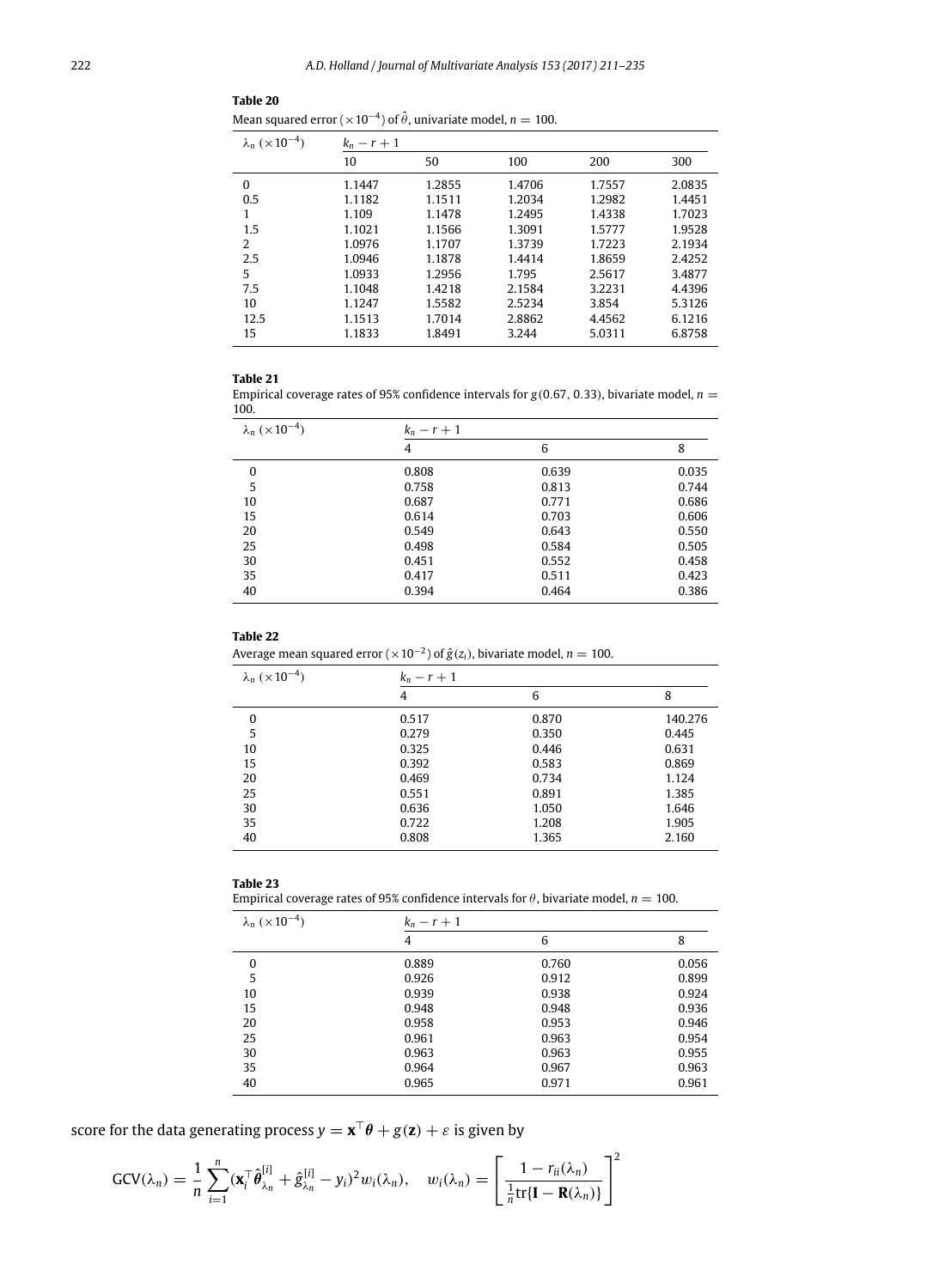**Table 20**

Mean squared error ($\times 10^{-4}$) of $\hat{\theta}$, univariate model, $n = 100$.

| $\lambda_n$ ($\times 10^{-4}$) | $k_n - r + 1$ | | | | |
|---|---|---|---|---|---|
| | 10 | 50 | 100 | 200 | 300 |
| 0 | 1.1447 | 1.2855 | 1.4706 | 1.7557 | 2.0835 |
| 0.5 | 1.1182 | 1.1511 | 1.2034 | 1.2982 | 1.4451 |
| 1 | 1.109 | 1.1478 | 1.2495 | 1.4338 | 1.7023 |
| 1.5 | 1.1021 | 1.1566 | 1.3091 | 1.5777 | 1.9528 |
| 2 | 1.0976 | 1.1707 | 1.3739 | 1.7223 | 2.1934 |
| 2.5 | 1.0946 | 1.1878 | 1.4414 | 1.8659 | 2.4252 |
| 5 | 1.0933 | 1.2956 | 1.795 | 2.5617 | 3.4877 |
| 7.5 | 1.1048 | 1.4218 | 2.1584 | 3.2231 | 4.4396 |
| 10 | 1.1247 | 1.5582 | 2.5234 | 3.854 | 5.3126 |
| 12.5 | 1.1513 | 1.7014 | 2.8862 | 4.4562 | 6.1216 |
| 15 | 1.1833 | 1.8491 | 3.244 | 5.0311 | 6.8758 |

**Table 21**

Empirical coverage rates of 95% confidence intervals for $g(0.67, 0.33)$, bivariate model, $n = 100$.

| $\lambda_n$ ($\times 10^{-4}$) | $k_n - r + 1$ | | |
|---|---|---|---|
| | 4 | 6 | 8 |
| 0 | 0.808 | 0.639 | 0.035 |
| 5 | 0.758 | 0.813 | 0.744 |
| 10 | 0.687 | 0.771 | 0.686 |
| 15 | 0.614 | 0.703 | 0.606 |
| 20 | 0.549 | 0.643 | 0.550 |
| 25 | 0.498 | 0.584 | 0.505 |
| 30 | 0.451 | 0.552 | 0.458 |
| 35 | 0.417 | 0.511 | 0.423 |
| 40 | 0.394 | 0.464 | 0.386 |

**Table 22**

Average mean squared error ($\times 10^{-2}$) of $\hat{g}(z_i)$, bivariate model, $n = 100$.

| $\lambda_n$ ($\times 10^{-4}$) | $k_n - r + 1$ | | |
|---|---|---|---|
| | 4 | 6 | 8 |
| 0 | 0.517 | 0.870 | 140.276 |
| 5 | 0.279 | 0.350 | 0.445 |
| 10 | 0.325 | 0.446 | 0.631 |
| 15 | 0.392 | 0.583 | 0.869 |
| 20 | 0.469 | 0.734 | 1.124 |
| 25 | 0.551 | 0.891 | 1.385 |
| 30 | 0.636 | 1.050 | 1.646 |
| 35 | 0.722 | 1.208 | 1.905 |
| 40 | 0.808 | 1.365 | 2.160 |

**Table 23**

Empirical coverage rates of 95% confidence intervals for $\theta$, bivariate model, $n = 100$.

| $\lambda_n$ ($\times 10^{-4}$) | $k_n - r + 1$ | | |
|---|---|---|---|
| | 4 | 6 | 8 |
| 0 | 0.889 | 0.760 | 0.056 |
| 5 | 0.926 | 0.912 | 0.899 |
| 10 | 0.939 | 0.938 | 0.924 |
| 15 | 0.948 | 0.948 | 0.936 |
| 20 | 0.958 | 0.953 | 0.946 |
| 25 | 0.961 | 0.963 | 0.954 |
| 30 | 0.963 | 0.963 | 0.955 |
| 35 | 0.964 | 0.967 | 0.963 |
| 40 | 0.965 | 0.971 | 0.961 |

score for the data generating process $y = \mathbf{x}^\top \boldsymbol{\theta} + g(\mathbf{z}) + \varepsilon$ is given by

$$\mathrm{GCV}(\lambda_n) = \frac{1}{n} \sum_{i=1}^{n} (\mathbf{x}_i^\top \hat{\boldsymbol{\theta}}_{\lambda_n}^{[i]} + \hat{g}_{\lambda_n}^{[i]} - y_i)^2 w_i(\lambda_n), \quad w_i(\lambda_n) = \left[ \frac{1 - r_{ii}(\lambda_n)}{\frac{1}{n}\mathrm{tr}\{\mathbf{I} - \mathbf{R}(\lambda_n)\}} \right]^2$$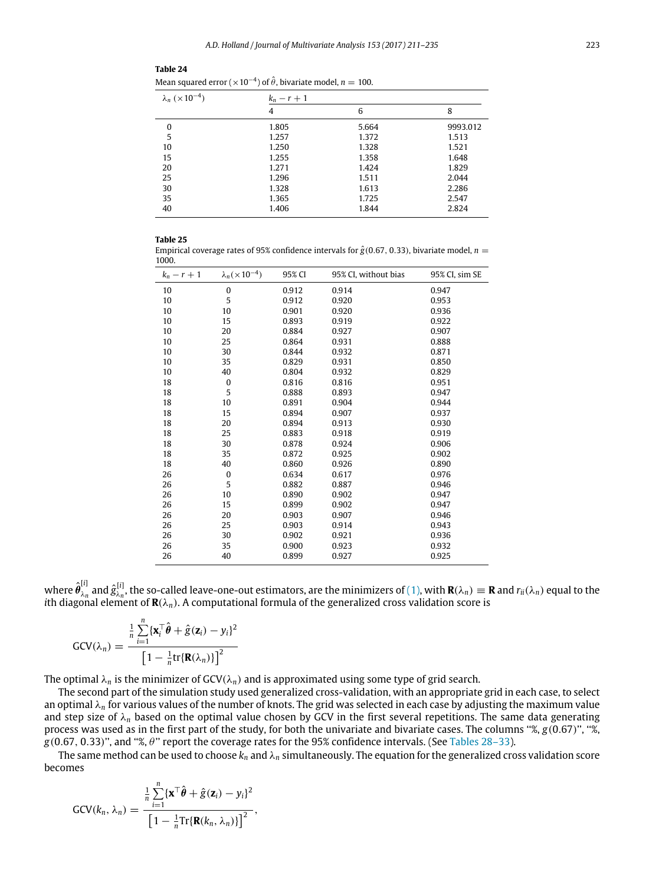**Table 24**

Mean squared error ($\times 10^{-4}$) of $\hat{\theta}$, bivariate model, $n = 100$.

| $\lambda_n$ ($\times 10^{-4}$) | $k_n - r + 1$ | | |
|---|---|---|---|
| | 4 | 6 | 8 |
| 0 | 1.805 | 5.664 | 9993.012 |
| 5 | 1.257 | 1.372 | 1.513 |
| 10 | 1.250 | 1.328 | 1.521 |
| 15 | 1.255 | 1.358 | 1.648 |
| 20 | 1.271 | 1.424 | 1.829 |
| 25 | 1.296 | 1.511 | 2.044 |
| 30 | 1.328 | 1.613 | 2.286 |
| 35 | 1.365 | 1.725 | 2.547 |
| 40 | 1.406 | 1.844 | 2.824 |

**Table 25**

Empirical coverage rates of 95% confidence intervals for $\hat{g}(0.67, 0.33)$, bivariate model, $n = 1000$.

| $k_n - r + 1$ | $\lambda_n (\times 10^{-4})$ | 95% CI | 95% CI, without bias | 95% CI, sim SE |
|---|---|---|---|---|
| 10 | 0 | 0.912 | 0.914 | 0.947 |
| 10 | 5 | 0.912 | 0.920 | 0.953 |
| 10 | 10 | 0.901 | 0.920 | 0.936 |
| 10 | 15 | 0.893 | 0.919 | 0.922 |
| 10 | 20 | 0.884 | 0.927 | 0.907 |
| 10 | 25 | 0.864 | 0.931 | 0.888 |
| 10 | 30 | 0.844 | 0.932 | 0.871 |
| 10 | 35 | 0.829 | 0.931 | 0.850 |
| 10 | 40 | 0.804 | 0.932 | 0.829 |
| 18 | 0 | 0.816 | 0.816 | 0.951 |
| 18 | 5 | 0.888 | 0.893 | 0.947 |
| 18 | 10 | 0.891 | 0.904 | 0.944 |
| 18 | 15 | 0.894 | 0.907 | 0.937 |
| 18 | 20 | 0.894 | 0.913 | 0.930 |
| 18 | 25 | 0.883 | 0.918 | 0.919 |
| 18 | 30 | 0.878 | 0.924 | 0.906 |
| 18 | 35 | 0.872 | 0.925 | 0.902 |
| 18 | 40 | 0.860 | 0.926 | 0.890 |
| 26 | 0 | 0.634 | 0.617 | 0.976 |
| 26 | 5 | 0.882 | 0.887 | 0.946 |
| 26 | 10 | 0.890 | 0.902 | 0.947 |
| 26 | 15 | 0.899 | 0.902 | 0.947 |
| 26 | 20 | 0.903 | 0.907 | 0.946 |
| 26 | 25 | 0.903 | 0.914 | 0.943 |
| 26 | 30 | 0.902 | 0.921 | 0.936 |
| 26 | 35 | 0.900 | 0.923 | 0.932 |
| 26 | 40 | 0.899 | 0.927 | 0.925 |

where $\hat{\boldsymbol{\theta}}^{[i]}_{\lambda_n}$ and $\hat{g}^{[i]}_{\lambda_n}$, the so-called leave-one-out estimators, are the minimizers of (1), with $\mathbf{R}(\lambda_n) \equiv \mathbf{R}$ and $r_{ii}(\lambda_n)$ equal to the $i$th diagonal element of $\mathbf{R}(\lambda_n)$. A computational formula of the generalized cross validation score is

$$\mathrm{GCV}(\lambda_n) = \frac{\frac{1}{n}\sum_{i=1}^{n}\{\mathbf{x}_i^\top \hat{\boldsymbol{\theta}} + \hat{g}(\mathbf{z}_i) - y_i\}^2}{\left[1 - \frac{1}{n}\mathrm{tr}\{\mathbf{R}(\lambda_n)\}\right]^2}$$

The optimal $\lambda_n$ is the minimizer of $\mathrm{GCV}(\lambda_n)$ and is approximated using some type of grid search.

The second part of the simulation study used generalized cross-validation, with an appropriate grid in each case, to select an optimal $\lambda_n$ for various values of the number of knots. The grid was selected in each case by adjusting the maximum value and step size of $\lambda_n$ based on the optimal value chosen by GCV in the first several repetitions. The same data generating process was used as in the first part of the study, for both the univariate and bivariate cases. The columns "%, $g(0.67)$", "%, $g(0.67, 0.33)$", and "%, $\theta$" report the coverage rates for the 95% confidence intervals. (See Tables 28–33).

The same method can be used to choose $k_n$ and $\lambda_n$ simultaneously. The equation for the generalized cross validation score becomes

$$\mathrm{GCV}(k_n, \lambda_n) = \frac{\frac{1}{n}\sum_{i=1}^{n}\{\mathbf{x}^\top \hat{\boldsymbol{\theta}} + \hat{g}(\mathbf{z}_i) - y_i\}^2}{\left[1 - \frac{1}{n}\mathrm{Tr}\{\mathbf{R}(k_n, \lambda_n)\}\right]^2},$$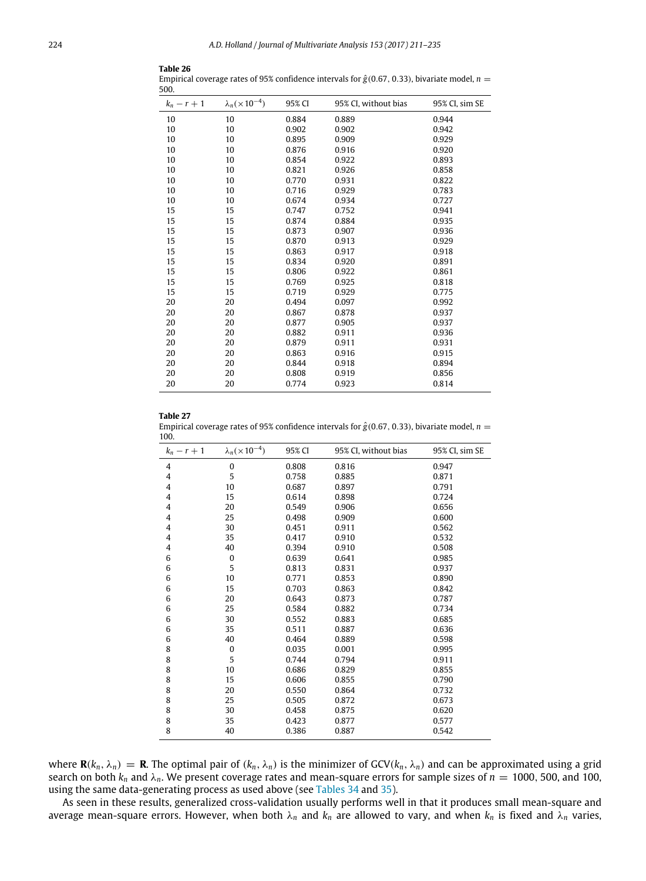**Table 26**
Empirical coverage rates of 95% confidence intervals for $\hat{g}(0.67, 0.33)$, bivariate model, $n = 500$.

| $k_n - r + 1$ | $\lambda_n(\times 10^{-4})$ | 95% CI | 95% CI, without bias | 95% CI, sim SE |
|---|---|---|---|---|
| 10 | 10 | 0.884 | 0.889 | 0.944 |
| 10 | 10 | 0.902 | 0.902 | 0.942 |
| 10 | 10 | 0.895 | 0.909 | 0.929 |
| 10 | 10 | 0.876 | 0.916 | 0.920 |
| 10 | 10 | 0.854 | 0.922 | 0.893 |
| 10 | 10 | 0.821 | 0.926 | 0.858 |
| 10 | 10 | 0.770 | 0.931 | 0.822 |
| 10 | 10 | 0.716 | 0.929 | 0.783 |
| 10 | 10 | 0.674 | 0.934 | 0.727 |
| 15 | 15 | 0.747 | 0.752 | 0.941 |
| 15 | 15 | 0.874 | 0.884 | 0.935 |
| 15 | 15 | 0.873 | 0.907 | 0.936 |
| 15 | 15 | 0.870 | 0.913 | 0.929 |
| 15 | 15 | 0.863 | 0.917 | 0.918 |
| 15 | 15 | 0.834 | 0.920 | 0.891 |
| 15 | 15 | 0.806 | 0.922 | 0.861 |
| 15 | 15 | 0.769 | 0.925 | 0.818 |
| 15 | 15 | 0.719 | 0.929 | 0.775 |
| 20 | 20 | 0.494 | 0.097 | 0.992 |
| 20 | 20 | 0.867 | 0.878 | 0.937 |
| 20 | 20 | 0.877 | 0.905 | 0.937 |
| 20 | 20 | 0.882 | 0.911 | 0.936 |
| 20 | 20 | 0.879 | 0.911 | 0.931 |
| 20 | 20 | 0.863 | 0.916 | 0.915 |
| 20 | 20 | 0.844 | 0.918 | 0.894 |
| 20 | 20 | 0.808 | 0.919 | 0.856 |
| 20 | 20 | 0.774 | 0.923 | 0.814 |

**Table 27**
Empirical coverage rates of 95% confidence intervals for $\hat{g}(0.67, 0.33)$, bivariate model, $n = 100$.

| $k_n - r + 1$ | $\lambda_n(\times 10^{-4})$ | 95% CI | 95% CI, without bias | 95% CI, sim SE |
|---|---|---|---|---|
| 4 | 0 | 0.808 | 0.816 | 0.947 |
| 4 | 5 | 0.758 | 0.885 | 0.871 |
| 4 | 10 | 0.687 | 0.897 | 0.791 |
| 4 | 15 | 0.614 | 0.898 | 0.724 |
| 4 | 20 | 0.549 | 0.906 | 0.656 |
| 4 | 25 | 0.498 | 0.909 | 0.600 |
| 4 | 30 | 0.451 | 0.911 | 0.562 |
| 4 | 35 | 0.417 | 0.910 | 0.532 |
| 4 | 40 | 0.394 | 0.910 | 0.508 |
| 6 | 0 | 0.639 | 0.641 | 0.985 |
| 6 | 5 | 0.813 | 0.831 | 0.937 |
| 6 | 10 | 0.771 | 0.853 | 0.890 |
| 6 | 15 | 0.703 | 0.863 | 0.842 |
| 6 | 20 | 0.643 | 0.873 | 0.787 |
| 6 | 25 | 0.584 | 0.882 | 0.734 |
| 6 | 30 | 0.552 | 0.883 | 0.685 |
| 6 | 35 | 0.511 | 0.887 | 0.636 |
| 6 | 40 | 0.464 | 0.889 | 0.598 |
| 8 | 0 | 0.035 | 0.001 | 0.995 |
| 8 | 5 | 0.744 | 0.794 | 0.911 |
| 8 | 10 | 0.686 | 0.829 | 0.855 |
| 8 | 15 | 0.606 | 0.855 | 0.790 |
| 8 | 20 | 0.550 | 0.864 | 0.732 |
| 8 | 25 | 0.505 | 0.872 | 0.673 |
| 8 | 30 | 0.458 | 0.875 | 0.620 |
| 8 | 35 | 0.423 | 0.877 | 0.577 |
| 8 | 40 | 0.386 | 0.887 | 0.542 |

where $\mathbf{R}(k_n, \lambda_n) = \mathbf{R}$. The optimal pair of $(k_n, \lambda_n)$ is the minimizer of $\text{GCV}(k_n, \lambda_n)$ and can be approximated using a grid search on both $k_n$ and $\lambda_n$. We present coverage rates and mean-square errors for sample sizes of $n = 1000$, 500, and 100, using the same data-generating process as used above (see Tables 34 and 35).

As seen in these results, generalized cross-validation usually performs well in that it produces small mean-square and average mean-square errors. However, when both $\lambda_n$ and $k_n$ are allowed to vary, and when $k_n$ is fixed and $\lambda_n$ varies,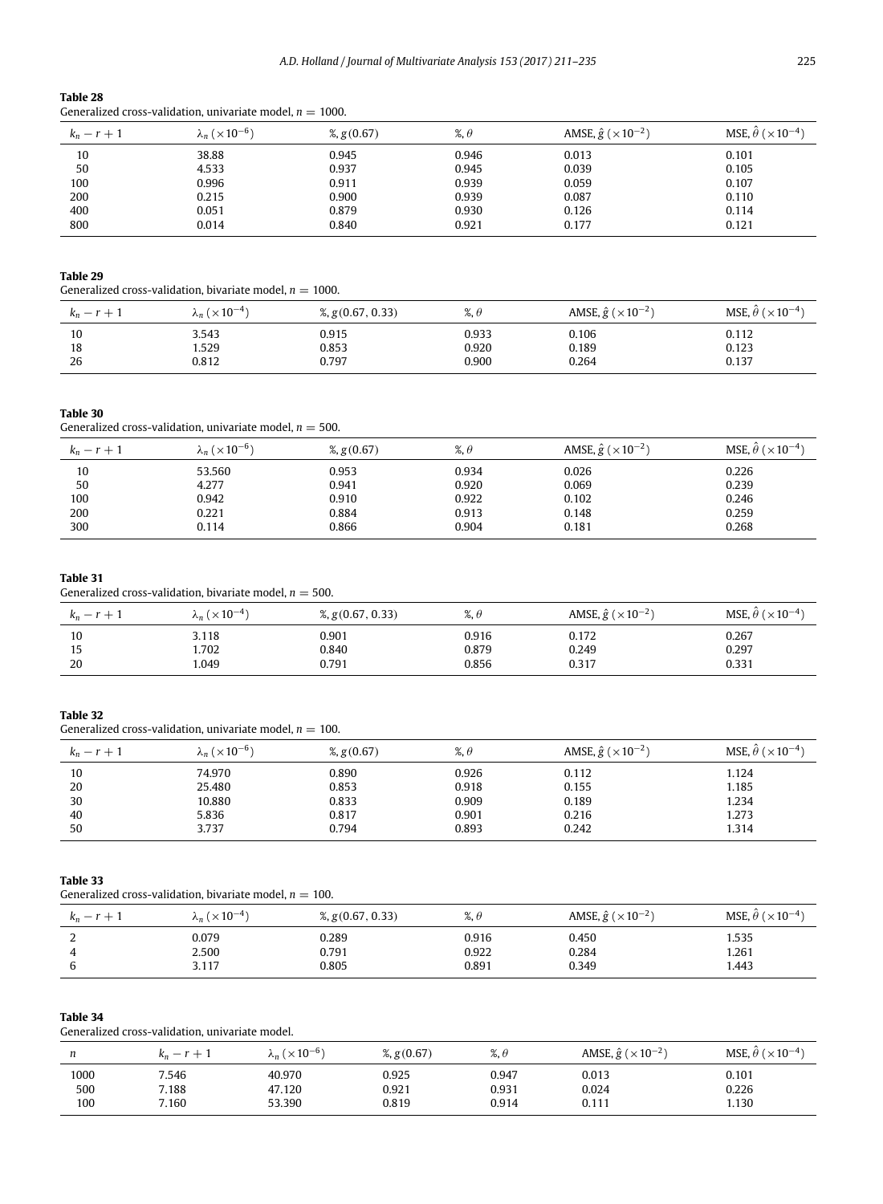**Table 28**
Generalized cross-validation, univariate model, $n = 1000$.

| $k_n - r + 1$ | $\lambda_n\ (\times 10^{-6})$ | %, $g(0.67)$ | %, $\theta$ | AMSE, $\hat{g}\ (\times 10^{-2})$ | MSE, $\hat{\theta}\ (\times 10^{-4})$ |
|---|---|---|---|---|---|
| 10 | 38.88 | 0.945 | 0.946 | 0.013 | 0.101 |
| 50 | 4.533 | 0.937 | 0.945 | 0.039 | 0.105 |
| 100 | 0.996 | 0.911 | 0.939 | 0.059 | 0.107 |
| 200 | 0.215 | 0.900 | 0.939 | 0.087 | 0.110 |
| 400 | 0.051 | 0.879 | 0.930 | 0.126 | 0.114 |
| 800 | 0.014 | 0.840 | 0.921 | 0.177 | 0.121 |

**Table 29**
Generalized cross-validation, bivariate model, $n = 1000$.

| $k_n - r + 1$ | $\lambda_n\ (\times 10^{-4})$ | %, $g(0.67, 0.33)$ | %, $\theta$ | AMSE, $\hat{g}\ (\times 10^{-2})$ | MSE, $\hat{\theta}\ (\times 10^{-4})$ |
|---|---|---|---|---|---|
| 10 | 3.543 | 0.915 | 0.933 | 0.106 | 0.112 |
| 18 | 1.529 | 0.853 | 0.920 | 0.189 | 0.123 |
| 26 | 0.812 | 0.797 | 0.900 | 0.264 | 0.137 |

**Table 30**
Generalized cross-validation, univariate model, $n = 500$.

| $k_n - r + 1$ | $\lambda_n\ (\times 10^{-6})$ | %, $g(0.67)$ | %, $\theta$ | AMSE, $\hat{g}\ (\times 10^{-2})$ | MSE, $\hat{\theta}\ (\times 10^{-4})$ |
|---|---|---|---|---|---|
| 10 | 53.560 | 0.953 | 0.934 | 0.026 | 0.226 |
| 50 | 4.277 | 0.941 | 0.920 | 0.069 | 0.239 |
| 100 | 0.942 | 0.910 | 0.922 | 0.102 | 0.246 |
| 200 | 0.221 | 0.884 | 0.913 | 0.148 | 0.259 |
| 300 | 0.114 | 0.866 | 0.904 | 0.181 | 0.268 |

**Table 31**
Generalized cross-validation, bivariate model, $n = 500$.

| $k_n - r + 1$ | $\lambda_n\ (\times 10^{-4})$ | %, $g(0.67, 0.33)$ | %, $\theta$ | AMSE, $\hat{g}\ (\times 10^{-2})$ | MSE, $\hat{\theta}\ (\times 10^{-4})$ |
|---|---|---|---|---|---|
| 10 | 3.118 | 0.901 | 0.916 | 0.172 | 0.267 |
| 15 | 1.702 | 0.840 | 0.879 | 0.249 | 0.297 |
| 20 | 1.049 | 0.791 | 0.856 | 0.317 | 0.331 |

**Table 32**
Generalized cross-validation, univariate model, $n = 100$.

| $k_n - r + 1$ | $\lambda_n\ (\times 10^{-6})$ | %, $g(0.67)$ | %, $\theta$ | AMSE, $\hat{g}\ (\times 10^{-2})$ | MSE, $\hat{\theta}\ (\times 10^{-4})$ |
|---|---|---|---|---|---|
| 10 | 74.970 | 0.890 | 0.926 | 0.112 | 1.124 |
| 20 | 25.480 | 0.853 | 0.918 | 0.155 | 1.185 |
| 30 | 10.880 | 0.833 | 0.909 | 0.189 | 1.234 |
| 40 | 5.836 | 0.817 | 0.901 | 0.216 | 1.273 |
| 50 | 3.737 | 0.794 | 0.893 | 0.242 | 1.314 |

**Table 33**
Generalized cross-validation, bivariate model, $n = 100$.

| $k_n - r + 1$ | $\lambda_n\ (\times 10^{-4})$ | %, $g(0.67, 0.33)$ | %, $\theta$ | AMSE, $\hat{g}\ (\times 10^{-2})$ | MSE, $\hat{\theta}\ (\times 10^{-4})$ |
|---|---|---|---|---|---|
| 2 | 0.079 | 0.289 | 0.916 | 0.450 | 1.535 |
| 4 | 2.500 | 0.791 | 0.922 | 0.284 | 1.261 |
| 6 | 3.117 | 0.805 | 0.891 | 0.349 | 1.443 |

**Table 34**
Generalized cross-validation, univariate model.

| $n$ | $k_n - r + 1$ | $\lambda_n\ (\times 10^{-6})$ | %, $g(0.67)$ | %, $\theta$ | AMSE, $\hat{g}\ (\times 10^{-2})$ | MSE, $\hat{\theta}\ (\times 10^{-4})$ |
|---|---|---|---|---|---|---|
| 1000 | 7.546 | 40.970 | 0.925 | 0.947 | 0.013 | 0.101 |
| 500 | 7.188 | 47.120 | 0.921 | 0.931 | 0.024 | 0.226 |
| 100 | 7.160 | 53.390 | 0.819 | 0.914 | 0.111 | 1.130 |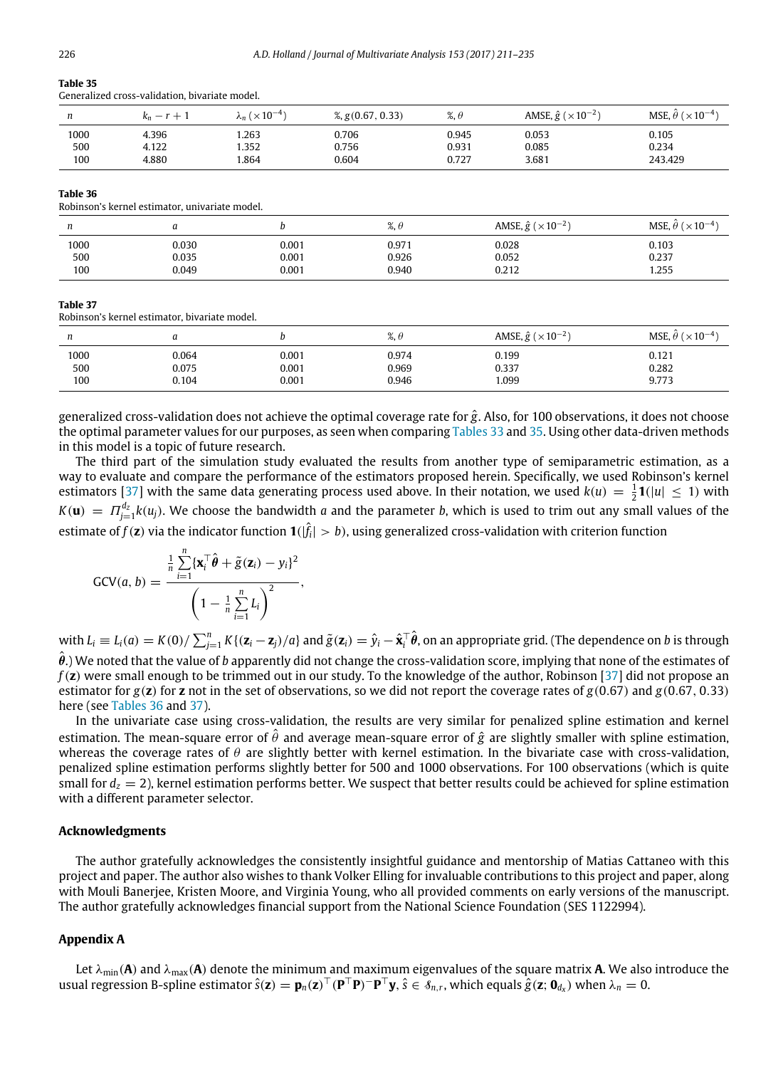**Table 35**
Generalized cross-validation, bivariate model.

| $n$ | $k_n - r + 1$ | $\lambda_n$ ($\times 10^{-4}$) | %, $g(0.67, 0.33)$ | %, $\theta$ | AMSE, $\hat{g}$ ($\times 10^{-2}$) | MSE, $\hat{\theta}$ ($\times 10^{-4}$) |
|---|---|---|---|---|---|---|
| 1000 | 4.396 | 1.263 | 0.706 | 0.945 | 0.053 | 0.105 |
| 500 | 4.122 | 1.352 | 0.756 | 0.931 | 0.085 | 0.234 |
| 100 | 4.880 | 1.864 | 0.604 | 0.727 | 3.681 | 243.429 |

**Table 36**
Robinson's kernel estimator, univariate model.

| $n$ | $a$ | $b$ | %, $\theta$ | AMSE, $\hat{g}$ ($\times 10^{-2}$) | MSE, $\hat{\theta}$ ($\times 10^{-4}$) |
|---|---|---|---|---|---|
| 1000 | 0.030 | 0.001 | 0.971 | 0.028 | 0.103 |
| 500 | 0.035 | 0.001 | 0.926 | 0.052 | 0.237 |
| 100 | 0.049 | 0.001 | 0.940 | 0.212 | 1.255 |

**Table 37**
Robinson's kernel estimator, bivariate model.

| $n$ | $a$ | $b$ | %, $\theta$ | AMSE, $\hat{g}$ ($\times 10^{-2}$) | MSE, $\hat{\theta}$ ($\times 10^{-4}$) |
|---|---|---|---|---|---|
| 1000 | 0.064 | 0.001 | 0.974 | 0.199 | 0.121 |
| 500 | 0.075 | 0.001 | 0.969 | 0.337 | 0.282 |
| 100 | 0.104 | 0.001 | 0.946 | 1.099 | 9.773 |

generalized cross-validation does not achieve the optimal coverage rate for $\hat{g}$. Also, for 100 observations, it does not choose the optimal parameter values for our purposes, as seen when comparing Tables 33 and 35. Using other data-driven methods in this model is a topic of future research.

The third part of the simulation study evaluated the results from another type of semiparametric estimation, as a way to evaluate and compare the performance of the estimators proposed herein. Specifically, we used Robinson's kernel estimators [37] with the same data generating process used above. In their notation, we used $k(u) = \frac{1}{2}\mathbf{1}(|u| \leq 1)$ with $K(\mathbf{u}) = \Pi_{j=1}^{d_z} k(u_j)$. We choose the bandwidth $a$ and the parameter $b$, which is used to trim out any small values of the estimate of $f(\mathbf{z})$ via the indicator function $\mathbf{1}(|\hat{f}_i| > b)$, using generalized cross-validation with criterion function

$$\text{GCV}(a, b) = \frac{\frac{1}{n}\sum_{i=1}^{n}\{\mathbf{x}_i^\top\hat{\boldsymbol{\theta}} + \tilde{g}(\mathbf{z}_i) - y_i\}^2}{\left(1 - \frac{1}{n}\sum_{i=1}^{n} L_i\right)^2},$$

with $L_i \equiv L_i(a) = K(0)/\sum_{j=1}^{n} K\{(\mathbf{z}_i - \mathbf{z}_j)/a\}$ and $\tilde{g}(\mathbf{z}_i) = \hat{y}_i - \hat{\mathbf{x}}_i^\top\hat{\boldsymbol{\theta}}$, on an appropriate grid. (The dependence on $b$ is through $\hat{\boldsymbol{\theta}}$.) We noted that the value of $b$ apparently did not change the cross-validation score, implying that none of the estimates of $f(\mathbf{z})$ were small enough to be trimmed out in our study. To the knowledge of the author, Robinson [37] did not propose an estimator for $g(\mathbf{z})$ for $\mathbf{z}$ not in the set of observations, so we did not report the coverage rates of $g(0.67)$ and $g(0.67, 0.33)$ here (see Tables 36 and 37).

In the univariate case using cross-validation, the results are very similar for penalized spline estimation and kernel estimation. The mean-square error of $\hat{\theta}$ and average mean-square error of $\hat{g}$ are slightly smaller with spline estimation, whereas the coverage rates of $\theta$ are slightly better with kernel estimation. In the bivariate case with cross-validation, penalized spline estimation performs slightly better for 500 and 1000 observations. For 100 observations (which is quite small for $d_z = 2$), kernel estimation performs better. We suspect that better results could be achieved for spline estimation with a different parameter selector.

## Acknowledgments

The author gratefully acknowledges the consistently insightful guidance and mentorship of Matias Cattaneo with this project and paper. The author also wishes to thank Volker Elling for invaluable contributions to this project and paper, along with Mouli Banerjee, Kristen Moore, and Virginia Young, who all provided comments on early versions of the manuscript. The author gratefully acknowledges financial support from the National Science Foundation (SES 1122994).

## Appendix A

Let $\lambda_{\min}(\mathbf{A})$ and $\lambda_{\max}(\mathbf{A})$ denote the minimum and maximum eigenvalues of the square matrix $\mathbf{A}$. We also introduce the usual regression B-spline estimator $\hat{s}(\mathbf{z}) = \mathbf{p}_n(\mathbf{z})^\top(\mathbf{P}^\top\mathbf{P})^-\mathbf{P}^\top\mathbf{y}$, $\hat{s} \in \mathcal{S}_{n,r}$, which equals $\hat{g}(\mathbf{z}; \mathbf{0}_{d_x})$ when $\lambda_n = 0$.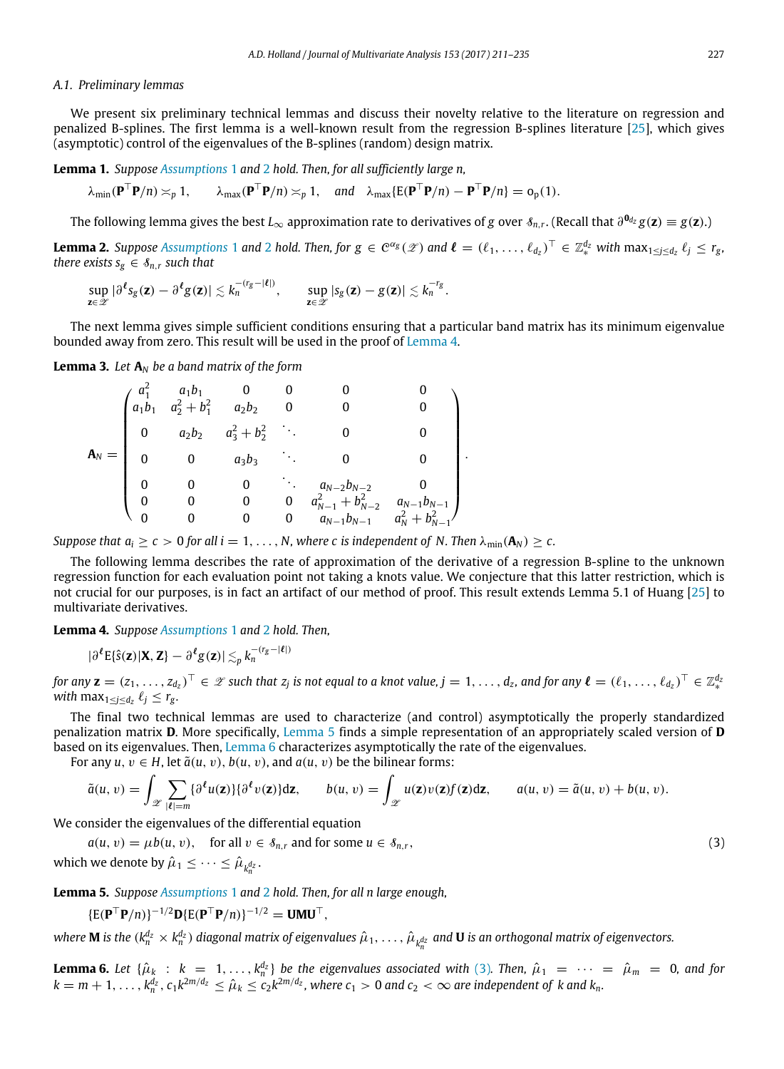### A.1. Preliminary lemmas

We present six preliminary technical lemmas and discuss their novelty relative to the literature on regression and penalized B-splines. The first lemma is a well-known result from the regression B-splines literature [25], which gives (asymptotic) control of the eigenvalues of the B-splines (random) design matrix.

**Lemma 1.** *Suppose Assumptions 1 and 2 hold. Then, for all sufficiently large n,*

$$\lambda_{\min}(\mathbf{P}^\top\mathbf{P}/n) \asymp_p 1, \qquad \lambda_{\max}(\mathbf{P}^\top\mathbf{P}/n) \asymp_p 1, \quad \text{and} \quad \lambda_{\max}\{\mathrm{E}(\mathbf{P}^\top\mathbf{P}/n) - \mathbf{P}^\top\mathbf{P}/n\} = o_p(1).$$

The following lemma gives the best $L_\infty$ approximation rate to derivatives of $g$ over $\mathcal{S}_{n,r}$. (Recall that $\partial^{\mathbf{0}_{d_z}} g(\mathbf{z}) \equiv g(\mathbf{z})$.)

**Lemma 2.** *Suppose Assumptions 1 and 2 hold. Then, for $g \in \mathcal{C}^{\alpha_g}(\mathcal{Z})$ and $\boldsymbol{\ell} = (\ell_1, \ldots, \ell_{d_z})^\top \in \mathbb{Z}_*^{d_z}$ with $\max_{1\le j\le d_z} \ell_j \le r_g$, there exists $s_g \in \mathcal{S}_{n,r}$ such that*

$$\sup_{\mathbf{z}\in\mathcal{Z}} |\partial^{\boldsymbol{\ell}} s_g(\mathbf{z}) - \partial^{\boldsymbol{\ell}} g(\mathbf{z})| \lesssim k_n^{-(r_g - |\boldsymbol{\ell}|)}, \qquad \sup_{\mathbf{z}\in\mathcal{Z}} |s_g(\mathbf{z}) - g(\mathbf{z})| \lesssim k_n^{-r_g}.$$

The next lemma gives simple sufficient conditions ensuring that a particular band matrix has its minimum eigenvalue bounded away from zero. This result will be used in the proof of Lemma 4.

**Lemma 3.** *Let $\mathbf{A}_N$ be a band matrix of the form*

$$\mathbf{A}_N = \begin{pmatrix} a_1^2 & a_1 b_1 & 0 & 0 & 0 & 0 \\ a_1 b_1 & a_2^2 + b_1^2 & a_2 b_2 & 0 & 0 & 0 \\ 0 & a_2 b_2 & a_3^2 + b_2^2 & \ddots & 0 & 0 \\ 0 & 0 & a_3 b_3 & \ddots & 0 & 0 \\ 0 & 0 & 0 & \ddots & a_{N-2} b_{N-2} & 0 \\ 0 & 0 & 0 & 0 & a_{N-1}^2 + b_{N-2}^2 & a_{N-1} b_{N-1} \\ 0 & 0 & 0 & 0 & a_{N-1} b_{N-1} & a_N^2 + b_{N-1}^2 \end{pmatrix}.$$

*Suppose that $a_i \ge c > 0$ for all $i = 1, \ldots, N$, where $c$ is independent of $N$. Then $\lambda_{\min}(\mathbf{A}_N) \ge c$.*

The following lemma describes the rate of approximation of the derivative of a regression B-spline to the unknown regression function for each evaluation point not taking a knots value. We conjecture that this latter restriction, which is not crucial for our purposes, is in fact an artifact of our method of proof. This result extends Lemma 5.1 of Huang [25] to multivariate derivatives.

**Lemma 4.** *Suppose Assumptions 1 and 2 hold. Then,*

$$|\partial^{\boldsymbol{\ell}} \mathrm{E}\{\hat{s}(\mathbf{z})|\mathbf{X}, \mathbf{Z}\} - \partial^{\boldsymbol{\ell}} g(\mathbf{z})| \lesssim_p k_n^{-(r_g - |\boldsymbol{\ell}|)}$$

*for any $\mathbf{z} = (z_1, \ldots, z_{d_z})^\top \in \mathcal{Z}$ such that $z_j$ is not equal to a knot value, $j = 1, \ldots, d_z$, and for any $\boldsymbol{\ell} = (\ell_1, \ldots, \ell_{d_z})^\top \in \mathbb{Z}_*^{d_z}$ with $\max_{1\le j\le d_z} \ell_j \le r_g$.*

The final two technical lemmas are used to characterize (and control) asymptotically the properly standardized penalization matrix $\mathbf{D}$. More specifically, Lemma 5 finds a simple representation of an appropriately scaled version of $\mathbf{D}$ based on its eigenvalues. Then, Lemma 6 characterizes asymptotically the rate of the eigenvalues.

For any $u, v \in H$, let $\tilde{a}(u, v)$, $b(u, v)$, and $a(u, v)$ be the bilinear forms:

$$\tilde{a}(u, v) = \int_{\mathcal{Z}} \sum_{|\boldsymbol{\ell}|=m} \{\partial^{\boldsymbol{\ell}} u(\mathbf{z})\}\{\partial^{\boldsymbol{\ell}} v(\mathbf{z})\} d\mathbf{z}, \qquad b(u, v) = \int_{\mathcal{Z}} u(\mathbf{z}) v(\mathbf{z}) f(\mathbf{z}) d\mathbf{z}, \qquad a(u, v) = \tilde{a}(u, v) + b(u, v).$$

We consider the eigenvalues of the differential equation

$$a(u, v) = \mu b(u, v), \quad \text{for all } v \in \mathcal{S}_{n,r} \text{ and for some } u \in \mathcal{S}_{n,r}, \tag{3}$$

which we denote by $\hat{\mu}_1 \le \cdots \le \hat{\mu}_{k_n^{d_z}}$.

**Lemma 5.** *Suppose Assumptions 1 and 2 hold. Then, for all n large enough,*

$$\{\mathrm{E}(\mathbf{P}^\top\mathbf{P}/n)\}^{-1/2} \mathbf{D} \{\mathrm{E}(\mathbf{P}^\top\mathbf{P}/n)\}^{-1/2} = \mathbf{U}\mathbf{M}\mathbf{U}^\top,$$

*where $\mathbf{M}$ is the $(k_n^{d_z} \times k_n^{d_z})$ diagonal matrix of eigenvalues $\hat{\mu}_1, \ldots, \hat{\mu}_{k_n^{d_z}}$ and $\mathbf{U}$ is an orthogonal matrix of eigenvectors.*

**Lemma 6.** *Let $\{\hat{\mu}_k : k = 1, \ldots, k_n^{d_z}\}$ be the eigenvalues associated with (3). Then, $\hat{\mu}_1 = \cdots = \hat{\mu}_m = 0$, and for $k = m+1, \ldots, k_n^{d_z}$, $c_1 k^{2m/d_z} \le \hat{\mu}_k \le c_2 k^{2m/d_z}$, where $c_1 > 0$ and $c_2 < \infty$ are independent of $k$ and $k_n$.*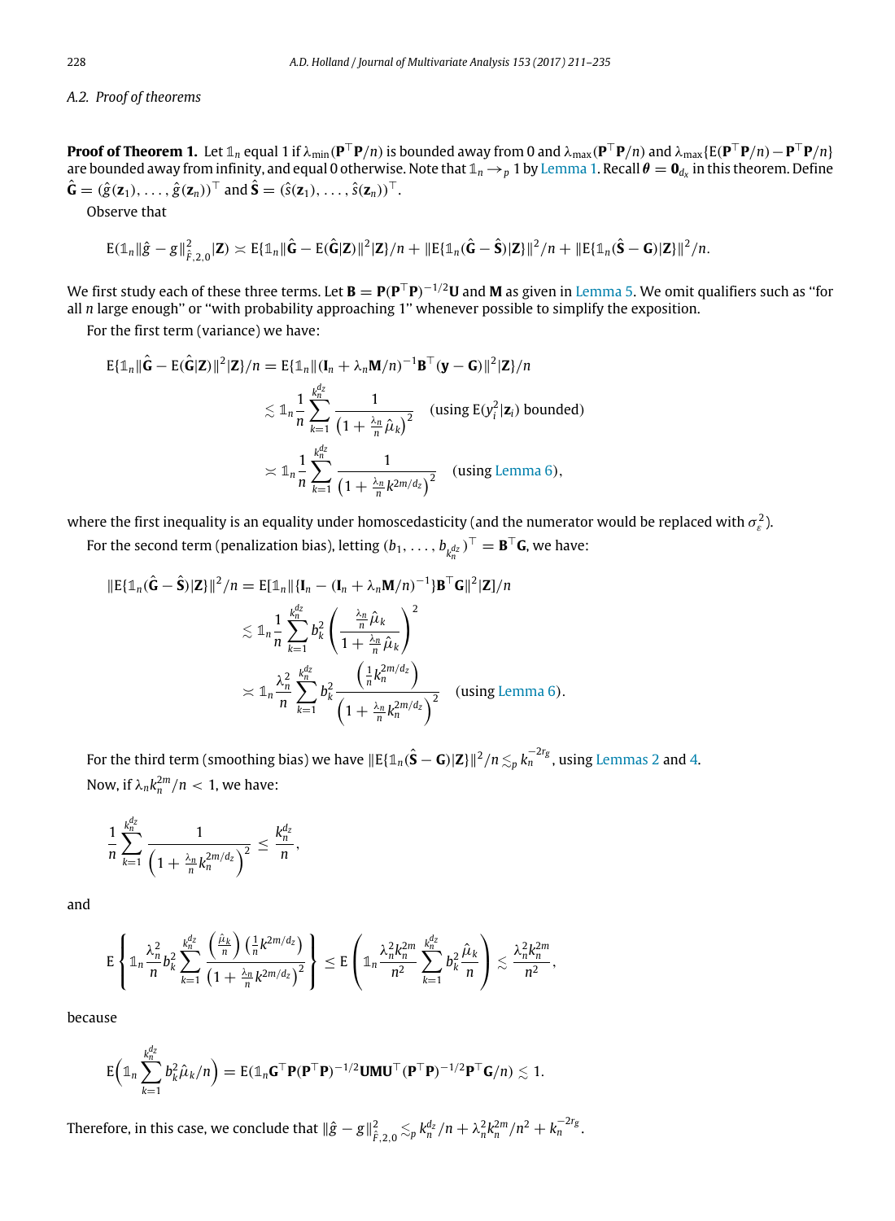### A.2. Proof of theorems

**Proof of Theorem 1.** Let $\mathbb{1}_n$ equal 1 if $\lambda_{\min}(\mathbf{P}^\top\mathbf{P}/n)$ is bounded away from 0 and $\lambda_{\max}(\mathbf{P}^\top\mathbf{P}/n)$ and $\lambda_{\max}\{\mathrm{E}(\mathbf{P}^\top\mathbf{P}/n) - \mathbf{P}^\top\mathbf{P}/n\}$ are bounded away from infinity, and equal 0 otherwise. Note that $\mathbb{1}_n \to_p 1$ by Lemma 1. Recall $\boldsymbol{\theta} = \mathbf{0}_{d_x}$ in this theorem. Define $\hat{\mathbf{G}} = (\hat{g}(\mathbf{z}_1), \ldots, \hat{g}(\mathbf{z}_n))^\top$ and $\hat{\mathbf{S}} = (\hat{s}(\mathbf{z}_1), \ldots, \hat{s}(\mathbf{z}_n))^\top$.

Observe that

$$\mathrm{E}(\mathbb{1}_n \|\hat{g} - g\|^2_{\hat{F},2,0} | \mathbf{Z}) \asymp \mathrm{E}\{\mathbb{1}_n \|\hat{\mathbf{G}} - \mathrm{E}(\hat{\mathbf{G}}|\mathbf{Z})\|^2 | \mathbf{Z}\}/n + \|\mathrm{E}\{\mathbb{1}_n(\hat{\mathbf{G}} - \hat{\mathbf{S}})|\mathbf{Z}\}\|^2/n + \|\mathrm{E}\{\mathbb{1}_n(\hat{\mathbf{S}} - \mathbf{G})|\mathbf{Z}\}\|^2/n.$$

We first study each of these three terms. Let $\mathbf{B} = \mathbf{P}(\mathbf{P}^\top\mathbf{P})^{-1/2}\mathbf{U}$ and $\mathbf{M}$ as given in Lemma 5. We omit qualifiers such as "for all $n$ large enough" or "with probability approaching 1" whenever possible to simplify the exposition.

For the first term (variance) we have:

$$\begin{aligned}
\mathrm{E}\{\mathbb{1}_n \|\hat{\mathbf{G}} - \mathrm{E}(\hat{\mathbf{G}}|\mathbf{Z})\|^2 | \mathbf{Z}\}/n &= \mathrm{E}\{\mathbb{1}_n \|(\mathbf{I}_n + \lambda_n \mathbf{M}/n)^{-1}\mathbf{B}^\top(\mathbf{y} - \mathbf{G})\|^2 | \mathbf{Z}\}/n \\
&\lesssim \mathbb{1}_n \frac{1}{n} \sum_{k=1}^{k_n^{d_z}} \frac{1}{\left(1 + \frac{\lambda_n}{n}\hat{\mu}_k\right)^2} \quad (\text{using } \mathrm{E}(y_i^2|\mathbf{z}_i) \text{ bounded}) \\
&\asymp \mathbb{1}_n \frac{1}{n} \sum_{k=1}^{k_n^{d_z}} \frac{1}{\left(1 + \frac{\lambda_n}{n}k^{2m/d_z}\right)^2} \quad (\text{using Lemma 6}),
\end{aligned}$$

where the first inequality is an equality under homoscedasticity (and the numerator would be replaced with $\sigma_\varepsilon^2$).

For the second term (penalization bias), letting $(b_1, \ldots, b_{k_n^{d_z}})^\top = \mathbf{B}^\top\mathbf{G}$, we have:

$$\begin{aligned}
\|\mathrm{E}\{\mathbb{1}_n(\hat{\mathbf{G}} - \hat{\mathbf{S}})|\mathbf{Z}\}\|^2/n &= \mathrm{E}[\mathbb{1}_n \|\{\mathbf{I}_n - (\mathbf{I}_n + \lambda_n \mathbf{M}/n)^{-1}\}\mathbf{B}^\top\mathbf{G}\|^2 | \mathbf{Z}]/n \\
&\lesssim \mathbb{1}_n \frac{1}{n} \sum_{k=1}^{k_n^{d_z}} b_k^2 \left(\frac{\frac{\lambda_n}{n}\hat{\mu}_k}{1 + \frac{\lambda_n}{n}\hat{\mu}_k}\right)^2 \\
&\asymp \mathbb{1}_n \frac{\lambda_n^2}{n} \sum_{k=1}^{k_n^{d_z}} b_k^2 \frac{\left(\frac{1}{n}k_n^{2m/d_z}\right)}{\left(1 + \frac{\lambda_n}{n}k_n^{2m/d_z}\right)^2} \quad (\text{using Lemma 6}).
\end{aligned}$$

For the third term (smoothing bias) we have $\|\mathrm{E}\{\mathbb{1}_n(\hat{\mathbf{S}} - \mathbf{G})|\mathbf{Z}\}\|^2/n \lesssim_p k_n^{-2r_g}$, using Lemmas 2 and 4.

Now, if $\lambda_n k_n^{2m}/n < 1$, we have:

$$\frac{1}{n} \sum_{k=1}^{k_n^{d_z}} \frac{1}{\left(1 + \frac{\lambda_n}{n}k_n^{2m/d_z}\right)^2} \le \frac{k_n^{d_z}}{n},$$

and

$$\mathrm{E}\left\{\mathbb{1}_n \frac{\lambda_n^2}{n} b_k^2 \sum_{k=1}^{k_n^{d_z}} \frac{\left(\frac{\hat{\mu}_k}{n}\right)\left(\frac{1}{n}k^{2m/d_z}\right)}{\left(1 + \frac{\lambda_n}{n}k^{2m/d_z}\right)^2}\right\} \le \mathrm{E}\left(\mathbb{1}_n \frac{\lambda_n^2 k_n^{2m}}{n^2} \sum_{k=1}^{k_n^{d_z}} b_k^2 \frac{\hat{\mu}_k}{n}\right) \lesssim \frac{\lambda_n^2 k_n^{2m}}{n^2},$$

because

$$\mathrm{E}\Big(\mathbb{1}_n \sum_{k=1}^{k_n^{d_z}} b_k^2 \hat{\mu}_k/n\Big) = \mathrm{E}(\mathbb{1}_n \mathbf{G}^\top\mathbf{P}(\mathbf{P}^\top\mathbf{P})^{-1/2}\mathbf{U}\mathbf{M}\mathbf{U}^\top(\mathbf{P}^\top\mathbf{P})^{-1/2}\mathbf{P}^\top\mathbf{G}/n) \lesssim 1.$$

Therefore, in this case, we conclude that $\|\hat{g} - g\|^2_{\hat{F},2,0} \lesssim_p k_n^{d_z}/n + \lambda_n^2 k_n^{2m}/n^2 + k_n^{-2r_g}$.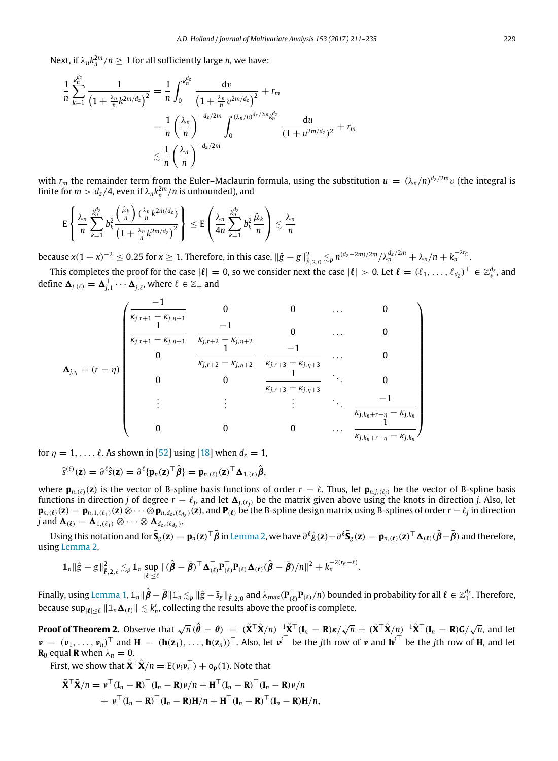Next, if $\lambda_n k_n^{2m}/n \geq 1$ for all sufficiently large $n$, we have:

$$
\begin{aligned}
\frac{1}{n}\sum_{k=1}^{k_n^{d_z}} \frac{1}{\left(1+\frac{\lambda_n}{n}k^{2m/d_z}\right)^2} &= \frac{1}{n}\int_0^{k_n^{d_z}} \frac{\mathrm{d}v}{\left(1+\frac{\lambda_n}{n}v^{2m/d_z}\right)^2} + r_m \\
&= \frac{1}{n}\left(\frac{\lambda_n}{n}\right)^{-d_z/2m}\int_0^{(\lambda_n/n)^{d_z/2m}k_n^{d_z}} \frac{\mathrm{d}u}{(1+u^{2m/d_z})^2} + r_m \\
&\lesssim \frac{1}{n}\left(\frac{\lambda_n}{n}\right)^{-d_z/2m}
\end{aligned}
$$

with $r_m$ the remainder term from the Euler–Maclaurin formula, using the substitution $u = (\lambda_n/n)^{d_z/2m}v$ (the integral is finite for $m > d_z/4$, even if $\lambda_n k_n^{2m}/n$ is unbounded), and

$$
\mathrm{E}\left\{\frac{\lambda_n}{n}\sum_{k=1}^{k_n^{d_z}} b_k^2 \frac{\left(\frac{\hat{\mu}_k}{n}\right)\left(\frac{\lambda_n}{n}k^{2m/d_z}\right)}{\left(1+\frac{\lambda_n}{n}k^{2m/d_z}\right)^2}\right\} \leq \mathrm{E}\left(\frac{\lambda_n}{4n}\sum_{k=1}^{k_n^{d_z}} b_k^2\frac{\hat{\mu}_k}{n}\right) \lesssim \frac{\lambda_n}{n}
$$

because $x(1+x)^{-2} \leq 0.25$ for $x \geq 1$. Therefore, in this case, $\|\hat{g}-g\|^2_{\hat{F},2,0} \lesssim_p n^{(d_z-2m)/2m}/\lambda_n^{d_z/2m} + \lambda_n/n + k_n^{-2r_g}$.

This completes the proof for the case $|\boldsymbol{\ell}| = 0$, so we consider next the case $|\boldsymbol{\ell}| > 0$. Let $\boldsymbol{\ell} = (\ell_1,\ldots,\ell_{d_z})^\top \in \mathbb{Z}_*^{d_z}$, and define $\boldsymbol{\Delta}_{j,(\ell)} = \boldsymbol{\Delta}_{j,1}^\top \cdots \boldsymbol{\Delta}_{j,\ell}^\top$, where $\ell \in \mathbb{Z}_+$ and

$$
\boldsymbol{\Delta}_{j,\eta} = (r-\eta)\begin{pmatrix}
\frac{-1}{\kappa_{j,r+1}-\kappa_{j,\eta+1}} & 0 & 0 & \cdots & 0 \\
\frac{1}{\kappa_{j,r+1}-\kappa_{j,\eta+1}} & \frac{-1}{\kappa_{j,r+2}-\kappa_{j,\eta+2}} & 0 & \cdots & 0 \\
0 & \frac{1}{\kappa_{j,r+2}-\kappa_{j,\eta+2}} & \frac{-1}{\kappa_{j,r+3}-\kappa_{j,\eta+3}} & \cdots & 0 \\
0 & 0 & \frac{1}{\kappa_{j,r+3}-\kappa_{j,\eta+3}} & \ddots & 0 \\
\vdots & \vdots & \vdots & \ddots & \frac{-1}{\kappa_{j,k_n+r-\eta}-\kappa_{j,k_n}} \\
0 & 0 & 0 & \cdots & \frac{1}{\kappa_{j,k_n+r-\eta}-\kappa_{j,k_n}}
\end{pmatrix}
$$

for $\eta = 1,\ldots,\ell$. As shown in [52] using [18] when $d_z = 1$,

$$
\hat{s}^{(\ell)}(\mathbf{z}) = \partial^\ell \hat{s}(\mathbf{z}) = \partial^\ell\{\mathbf{p}_n(\mathbf{z})^\top\hat{\boldsymbol{\beta}}\} = \mathbf{p}_{n,(\ell)}(\mathbf{z})^\top\boldsymbol{\Delta}_{1,(\ell)}\hat{\boldsymbol{\beta}},
$$

where $\mathbf{p}_{n,(\ell)}(\mathbf{z})$ is the vector of B-spline basis functions of order $r-\ell$. Thus, let $\mathbf{p}_{n,j,(\ell_j)}$ be the vector of B-spline basis functions in direction $j$ of degree $r-\ell_j$, and let $\boldsymbol{\Delta}_{j,(\ell_j)}$ be the matrix given above using the knots in direction $j$. Also, let $\mathbf{p}_{n,(\boldsymbol{\ell})}(\mathbf{z}) = \mathbf{p}_{n,1,(\ell_1)}(\mathbf{z}) \otimes \cdots \otimes \mathbf{p}_{n,d_z,(\ell_{d_z})}(\mathbf{z})$, and $\mathbf{P}_{(\boldsymbol{\ell})}$ be the B-spline design matrix using B-splines of order $r-\ell_j$ in direction $j$ and $\boldsymbol{\Delta}_{(\boldsymbol{\ell})} = \boldsymbol{\Delta}_{1,(\ell_1)} \otimes \cdots \otimes \boldsymbol{\Delta}_{d_z,(\ell_{d_z})}$.

Using this notation and for $\bar{\mathbf{S}}_g(\mathbf{z}) = \mathbf{p}_n(\mathbf{z})^\top\bar{\boldsymbol{\beta}}$ in Lemma 2, we have $\partial^{\boldsymbol{\ell}}\hat{g}(\mathbf{z}) - \partial^{\boldsymbol{\ell}}\bar{\mathbf{S}}_g(\mathbf{z}) = \mathbf{p}_{n,(\boldsymbol{\ell})}(\mathbf{z})^\top\boldsymbol{\Delta}_{(\boldsymbol{\ell})}(\hat{\boldsymbol{\beta}}-\bar{\boldsymbol{\beta}})$ and therefore, using Lemma 2,

$$
\mathbb{1}_n\|\hat{g}-g\|^2_{\hat{F},2,\ell} \lesssim_p \mathbb{1}_n \sup_{|\boldsymbol{\ell}|\leq \ell} \|(\hat{\boldsymbol{\beta}}-\bar{\boldsymbol{\beta}})^\top\boldsymbol{\Delta}_{(\boldsymbol{\ell})}^\top\mathbf{P}_{(\boldsymbol{\ell})}^\top\mathbf{P}_{(\boldsymbol{\ell})}\boldsymbol{\Delta}_{(\boldsymbol{\ell})}(\hat{\boldsymbol{\beta}}-\bar{\boldsymbol{\beta}})/n\|^2 + k_n^{-2(r_g-\ell)}.
$$

Finally, using Lemma 1, $\mathbb{1}_n\|\hat{\boldsymbol{\beta}}-\bar{\boldsymbol{\beta}}\|\mathbb{1}_n \lesssim_p \|\hat{g}-\bar{s}_g\|_{\hat{F},2,0}$ and $\lambda_{\max}(\mathbf{P}_{(\boldsymbol{\ell})}^\top\mathbf{P}_{(\boldsymbol{\ell})}/n)$ bounded in probability for all $\boldsymbol{\ell} \in \mathbb{Z}_+^{d_z}$. Therefore, because $\sup_{|\boldsymbol{\ell}|\leq\ell}\|\mathbb{1}_n\boldsymbol{\Delta}_{(\boldsymbol{\ell})}\| \lesssim k_n^\ell$, collecting the results above the proof is complete.

**Proof of Theorem 2.** Observe that $\sqrt{n}(\hat{\boldsymbol{\theta}}-\boldsymbol{\theta}) = (\tilde{\mathbf{X}}^\top\tilde{\mathbf{X}}/n)^{-1}\tilde{\mathbf{X}}^\top(\mathbf{I}_n-\mathbf{R})\boldsymbol{\varepsilon}/\sqrt{n} + (\tilde{\mathbf{X}}^\top\tilde{\mathbf{X}}/n)^{-1}\tilde{\mathbf{X}}^\top(\mathbf{I}_n-\mathbf{R})\mathbf{G}/\sqrt{n}$, and let $\boldsymbol{\nu} = (\boldsymbol{\nu}_1,\ldots,\boldsymbol{\nu}_n)^\top$ and $\mathbf{H} = (\mathbf{h}(\mathbf{z}_1),\ldots,\mathbf{h}(\mathbf{z}_n))^\top$. Also, let $\boldsymbol{\nu}^{j\top}$ be the $j$th row of $\boldsymbol{\nu}$ and $\mathbf{h}^{j\top}$ be the $j$th row of $\mathbf{H}$, and let $\mathbf{R}_0$ equal $\mathbf{R}$ when $\lambda_n = 0$.

First, we show that $\tilde{\mathbf{X}}^\top\tilde{\mathbf{X}}/n = \mathrm{E}(\boldsymbol{\nu}_i\boldsymbol{\nu}_i^\top) + \mathrm{o}_p(1)$. Note that

$$
\begin{aligned}
\tilde{\mathbf{X}}^\top\tilde{\mathbf{X}}/n &= \boldsymbol{\nu}^\top(\mathbf{I}_n-\mathbf{R})^\top(\mathbf{I}_n-\mathbf{R})\boldsymbol{\nu}/n + \mathbf{H}^\top(\mathbf{I}_n-\mathbf{R})^\top(\mathbf{I}_n-\mathbf{R})\boldsymbol{\nu}/n \\
&\quad + \boldsymbol{\nu}^\top(\mathbf{I}_n-\mathbf{R})^\top(\mathbf{I}_n-\mathbf{R})\mathbf{H}/n + \mathbf{H}^\top(\mathbf{I}_n-\mathbf{R})^\top(\mathbf{I}_n-\mathbf{R})\mathbf{H}/n,
\end{aligned}
$$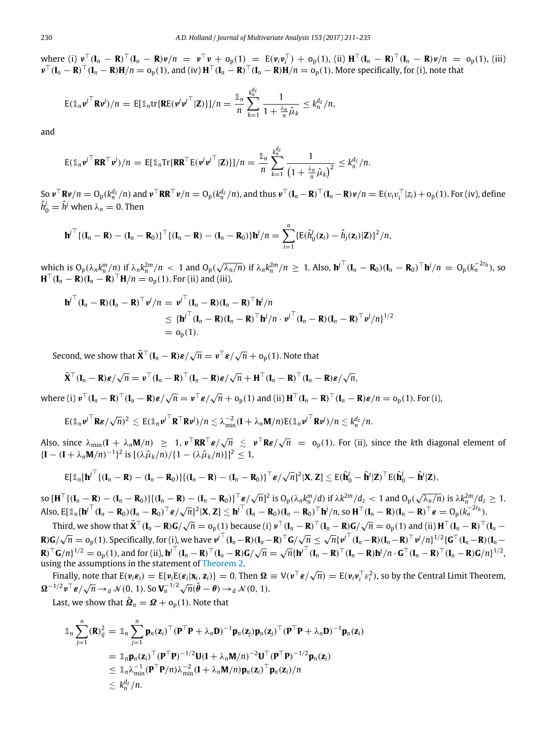where (i) $\boldsymbol{\nu}^\top(\mathbf{I}_n - \mathbf{R})^\top(\mathbf{I}_n - \mathbf{R})\boldsymbol{\nu}/n = \boldsymbol{\nu}^\top\boldsymbol{\nu} + \mathrm{o_p}(1) = \mathrm{E}(\boldsymbol{\nu}_i\boldsymbol{\nu}_i^\top) + \mathrm{o_p}(1)$, (ii) $\mathbf{H}^\top(\mathbf{I}_n - \mathbf{R})^\top(\mathbf{I}_n - \mathbf{R})\boldsymbol{\nu}/n = \mathrm{o_p}(1)$, (iii) $\boldsymbol{\nu}^\top(\mathbf{I}_n - \mathbf{R})^\top(\mathbf{I}_n - \mathbf{R})\mathbf{H}/n = \mathrm{o_p}(1)$, and (iv) $\mathbf{H}^\top(\mathbf{I}_n - \mathbf{R})^\top(\mathbf{I}_n - \mathbf{R})\mathbf{H}/n = \mathrm{o_p}(1)$. More specifically, for (i), note that

$$\mathrm{E}(\mathbb{1}_n\boldsymbol{\nu}^{j\top}\mathbf{R}\boldsymbol{\nu}^j)/n = \mathrm{E}[\mathbb{1}_n\mathrm{tr}\{\mathbf{R}\mathrm{E}(\boldsymbol{\nu}^j\boldsymbol{\nu}^{j\top}|\mathbf{Z})\}]/n = \frac{\mathbb{1}_n}{n}\sum_{k=1}^{k_n^{d_z}}\frac{1}{1+\frac{\lambda_n}{n}\hat{\mu}_k} \le k_n^{d_z}/n,$$

and

$$\mathrm{E}(\mathbb{1}_n\boldsymbol{\nu}^{j\top}\mathbf{R}\mathbf{R}^\top\boldsymbol{\nu}^j)/n = \mathrm{E}[\mathbb{1}_n\mathrm{Tr}\{\mathbf{R}\mathbf{R}^\top\mathrm{E}(\boldsymbol{\nu}^j\boldsymbol{\nu}^{j\top}|\mathbf{Z})\}]/n = \frac{\mathbb{1}_n}{n}\sum_{k=1}^{k_n^{d_z}}\frac{1}{\left(1+\frac{\lambda_n}{n}\hat{\mu}_k\right)^2} \le k_n^{d_z}/n.$$

So $\boldsymbol{\nu}^\top\mathbf{R}\boldsymbol{\nu}/n = \mathrm{O_p}(k_n^{d_z}/n)$ and $\boldsymbol{\nu}^\top\mathbf{R}\mathbf{R}^\top\boldsymbol{\nu}/n = \mathrm{O_p}(k_n^{d_z}/n)$, and thus $\boldsymbol{\nu}^\top(\mathbf{I}_n-\mathbf{R})^\top(\mathbf{I}_n-\mathbf{R})\boldsymbol{\nu}/n = \mathrm{E}(\upsilon_i\upsilon_i^\top|z_i) + \mathrm{o_p}(1)$. For (iv), define $\hat{h}_0^j = \hat{h}^j$ when $\lambda_n = 0$. Then

$$\mathbf{h}^{j\top}\{(\mathbf{I}_n - \mathbf{R}) - (\mathbf{I}_n - \mathbf{R}_0)\}^\top\{(\mathbf{I}_n - \mathbf{R}) - (\mathbf{I}_n - \mathbf{R}_0)\}\mathbf{h}^j/n = \sum_{i=1}^n\{\mathrm{E}(\hat{h}_0^j(\mathbf{z}_i) - \hat{h}_j(\mathbf{z}_i)|\mathbf{Z})\}^2/n,$$

which is $\mathrm{O_p}(\lambda_n k_n^m/n)$ if $\lambda_n k_n^{2m}/n < 1$ and $\mathrm{O_p}(\sqrt{\lambda_n/n})$ if $\lambda_n k_n^{2m}/n \ge 1$. Also, $\mathbf{h}^{j\top}(\mathbf{I}_n - \mathbf{R}_0)(\mathbf{I}_n - \mathbf{R}_0)^\top\mathbf{h}^j/n = \mathrm{O_p}(k_n^{-2r_h})$, so $\mathbf{H}^\top(\mathbf{I}_n - \mathbf{R})(\mathbf{I}_n - \mathbf{R})^\top\mathbf{H}/n = \mathrm{o_p}(1)$. For (ii) and (iii),

$$\begin{aligned}
\mathbf{h}^{j\top}(\mathbf{I}_n - \mathbf{R})(\mathbf{I}_n - \mathbf{R})^\top\boldsymbol{\nu}^j/n &= \boldsymbol{\nu}^{j\top}(\mathbf{I}_n - \mathbf{R})(\mathbf{I}_n - \mathbf{R})^\top\mathbf{h}^j/n \\
&\le \{\mathbf{h}^{j\top}(\mathbf{I}_n - \mathbf{R})(\mathbf{I}_n - \mathbf{R})^\top\mathbf{h}^j/n \cdot \boldsymbol{\nu}^{j\top}(\mathbf{I}_n - \mathbf{R})(\mathbf{I}_n - \mathbf{R})^\top\boldsymbol{\nu}^j/n\}^{1/2} \\
&= \mathrm{o_p}(1).
\end{aligned}$$

Second, we show that $\tilde{\mathbf{X}}^\top(\mathbf{I}_n - \mathbf{R})\boldsymbol{\varepsilon}/\sqrt{n} = \boldsymbol{\nu}^\top\boldsymbol{\varepsilon}/\sqrt{n} + \mathrm{o_p}(1)$. Note that

$$\tilde{\mathbf{X}}^\top(\mathbf{I}_n - \mathbf{R})\boldsymbol{\varepsilon}/\sqrt{n} = \boldsymbol{\nu}^\top(\mathbf{I}_n - \mathbf{R})^\top(\mathbf{I}_n - \mathbf{R})\boldsymbol{\varepsilon}/\sqrt{n} + \mathbf{H}^\top(\mathbf{I}_n - \mathbf{R})^\top(\mathbf{I}_n - \mathbf{R})\boldsymbol{\varepsilon}/\sqrt{n},$$

where (i) $\boldsymbol{\nu}^\top(\mathbf{I}_n - \mathbf{R})^\top(\mathbf{I}_n - \mathbf{R})\boldsymbol{\varepsilon}/\sqrt{n} = \boldsymbol{\nu}^\top\boldsymbol{\varepsilon}/\sqrt{n} + \mathrm{o_p}(1)$ and (ii) $\mathbf{H}^\top(\mathbf{I}_n - \mathbf{R})^\top(\mathbf{I}_n - \mathbf{R})\boldsymbol{\varepsilon}/n = \mathrm{o_p}(1)$. For (i),

$$\mathrm{E}(\mathbb{1}_n\boldsymbol{\nu}^{j\top}\mathbf{R}\boldsymbol{\varepsilon}/\sqrt{n})^2 \lesssim \mathrm{E}(\mathbb{1}_n\boldsymbol{\nu}^{j\top}\mathbf{R}^\top\mathbf{R}\boldsymbol{\nu}^j)/n \lesssim \lambda_{\min}^{-2}(\mathbf{I}+\lambda_n\mathbf{M}/n)\mathrm{E}(\mathbb{1}_n\boldsymbol{\nu}^{j\top}\mathbf{R}\boldsymbol{\nu}^j)/n \lesssim k_n^{d_z}/n.$$

Also, since $\lambda_{\min}(\mathbf{I} + \lambda_n\mathbf{M}/n) \ge 1$, $\boldsymbol{\nu}^\top\mathbf{R}\mathbf{R}^\top\boldsymbol{\varepsilon}/\sqrt{n} \lesssim \boldsymbol{\nu}^\top\mathbf{R}\boldsymbol{\varepsilon}/\sqrt{n} = \mathrm{o_p}(1)$. For (ii), since the $k$th diagonal element of $\{\mathbf{I} - (\mathbf{I} + \lambda_n\mathbf{M}/n)^{-1}\}^2$ is $[(\lambda\hat{\mu}_k/n)/\{1-(\lambda\hat{\mu}_k/n)\}]^2 \le 1$,

$$\mathrm{E}[\mathbb{1}_n[\mathbf{h}^{j\top}\{(\mathbf{I}_n - \mathbf{R}) - (\mathbf{I}_n - \mathbf{R}_0)\}\{(\mathbf{I}_n - \mathbf{R}) - (\mathbf{I}_n - \mathbf{R}_0)\}^\top\boldsymbol{\varepsilon}/\sqrt{n}]^2|\mathbf{X},\mathbf{Z}] \lesssim \mathrm{E}(\hat{\mathbf{h}}_0^j - \hat{\mathbf{h}}^j|\mathbf{Z})^\top\mathrm{E}(\hat{\mathbf{h}}_0^j - \hat{\mathbf{h}}^j|\mathbf{Z}),$$

so $[\mathbf{H}^\top\{(\mathbf{I}_n - \mathbf{R}) - (\mathbf{I}_n - \mathbf{R}_0)\}\{(\mathbf{I}_n - \mathbf{R}) - (\mathbf{I}_n - \mathbf{R}_0)\}^\top\boldsymbol{\varepsilon}/\sqrt{n}]^2$ is $\mathrm{O_p}(\lambda_n k_n^m/d)$ if $\lambda k^{2m}/d_z < 1$ and $\mathrm{O_p}(\sqrt{\lambda_n/n})$ is $\lambda k_n^{2m}/d_z \ge 1$. Also, $\mathrm{E}[\mathbb{1}_n\{\mathbf{h}^{j\top}(\mathbf{I}_n - \mathbf{R}_0)(\mathbf{I}_n - \mathbf{R}_0)^\top\boldsymbol{\varepsilon}/\sqrt{n}\}^2|\mathbf{X},\mathbf{Z}] \lesssim \mathbf{h}^{j\top}(\mathbf{I}_n - \mathbf{R}_0)(\mathbf{I}_n - \mathbf{R}_0)^\top\mathbf{h}^j/n$, so $\mathbf{H}^\top(\mathbf{I}_n - \mathbf{R})(\mathbf{I}_n - \mathbf{R})^\top\boldsymbol{\varepsilon} = \mathrm{O_p}(k_n^{-2r_h})$.

Third, we show that $\tilde{\mathbf{X}}^\top(\mathbf{I}_n - \mathbf{R})\mathbf{G}/\sqrt{n} = \mathrm{o_p}(1)$ because (i) $\boldsymbol{\nu}^\top(\mathbf{I}_n - \mathbf{R})^\top(\mathbf{I}_n - \mathbf{R})\mathbf{G}/\sqrt{n} = \mathrm{o_p}(1)$ and (ii) $\mathbf{H}^\top(\mathbf{I}_n - \mathbf{R})^\top(\mathbf{I}_n - \mathbf{R})\mathbf{G}/\sqrt{n} = \mathrm{o_p}(1)$. Specifically, for (i), we have $\boldsymbol{\nu}^{j\top}(\mathbf{I}_n - \mathbf{R})(\mathbf{I}_n - \mathbf{R})^\top\mathbf{G}/\sqrt{n} \le \sqrt{n}\{\boldsymbol{\nu}^{j\top}(\mathbf{I}_n - \mathbf{R})(\mathbf{I}_n - \mathbf{R})^\top\boldsymbol{\nu}^j/n\}^{1/2}\{\mathbf{G}^\top(\mathbf{I}_n - \mathbf{R})(\mathbf{I}_n - \mathbf{R})^\top\mathbf{G}/n\}^{1/2} = \mathrm{o_p}(1)$, and for (ii), $\mathbf{h}^{j\top}(\mathbf{I}_n - \mathbf{R})^\top(\mathbf{I}_n - \mathbf{R})\mathbf{G}/\sqrt{n} = \sqrt{n}\{\mathbf{h}^{j\top}(\mathbf{I}_n - \mathbf{R})^\top(\mathbf{I}_n - \mathbf{R})\mathbf{h}^j/n \cdot \mathbf{G}^\top(\mathbf{I}_n - \mathbf{R})^\top(\mathbf{I}_n - \mathbf{R})\mathbf{G}/n\}^{1/2}$, using the assumptions in the statement of Theorem 2.

Finally, note that $\mathrm{E}(\boldsymbol{\nu}_i\boldsymbol{\varepsilon}_i) = \mathrm{E}\{\boldsymbol{\nu}_i\mathrm{E}(\boldsymbol{\varepsilon}_i|\mathbf{x}_i, \mathbf{z}_i)\} = 0$. Then $\boldsymbol{\Omega} \equiv \mathrm{V}(\boldsymbol{\nu}^\top\boldsymbol{\varepsilon}/\sqrt{n}) = \mathrm{E}(\boldsymbol{\nu}_i\boldsymbol{\nu}_i^\top\varepsilon_i^2)$, so by the Central Limit Theorem, $\boldsymbol{\Omega}^{-1/2}\boldsymbol{\nu}^\top\boldsymbol{\varepsilon}/\sqrt{n} \to_d \mathcal{N}(0, 1)$. So $\mathbf{V}_n^{-1/2}\sqrt{n}(\hat{\boldsymbol{\theta}} - \boldsymbol{\theta}) \to_d \mathcal{N}(0, 1)$.

Last, we show that $\hat{\boldsymbol{\Omega}}_n = \boldsymbol{\Omega} + \mathrm{o_p}(1)$. Note that

$$\begin{aligned}
\mathbb{1}_n\sum_{j=1}^n(\mathbf{R})_{ij}^2 &= \mathbb{1}_n\sum_{j=1}^n\mathbf{p}_n(\mathbf{z}_i)^\top(\mathbf{P}^\top\mathbf{P} + \lambda_n\mathbf{D})^{-1}\mathbf{p}_n(\mathbf{z}_j)\mathbf{p}_n(\mathbf{z}_j)^\top(\mathbf{P}^\top\mathbf{P} + \lambda_n\mathbf{D})^{-1}\mathbf{p}_n(\mathbf{z}_i) \\
&= \mathbb{1}_n\mathbf{p}_n(\mathbf{z}_i)^\top(\mathbf{P}^\top\mathbf{P})^{-1/2}\mathbf{U}(\mathbf{I} + \lambda_n\mathbf{M}/n)^{-2}\mathbf{U}^\top(\mathbf{P}^\top\mathbf{P})^{-1/2}\mathbf{p}_n(\mathbf{z}_i) \\
&\le \mathbb{1}_n\lambda_{\min}^{-1}(\mathbf{P}^\top\mathbf{P}/n)\lambda_{\min}^{-2}(\mathbf{I} + \lambda_n\mathbf{M}/n)\mathbf{p}_n(\mathbf{z}_i)^\top\mathbf{p}_n(\mathbf{z}_i)/n \\
&\lesssim k_n^{d_z}/n.
\end{aligned}$$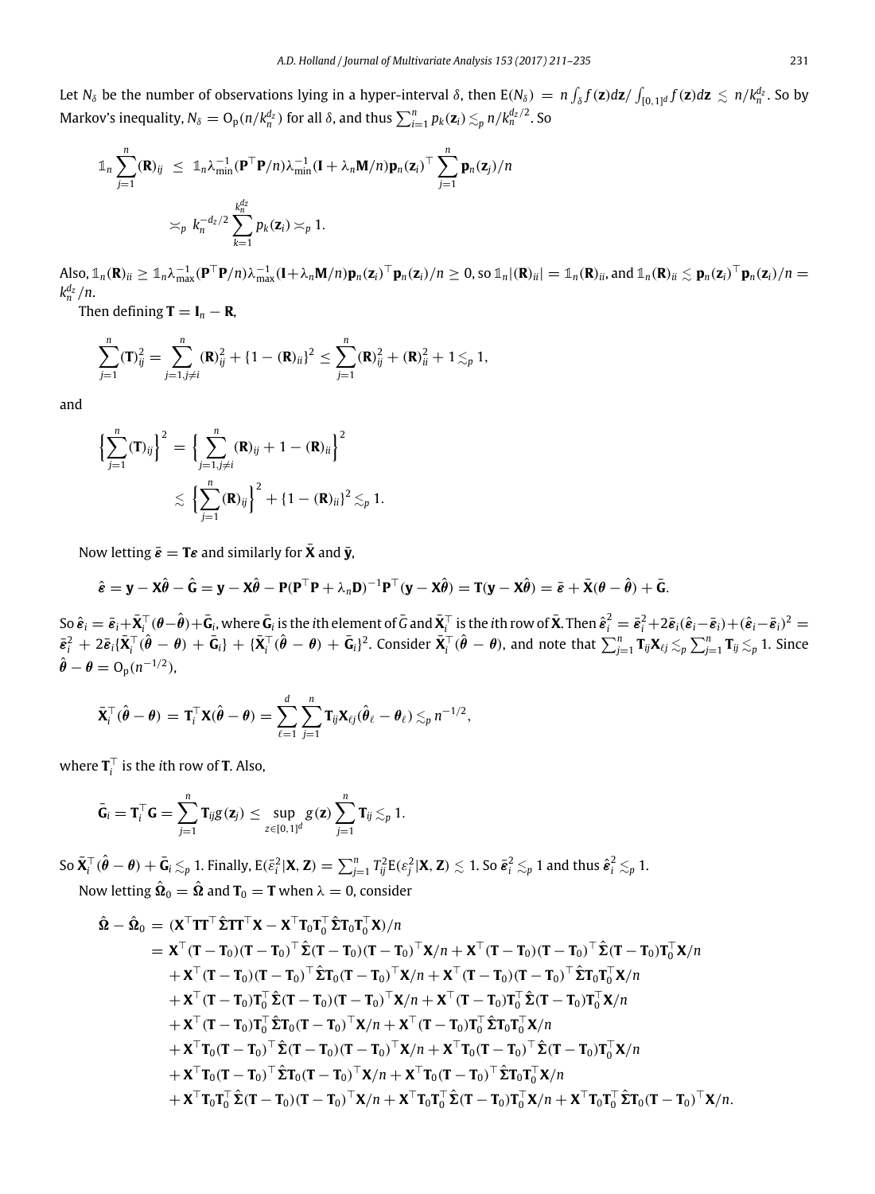Let $N_\delta$ be the number of observations lying in a hyper-interval $\delta$, then $\mathrm{E}(N_\delta) = n\int_\delta f(\mathbf{z})d\mathbf{z}/\int_{[0,1]^d} f(\mathbf{z})d\mathbf{z} \lesssim n/k_n^{d_z}$. So by Markov's inequality, $N_\delta = \mathrm{O_p}(n/k_n^{d_z})$ for all $\delta$, and thus $\sum_{i=1}^n p_k(\mathbf{z}_i) \lesssim_p n/k_n^{d_z/2}$. So

$$
\begin{aligned}
\mathbb{1}_n \sum_{j=1}^n (\mathbf{R})_{ij} \;&\le\; \mathbb{1}_n \lambda_{\min}^{-1}(\mathbf{P}^\top \mathbf{P}/n)\lambda_{\min}^{-1}(\mathbf{I}+\lambda_n \mathbf{M}/n)\mathbf{p}_n(\mathbf{z}_i)^\top \sum_{j=1}^n \mathbf{p}_n(\mathbf{z}_j)/n \\
&\asymp_p\; k_n^{-d_z/2} \sum_{k=1}^{k_n^{d_z}} p_k(\mathbf{z}_i) \asymp_p 1.
\end{aligned}
$$

Also, $\mathbb{1}_n(\mathbf{R})_{ii} \ge \mathbb{1}_n \lambda_{\max}^{-1}(\mathbf{P}^\top\mathbf{P}/n)\lambda_{\max}^{-1}(\mathbf{I}+\lambda_n\mathbf{M}/n)\mathbf{p}_n(\mathbf{z}_i)^\top\mathbf{p}_n(\mathbf{z}_i)/n \ge 0$, so $\mathbb{1}_n|(\mathbf{R})_{ii}| = \mathbb{1}_n(\mathbf{R})_{ii}$, and $\mathbb{1}_n(\mathbf{R})_{ii} \lesssim \mathbf{p}_n(\mathbf{z}_i)^\top\mathbf{p}_n(\mathbf{z}_i)/n = k_n^{d_z}/n$.

Then defining $\mathbf{T} = \mathbf{I}_n - \mathbf{R}$,

$$
\sum_{j=1}^n (\mathbf{T})_{ij}^2 = \sum_{j=1, j\ne i}^n (\mathbf{R})_{ij}^2 + \{1-(\mathbf{R})_{ii}\}^2 \le \sum_{j=1}^n (\mathbf{R})_{ij}^2 + (\mathbf{R})_{ii}^2 + 1 \lesssim_p 1,
$$

and

$$
\begin{aligned}
\left\{\sum_{j=1}^n (\mathbf{T})_{ij}\right\}^2 \;&=\; \left\{\sum_{j=1, j\ne i}^n (\mathbf{R})_{ij} + 1 - (\mathbf{R})_{ii}\right\}^2 \\
&\lesssim\; \left\{\sum_{j=1}^n (\mathbf{R})_{ij}\right\}^2 + \{1-(\mathbf{R})_{ii}\}^2 \lesssim_p 1.
\end{aligned}
$$

Now letting $\bar{\boldsymbol{\varepsilon}} = \mathbf{T}\boldsymbol{\varepsilon}$ and similarly for $\bar{\mathbf{X}}$ and $\bar{\mathbf{y}}$,

$$
\hat{\boldsymbol{\varepsilon}} = \mathbf{y} - \mathbf{X}\hat{\boldsymbol{\theta}} - \hat{\mathbf{G}} = \mathbf{y} - \mathbf{X}\hat{\boldsymbol{\theta}} - \mathbf{P}(\mathbf{P}^\top\mathbf{P}+\lambda_n\mathbf{D})^{-1}\mathbf{P}^\top(\mathbf{y}-\mathbf{X}\hat{\boldsymbol{\theta}}) = \mathbf{T}(\mathbf{y}-\mathbf{X}\hat{\boldsymbol{\theta}}) = \bar{\boldsymbol{\varepsilon}} + \bar{\mathbf{X}}(\boldsymbol{\theta}-\hat{\boldsymbol{\theta}}) + \bar{\mathbf{G}}.
$$

So $\hat{\boldsymbol{\varepsilon}}_i = \bar{\boldsymbol{\varepsilon}}_i + \bar{\mathbf{X}}_i^\top(\boldsymbol{\theta}-\hat{\boldsymbol{\theta}}) + \bar{\mathbf{G}}_i$, where $\bar{\mathbf{G}}_i$ is the $i$th element of $\bar{G}$ and $\bar{\mathbf{X}}_i^\top$ is the $i$th row of $\bar{\mathbf{X}}$. Then $\hat{\boldsymbol{\varepsilon}}_i^2 = \bar{\boldsymbol{\varepsilon}}_i^2 + 2\bar{\boldsymbol{\varepsilon}}_i(\hat{\boldsymbol{\varepsilon}}_i - \bar{\boldsymbol{\varepsilon}}_i) + (\hat{\boldsymbol{\varepsilon}}_i - \bar{\boldsymbol{\varepsilon}}_i)^2 = \bar{\boldsymbol{\varepsilon}}_i^2 + 2\bar{\boldsymbol{\varepsilon}}_i\{\bar{\mathbf{X}}_i^\top(\hat{\boldsymbol{\theta}}-\boldsymbol{\theta}) + \bar{\mathbf{G}}_i\} + \{\bar{\mathbf{X}}_i^\top(\hat{\boldsymbol{\theta}}-\boldsymbol{\theta}) + \bar{\mathbf{G}}_i\}^2$. Consider $\bar{\mathbf{X}}_i^\top(\hat{\boldsymbol{\theta}}-\boldsymbol{\theta})$, and note that $\sum_{j=1}^n \mathbf{T}_{ij}\mathbf{X}_{\ell j} \lesssim_p \sum_{j=1}^n \mathbf{T}_{ij} \lesssim_p 1$. Since $\hat{\boldsymbol{\theta}} - \boldsymbol{\theta} = \mathrm{O_p}(n^{-1/2})$,

$$
\bar{\mathbf{X}}_i^\top(\hat{\boldsymbol{\theta}}-\boldsymbol{\theta}) = \mathbf{T}_i^\top\mathbf{X}(\hat{\boldsymbol{\theta}}-\boldsymbol{\theta}) = \sum_{\ell=1}^d\sum_{j=1}^n \mathbf{T}_{ij}\mathbf{X}_{\ell j}(\hat{\boldsymbol{\theta}}_\ell - \boldsymbol{\theta}_\ell) \lesssim_p n^{-1/2},
$$

where $\mathbf{T}_i^\top$ is the $i$th row of $\mathbf{T}$. Also,

$$
\bar{\mathbf{G}}_i = \mathbf{T}_i^\top\mathbf{G} = \sum_{j=1}^n \mathbf{T}_{ij}g(\mathbf{z}_j) \le \sup_{z\in[0,1]^d} g(\mathbf{z})\sum_{j=1}^n \mathbf{T}_{ij} \lesssim_p 1.
$$

So $\bar{\mathbf{X}}_i^\top(\hat{\boldsymbol{\theta}}-\boldsymbol{\theta}) + \bar{\mathbf{G}}_i \lesssim_p 1$. Finally, $\mathrm{E}(\bar{\varepsilon}_i^2|\mathbf{X},\mathbf{Z}) = \sum_{j=1}^n T_{ij}^2\mathrm{E}(\varepsilon_j^2|\mathbf{X},\mathbf{Z}) \lesssim 1$. So $\bar{\boldsymbol{\varepsilon}}_i^2 \lesssim_p 1$ and thus $\hat{\boldsymbol{\varepsilon}}_i^2 \lesssim_p 1$.

Now letting $\hat{\boldsymbol{\Omega}}_0 = \hat{\boldsymbol{\Omega}}$ and $\mathbf{T}_0 = \mathbf{T}$ when $\lambda = 0$, consider

$$
\begin{aligned}
\hat{\boldsymbol{\Omega}} - \hat{\boldsymbol{\Omega}}_0 \;&=\; (\mathbf{X}^\top\mathbf{T}\mathbf{T}^\top\hat{\boldsymbol{\Sigma}}\mathbf{T}\mathbf{T}^\top\mathbf{X} - \mathbf{X}^\top\mathbf{T}_0\mathbf{T}_0^\top\hat{\boldsymbol{\Sigma}}\mathbf{T}_0\mathbf{T}_0^\top\mathbf{X})/n \\
&= \mathbf{X}^\top(\mathbf{T}-\mathbf{T}_0)(\mathbf{T}-\mathbf{T}_0)^\top\hat{\boldsymbol{\Sigma}}(\mathbf{T}-\mathbf{T}_0)(\mathbf{T}-\mathbf{T}_0)^\top\mathbf{X}/n + \mathbf{X}^\top(\mathbf{T}-\mathbf{T}_0)(\mathbf{T}-\mathbf{T}_0)^\top\hat{\boldsymbol{\Sigma}}(\mathbf{T}-\mathbf{T}_0)\mathbf{T}_0^\top\mathbf{X}/n \\
&\quad + \mathbf{X}^\top(\mathbf{T}-\mathbf{T}_0)(\mathbf{T}-\mathbf{T}_0)^\top\hat{\boldsymbol{\Sigma}}\mathbf{T}_0(\mathbf{T}-\mathbf{T}_0)^\top\mathbf{X}/n + \mathbf{X}^\top(\mathbf{T}-\mathbf{T}_0)(\mathbf{T}-\mathbf{T}_0)^\top\hat{\boldsymbol{\Sigma}}\mathbf{T}_0\mathbf{T}_0^\top\mathbf{X}/n \\
&\quad + \mathbf{X}^\top(\mathbf{T}-\mathbf{T}_0)\mathbf{T}_0^\top\hat{\boldsymbol{\Sigma}}(\mathbf{T}-\mathbf{T}_0)(\mathbf{T}-\mathbf{T}_0)^\top\mathbf{X}/n + \mathbf{X}^\top(\mathbf{T}-\mathbf{T}_0)\mathbf{T}_0^\top\hat{\boldsymbol{\Sigma}}(\mathbf{T}-\mathbf{T}_0)\mathbf{T}_0^\top\mathbf{X}/n \\
&\quad + \mathbf{X}^\top(\mathbf{T}-\mathbf{T}_0)\mathbf{T}_0^\top\hat{\boldsymbol{\Sigma}}\mathbf{T}_0(\mathbf{T}-\mathbf{T}_0)^\top\mathbf{X}/n + \mathbf{X}^\top(\mathbf{T}-\mathbf{T}_0)\mathbf{T}_0^\top\hat{\boldsymbol{\Sigma}}\mathbf{T}_0\mathbf{T}_0^\top\mathbf{X}/n \\
&\quad + \mathbf{X}^\top\mathbf{T}_0(\mathbf{T}-\mathbf{T}_0)^\top\hat{\boldsymbol{\Sigma}}(\mathbf{T}-\mathbf{T}_0)(\mathbf{T}-\mathbf{T}_0)^\top\mathbf{X}/n + \mathbf{X}^\top\mathbf{T}_0(\mathbf{T}-\mathbf{T}_0)^\top\hat{\boldsymbol{\Sigma}}(\mathbf{T}-\mathbf{T}_0)\mathbf{T}_0^\top\mathbf{X}/n \\
&\quad + \mathbf{X}^\top\mathbf{T}_0(\mathbf{T}-\mathbf{T}_0)^\top\hat{\boldsymbol{\Sigma}}\mathbf{T}_0(\mathbf{T}-\mathbf{T}_0)^\top\mathbf{X}/n + \mathbf{X}^\top\mathbf{T}_0(\mathbf{T}-\mathbf{T}_0)^\top\hat{\boldsymbol{\Sigma}}\mathbf{T}_0\mathbf{T}_0^\top\mathbf{X}/n \\
&\quad + \mathbf{X}^\top\mathbf{T}_0\mathbf{T}_0^\top\hat{\boldsymbol{\Sigma}}(\mathbf{T}-\mathbf{T}_0)(\mathbf{T}-\mathbf{T}_0)^\top\mathbf{X}/n + \mathbf{X}^\top\mathbf{T}_0\mathbf{T}_0^\top\hat{\boldsymbol{\Sigma}}(\mathbf{T}-\mathbf{T}_0)\mathbf{T}_0^\top\mathbf{X}/n + \mathbf{X}^\top\mathbf{T}_0\mathbf{T}_0^\top\hat{\boldsymbol{\Sigma}}\mathbf{T}_0(\mathbf{T}-\mathbf{T}_0)^\top\mathbf{X}/n.
\end{aligned}
$$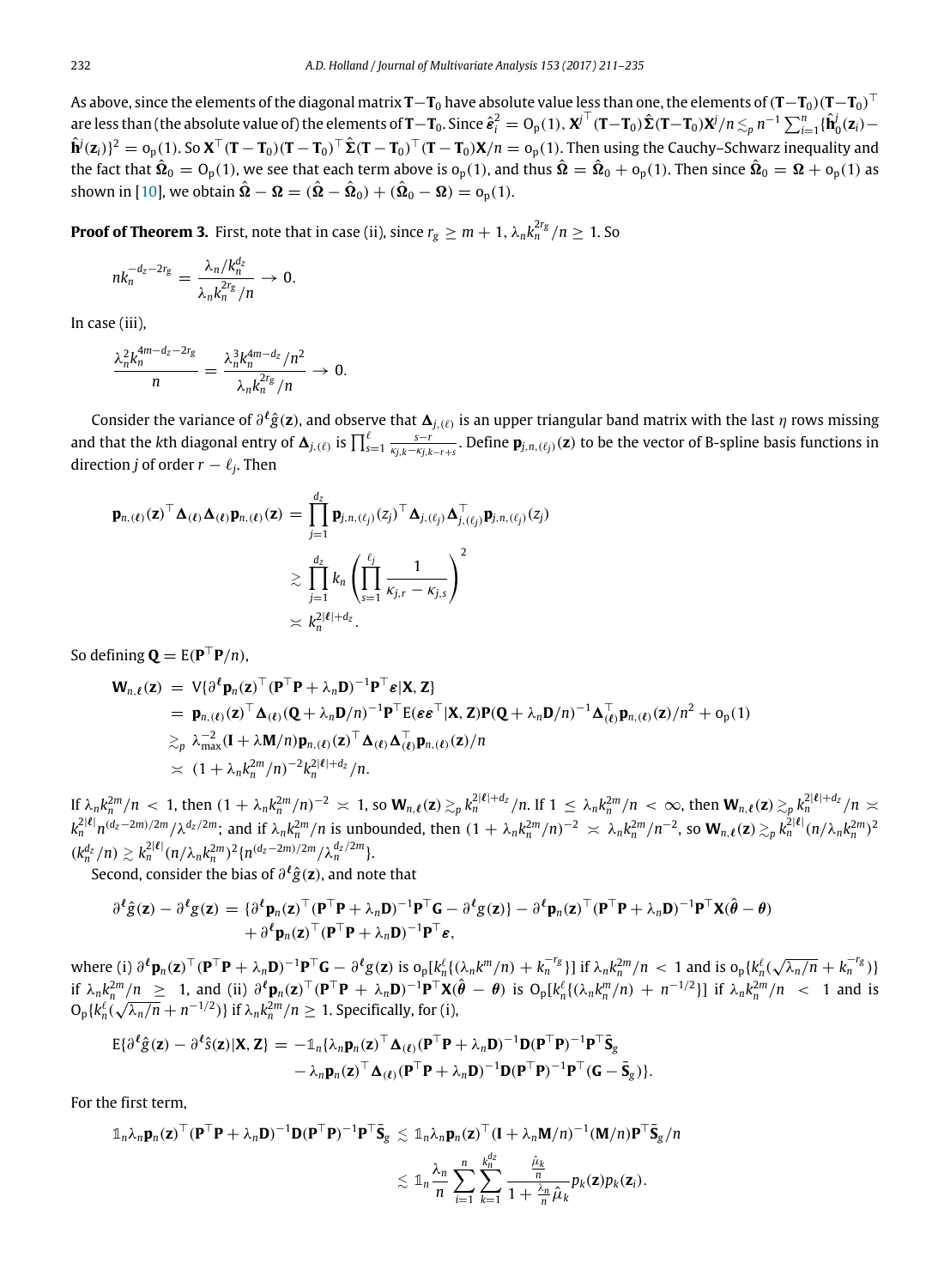As above, since the elements of the diagonal matrix $\mathbf{T}-\mathbf{T}_0$ have absolute value less than one, the elements of $(\mathbf{T}-\mathbf{T}_0)(\mathbf{T}-\mathbf{T}_0)^\top$ are less than (the absolute value of) the elements of $\mathbf{T}-\mathbf{T}_0$. Since $\hat{\boldsymbol{\varepsilon}}_i^2 = \mathrm{O_p}(1)$, $\mathbf{X}^{j\top}(\mathbf{T}-\mathbf{T}_0)\hat{\boldsymbol{\Sigma}}(\mathbf{T}-\mathbf{T}_0)\mathbf{X}^j/n \lesssim_p n^{-1}\sum_{i=1}^n\{\hat{\mathbf{h}}_0^j(\mathbf{z}_i)-\hat{\mathbf{h}}^j(\mathbf{z}_i)\}^2 = \mathrm{o_p}(1)$. So $\mathbf{X}^\top(\mathbf{T}-\mathbf{T}_0)(\mathbf{T}-\mathbf{T}_0)^\top\hat{\boldsymbol{\Sigma}}(\mathbf{T}-\mathbf{T}_0)^\top(\mathbf{T}-\mathbf{T}_0)\mathbf{X}/n = \mathrm{o_p}(1)$. Then using the Cauchy–Schwarz inequality and the fact that $\hat{\boldsymbol{\Omega}}_0 = \mathrm{O_p}(1)$, we see that each term above is $\mathrm{o_p}(1)$, and thus $\hat{\boldsymbol{\Omega}} = \hat{\boldsymbol{\Omega}}_0 + \mathrm{o_p}(1)$. Then since $\hat{\boldsymbol{\Omega}}_0 = \boldsymbol{\Omega} + \mathrm{o_p}(1)$ as shown in [10], we obtain $\hat{\boldsymbol{\Omega}} - \boldsymbol{\Omega} = (\hat{\boldsymbol{\Omega}} - \hat{\boldsymbol{\Omega}}_0) + (\hat{\boldsymbol{\Omega}}_0 - \boldsymbol{\Omega}) = \mathrm{o_p}(1)$.

**Proof of Theorem 3.** First, note that in case (ii), since $r_g \geq m+1$, $\lambda_n k_n^{2r_g}/n \geq 1$. So

$$nk_n^{-d_z-2r_g} = \frac{\lambda_n/k_n^{d_z}}{\lambda_n k_n^{2r_g}/n} \to 0.$$

In case (iii),

$$\frac{\lambda_n^2 k_n^{4m-d_z-2r_g}}{n} = \frac{\lambda_n^3 k_n^{4m-d_z}/n^2}{\lambda_n k_n^{2r_g}/n} \to 0.$$

Consider the variance of $\partial^{\boldsymbol{\ell}}\hat{g}(\mathbf{z})$, and observe that $\boldsymbol{\Delta}_{j,(\ell)}$ is an upper triangular band matrix with the last $\eta$ rows missing and that the $k$th diagonal entry of $\boldsymbol{\Delta}_{j,(\ell)}$ is $\prod_{s=1}^{\ell}\frac{s-r}{\kappa_{j,k}-\kappa_{j,k-r+s}}$. Define $\mathbf{p}_{j,n,(\ell_j)}(\mathbf{z})$ to be the vector of B-spline basis functions in direction $j$ of order $r-\ell_j$. Then

$$\begin{aligned}
\mathbf{p}_{n,(\boldsymbol{\ell})}(\mathbf{z})^\top\boldsymbol{\Delta}_{(\boldsymbol{\ell})}\boldsymbol{\Delta}_{(\boldsymbol{\ell})}\mathbf{p}_{n,(\boldsymbol{\ell})}(\mathbf{z}) &= \prod_{j=1}^{d_z}\mathbf{p}_{j,n,(\ell_j)}(z_j)^\top\boldsymbol{\Delta}_{j,(\ell_j)}\boldsymbol{\Delta}_{j,(\ell_j)}^\top\mathbf{p}_{j,n,(\ell_j)}(z_j)\\
&\gtrsim \prod_{j=1}^{d_z}k_n\left(\prod_{s=1}^{\ell_j}\frac{1}{\kappa_{j,r}-\kappa_{j,s}}\right)^2\\
&\asymp k_n^{2|\boldsymbol{\ell}|+d_z}.
\end{aligned}$$

So defining $\mathbf{Q} = \mathrm{E}(\mathbf{P}^\top\mathbf{P}/n)$,

$$\begin{aligned}
\mathbf{W}_{n,\boldsymbol{\ell}}(\mathbf{z}) &= \mathrm{V}\{\partial^{\boldsymbol{\ell}}\mathbf{p}_n(\mathbf{z})^\top(\mathbf{P}^\top\mathbf{P}+\lambda_n\mathbf{D})^{-1}\mathbf{P}^\top\boldsymbol{\varepsilon}|\mathbf{X},\mathbf{Z}\}\\
&= \mathbf{p}_{n,(\boldsymbol{\ell})}(\mathbf{z})^\top\boldsymbol{\Delta}_{(\boldsymbol{\ell})}(\mathbf{Q}+\lambda_n\mathbf{D}/n)^{-1}\mathbf{P}^\top\mathrm{E}(\boldsymbol{\varepsilon}\boldsymbol{\varepsilon}^\top|\mathbf{X},\mathbf{Z})\mathbf{P}(\mathbf{Q}+\lambda_n\mathbf{D}/n)^{-1}\boldsymbol{\Delta}_{(\boldsymbol{\ell})}^\top\mathbf{p}_{n,(\boldsymbol{\ell})}(\mathbf{z})/n^2 + \mathrm{o_p}(1)\\
&\gtrsim_p \lambda_{\max}^{-2}(\mathbf{I}+\lambda\mathbf{M}/n)\mathbf{p}_{n,(\boldsymbol{\ell})}(\mathbf{z})^\top\boldsymbol{\Delta}_{(\boldsymbol{\ell})}\boldsymbol{\Delta}_{(\boldsymbol{\ell})}^\top\mathbf{p}_{n,(\boldsymbol{\ell})}(\mathbf{z})/n\\
&\asymp (1+\lambda_n k_n^{2m}/n)^{-2}k_n^{2|\boldsymbol{\ell}|+d_z}/n.
\end{aligned}$$

If $\lambda_n k_n^{2m}/n < 1$, then $(1+\lambda_n k_n^{2m}/n)^{-2} \asymp 1$, so $\mathbf{W}_{n,\boldsymbol{\ell}}(\mathbf{z}) \gtrsim_p k_n^{2|\boldsymbol{\ell}|+d_z}/n$. If $1 \leq \lambda_n k_n^{2m}/n < \infty$, then $\mathbf{W}_{n,\boldsymbol{\ell}}(\mathbf{z}) \gtrsim_p k_n^{2|\boldsymbol{\ell}|+d_z}/n \asymp k_n^{2|\boldsymbol{\ell}|}n^{(d_z-2m)/2m}/\lambda^{d_z/2m}$; and if $\lambda_n k_n^{2m}/n$ is unbounded, then $(1+\lambda_n k_n^{2m}/n)^{-2} \asymp \lambda_n k_n^{2m}/n^{-2}$, so $\mathbf{W}_{n,\boldsymbol{\ell}}(\mathbf{z}) \gtrsim_p k_n^{2|\boldsymbol{\ell}|}(n/\lambda_n k_n^{2m})^2(k_n^{d_z}/n) \gtrsim k_n^{2|\boldsymbol{\ell}|}(n/\lambda_n k_n^{2m})^2\{n^{(d_z-2m)/2m}/\lambda_n^{d_z/2m}\}$.

Second, consider the bias of $\partial^{\boldsymbol{\ell}}\hat{g}(\mathbf{z})$, and note that

$$\begin{aligned}
\partial^{\boldsymbol{\ell}}\hat{g}(\mathbf{z}) - \partial^{\boldsymbol{\ell}}g(\mathbf{z}) &= \{\partial^{\boldsymbol{\ell}}\mathbf{p}_n(\mathbf{z})^\top(\mathbf{P}^\top\mathbf{P}+\lambda_n\mathbf{D})^{-1}\mathbf{P}^\top\mathbf{G} - \partial^{\boldsymbol{\ell}}g(\mathbf{z})\} - \partial^{\boldsymbol{\ell}}\mathbf{p}_n(\mathbf{z})^\top(\mathbf{P}^\top\mathbf{P}+\lambda_n\mathbf{D})^{-1}\mathbf{P}^\top\mathbf{X}(\hat{\boldsymbol{\theta}}-\boldsymbol{\theta})\\
&\quad + \partial^{\boldsymbol{\ell}}\mathbf{p}_n(\mathbf{z})^\top(\mathbf{P}^\top\mathbf{P}+\lambda_n\mathbf{D})^{-1}\mathbf{P}^\top\boldsymbol{\varepsilon},
\end{aligned}$$

where (i) $\partial^{\boldsymbol{\ell}}\mathbf{p}_n(\mathbf{z})^\top(\mathbf{P}^\top\mathbf{P}+\lambda_n\mathbf{D})^{-1}\mathbf{P}^\top\mathbf{G} - \partial^{\boldsymbol{\ell}}g(\mathbf{z})$ is $\mathrm{o_p}[k_n^{\ell}\{(\lambda_n k^m/n) + k_n^{-r_g}\}]$ if $\lambda_n k_n^{2m}/n < 1$ and is $\mathrm{o_p}\{k_n^{\ell}(\sqrt{\lambda_n/n} + k_n^{-r_g})\}$ if $\lambda_n k_n^{2m}/n \geq 1$, and (ii) $\partial^{\boldsymbol{\ell}}\mathbf{p}_n(\mathbf{z})^\top(\mathbf{P}^\top\mathbf{P}+\lambda_n\mathbf{D})^{-1}\mathbf{P}^\top\mathbf{X}(\hat{\boldsymbol{\theta}}-\boldsymbol{\theta})$ is $\mathrm{O_p}[k_n^{\ell}\{(\lambda_n k_n^m/n) + n^{-1/2}\}]$ if $\lambda_n k_n^{2m}/n < 1$ and is $\mathrm{O_p}\{k_n^{\ell}(\sqrt{\lambda_n/n} + n^{-1/2})\}$ if $\lambda_n k_n^{2m}/n \geq 1$. Specifically, for (i),

$$\begin{aligned}
\mathrm{E}\{\partial^{\boldsymbol{\ell}}\hat{g}(\mathbf{z}) - \partial^{\boldsymbol{\ell}}\hat{s}(\mathbf{z})|\mathbf{X},\mathbf{Z}\} &= -\mathbb{1}_n\{\lambda_n\mathbf{p}_n(\mathbf{z})^\top\boldsymbol{\Delta}_{(\boldsymbol{\ell})}(\mathbf{P}^\top\mathbf{P}+\lambda_n\mathbf{D})^{-1}\mathbf{D}(\mathbf{P}^\top\mathbf{P})^{-1}\mathbf{P}^\top\bar{\mathbf{S}}_g\\
&\quad - \lambda_n\mathbf{p}_n(\mathbf{z})^\top\boldsymbol{\Delta}_{(\boldsymbol{\ell})}(\mathbf{P}^\top\mathbf{P}+\lambda_n\mathbf{D})^{-1}\mathbf{D}(\mathbf{P}^\top\mathbf{P})^{-1}\mathbf{P}^\top(\mathbf{G}-\bar{\mathbf{S}}_g)\}.
\end{aligned}$$

For the first term,

$$\begin{aligned}
\mathbb{1}_n\lambda_n\mathbf{p}_n(\mathbf{z})^\top(\mathbf{P}^\top\mathbf{P}+\lambda_n\mathbf{D})^{-1}\mathbf{D}(\mathbf{P}^\top\mathbf{P})^{-1}\mathbf{P}^\top\bar{\mathbf{S}}_g &\lesssim \mathbb{1}_n\lambda_n\mathbf{p}_n(\mathbf{z})^\top(\mathbf{I}+\lambda_n\mathbf{M}/n)^{-1}(\mathbf{M}/n)\mathbf{P}^\top\bar{\mathbf{S}}_g/n\\
&\lesssim \mathbb{1}_n\frac{\lambda_n}{n}\sum_{i=1}^n\sum_{k=1}^{k_n^{d_z}}\frac{\frac{\hat{\mu}_k}{n}}{1+\frac{\lambda_n}{n}\hat{\mu}_k}p_k(\mathbf{z})p_k(\mathbf{z}_i).
\end{aligned}$$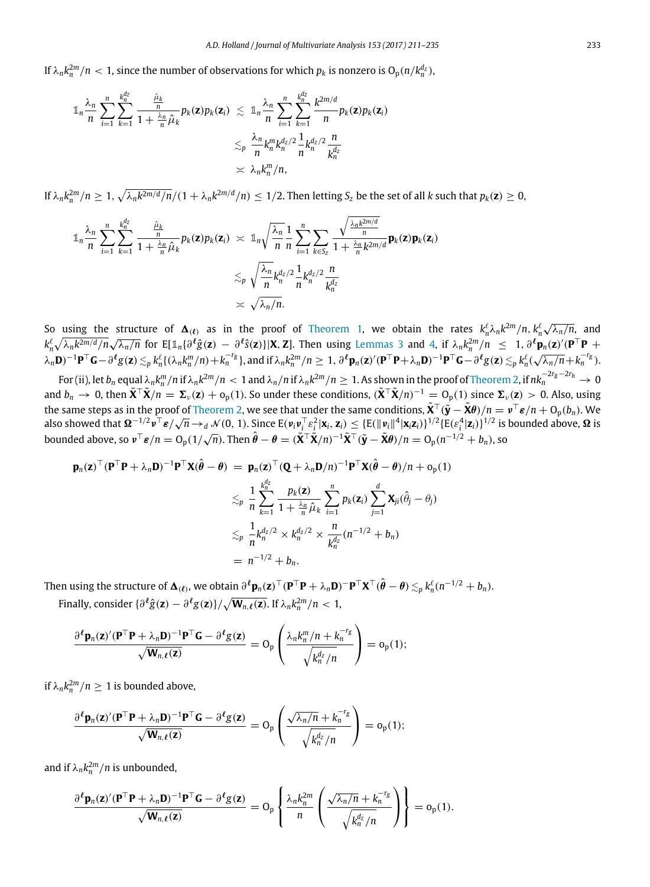If $\lambda_n k_n^{2m}/n < 1$, since the number of observations for which $p_k$ is nonzero is $O_p(n/k_n^{d_z})$,

$$
\begin{aligned}
\mathbb{1}_n \frac{\lambda_n}{n} \sum_{i=1}^{n} \sum_{k=1}^{k_n^{d_z}} \frac{\frac{\hat{\mu}_k}{n}}{1+\frac{\lambda_n}{n}\hat{\mu}_k} p_k(\mathbf{z}) p_k(\mathbf{z}_i) &\lesssim \mathbb{1}_n \frac{\lambda_n}{n} \sum_{i=1}^{n} \sum_{k=1}^{k_n^{d_z}} \frac{k^{2m/d}}{n} p_k(\mathbf{z}) p_k(\mathbf{z}_i) \\
&\lesssim_p \frac{\lambda_n}{n} k_n^m k_n^{d_z/2} \frac{1}{n} k_n^{d_z/2} \frac{n}{k_n^{d_z}} \\
&\asymp \lambda_n k_n^m / n,
\end{aligned}
$$

If $\lambda_n k_n^{2m}/n \geq 1$, $\sqrt{\lambda_n k^{2m/d}/n}/(1+\lambda_n k^{2m/d}/n) \leq 1/2$. Then letting $S_z$ be the set of all $k$ such that $p_k(\mathbf{z}) \geq 0$,

$$
\begin{aligned}
\mathbb{1}_n \frac{\lambda_n}{n} \sum_{i=1}^{n} \sum_{k=1}^{k_n^{d_z}} \frac{\frac{\hat{\mu}_k}{n}}{1+\frac{\lambda_n}{n}\hat{\mu}_k} p_k(\mathbf{z}) p_k(\mathbf{z}_i) &\asymp \mathbb{1}_n \sqrt{\frac{\lambda_n}{n}} \frac{1}{n} \sum_{i=1}^{n} \sum_{k \in S_z} \frac{\sqrt{\frac{\lambda_n k^{2m/d}}{n}}}{1+\frac{\lambda_n}{n} k^{2m/d}} \mathbf{p}_k(\mathbf{z}) \mathbf{p}_k(\mathbf{z}_i) \\
&\lesssim_p \sqrt{\frac{\lambda_n}{n}} k_n^{d_z/2} \frac{1}{n} k_n^{d_z/2} \frac{n}{k_n^{d_z}} \\
&\asymp \sqrt{\lambda_n/n}.
\end{aligned}
$$

So using the structure of $\boldsymbol{\Delta}_{(\ell)}$ as in the proof of Theorem 1, we obtain the rates $k_n^\ell \lambda_n k^{2m}/n$, $k_n^\ell \sqrt{\lambda_n/n}$, and $k_n^\ell \sqrt{\lambda_n k^{2m/d}/n} \sqrt{\lambda_n/n}$ for $\mathrm{E}[\mathbb{1}_n\{\partial^{\boldsymbol{\ell}} \hat{g}(\mathbf{z}) - \partial^{\boldsymbol{\ell}} \hat{s}(\mathbf{z})\} | \mathbf{X}, \mathbf{Z}]$. Then using Lemmas 3 and 4, if $\lambda_n k_n^{2m}/n \leq 1$, $\partial^{\boldsymbol{\ell}} \mathbf{p}_n(\mathbf{z})'(\mathbf{P}^\top\mathbf{P} + \lambda_n \mathbf{D})^{-1}\mathbf{P}^\top\mathbf{G} - \partial^{\boldsymbol{\ell}} g(\mathbf{z}) \lesssim_p k_n^\ell\{(\lambda_n k_n^m/n) + k_n^{-r_g}\}$, and if $\lambda_n k_n^{2m}/n \geq 1$, $\partial^{\boldsymbol{\ell}} \mathbf{p}_n(\mathbf{z})'(\mathbf{P}^\top\mathbf{P} + \lambda_n \mathbf{D})^{-1}\mathbf{P}^\top\mathbf{G} - \partial^{\boldsymbol{\ell}} g(\mathbf{z}) \lesssim_p k_n^\ell(\sqrt{\lambda_n/n} + k_n^{-r_g})$.

For (ii), let $b_n$ equal $\lambda_n k_n^m/n$ if $\lambda_n k^{2m}/n < 1$ and $\lambda_n/n$ if $\lambda_n k^{2m}/n \geq 1$. As shown in the proof of Theorem 2, if $n k_n^{-2r_g - 2r_h} \to 0$ and $b_n \to 0$, then $\tilde{\mathbf{X}}^\top \tilde{\mathbf{X}}/n = \boldsymbol{\Sigma}_\nu(\mathbf{z}) + o_p(1)$. So under these conditions, $(\tilde{\mathbf{X}}^\top \tilde{\mathbf{X}}/n)^{-1} = O_p(1)$ since $\boldsymbol{\Sigma}_\nu(\mathbf{z}) > 0$. Also, using the same steps as in the proof of Theorem 2, we see that under the same conditions, $\tilde{\mathbf{X}}^\top(\tilde{\mathbf{y}} - \tilde{\mathbf{X}}\boldsymbol{\theta})/n = \boldsymbol{\nu}^\top \boldsymbol{\varepsilon}/n + O_p(b_n)$. We also showed that $\boldsymbol{\Omega}^{-1/2}\boldsymbol{\nu}^\top\boldsymbol{\varepsilon}/\sqrt{n} \to_d \mathcal{N}(0, 1)$. Since $\mathrm{E}(\boldsymbol{\nu}_i \boldsymbol{\nu}_i^\top \varepsilon_i^2 | \mathbf{x}_i, \mathbf{z}_i) \leq \{\mathrm{E}(\|\boldsymbol{\nu}_i\|^4 | \mathbf{x}_i \mathbf{z}_i)\}^{1/2}\{\mathrm{E}(\varepsilon_i^4 | \mathbf{z}_i)\}^{1/2}$ is bounded above, $\boldsymbol{\Omega}$ is bounded above, so $\boldsymbol{\nu}^\top\boldsymbol{\varepsilon}/n = O_p(1/\sqrt{n})$. Then $\hat{\boldsymbol{\theta}} - \boldsymbol{\theta} = (\tilde{\mathbf{X}}^\top\tilde{\mathbf{X}}/n)^{-1}\tilde{\mathbf{X}}^\top(\tilde{\mathbf{y}} - \tilde{\mathbf{X}}\boldsymbol{\theta})/n = O_p(n^{-1/2} + b_n)$, so

$$
\begin{aligned}
\mathbf{p}_n(\mathbf{z})^\top(\mathbf{P}^\top\mathbf{P} + \lambda_n\mathbf{D})^{-1}\mathbf{P}^\top\mathbf{X}(\hat{\boldsymbol{\theta}} - \boldsymbol{\theta}) &= \mathbf{p}_n(\mathbf{z})^\top(\mathbf{Q} + \lambda_n\mathbf{D}/n)^{-1}\mathbf{P}^\top\mathbf{X}(\hat{\boldsymbol{\theta}} - \boldsymbol{\theta})/n + o_p(1) \\
&\lesssim_p \frac{1}{n} \sum_{k=1}^{k_n^{d_z}} \frac{p_k(\mathbf{z})}{1+\frac{\lambda_n}{n}\hat{\mu}_k} \sum_{i=1}^{n} p_k(\mathbf{z}_i) \sum_{j=1}^{d} \mathbf{X}_{ji}(\hat{\theta}_j - \theta_j) \\
&\lesssim_p \frac{1}{n} k_n^{d_z/2} \times k_n^{d_z/2} \times \frac{n}{k_n^{d_z}}(n^{-1/2} + b_n) \\
&= n^{-1/2} + b_n.
\end{aligned}
$$

Then using the structure of $\boldsymbol{\Delta}_{(\ell)}$, we obtain $\partial^{\boldsymbol{\ell}}\mathbf{p}_n(\mathbf{z})^\top(\mathbf{P}^\top\mathbf{P} + \lambda_n\mathbf{D})^{-}\mathbf{P}^\top\mathbf{X}^\top(\hat{\boldsymbol{\theta}} - \boldsymbol{\theta}) \lesssim_p k_n^\ell(n^{-1/2} + b_n)$.

Finally, consider $\{\partial^{\boldsymbol{\ell}}\hat{g}(\mathbf{z}) - \partial^{\boldsymbol{\ell}} g(\mathbf{z})\}/\sqrt{\mathbf{W}_{n,\boldsymbol{\ell}}(\mathbf{z})}$. If $\lambda_n k_n^{2m}/n < 1$,

$$
\frac{\partial^{\boldsymbol{\ell}}\mathbf{p}_n(\mathbf{z})'(\mathbf{P}^\top\mathbf{P} + \lambda_n\mathbf{D})^{-1}\mathbf{P}^\top\mathbf{G} - \partial^{\boldsymbol{\ell}} g(\mathbf{z})}{\sqrt{\mathbf{W}_{n,\boldsymbol{\ell}}(\mathbf{z})}} = O_p\left(\frac{\lambda_n k_n^m/n + k_n^{-r_g}}{\sqrt{k_n^{d_z}/n}}\right) = o_p(1);
$$

if $\lambda_n k_n^{2m}/n \geq 1$ is bounded above,

$$
\frac{\partial^{\boldsymbol{\ell}}\mathbf{p}_n(\mathbf{z})'(\mathbf{P}^\top\mathbf{P} + \lambda_n\mathbf{D})^{-1}\mathbf{P}^\top\mathbf{G} - \partial^{\boldsymbol{\ell}} g(\mathbf{z})}{\sqrt{\mathbf{W}_{n,\boldsymbol{\ell}}(\mathbf{z})}} = O_p\left(\frac{\sqrt{\lambda_n/n} + k_n^{-r_g}}{\sqrt{k_n^{d_z}/n}}\right) = o_p(1);
$$

and if $\lambda_n k_n^{2m}/n$ is unbounded,

$$
\frac{\partial^{\boldsymbol{\ell}}\mathbf{p}_n(\mathbf{z})'(\mathbf{P}^\top\mathbf{P} + \lambda_n\mathbf{D})^{-1}\mathbf{P}^\top\mathbf{G} - \partial^{\boldsymbol{\ell}} g(\mathbf{z})}{\sqrt{\mathbf{W}_{n,\boldsymbol{\ell}}(\mathbf{z})}} = O_p\left\{\frac{\lambda_n k_n^{2m}}{n}\left(\frac{\sqrt{\lambda_n/n} + k_n^{-r_g}}{\sqrt{k_n^{d_z}/n}}\right)\right\} = o_p(1).
$$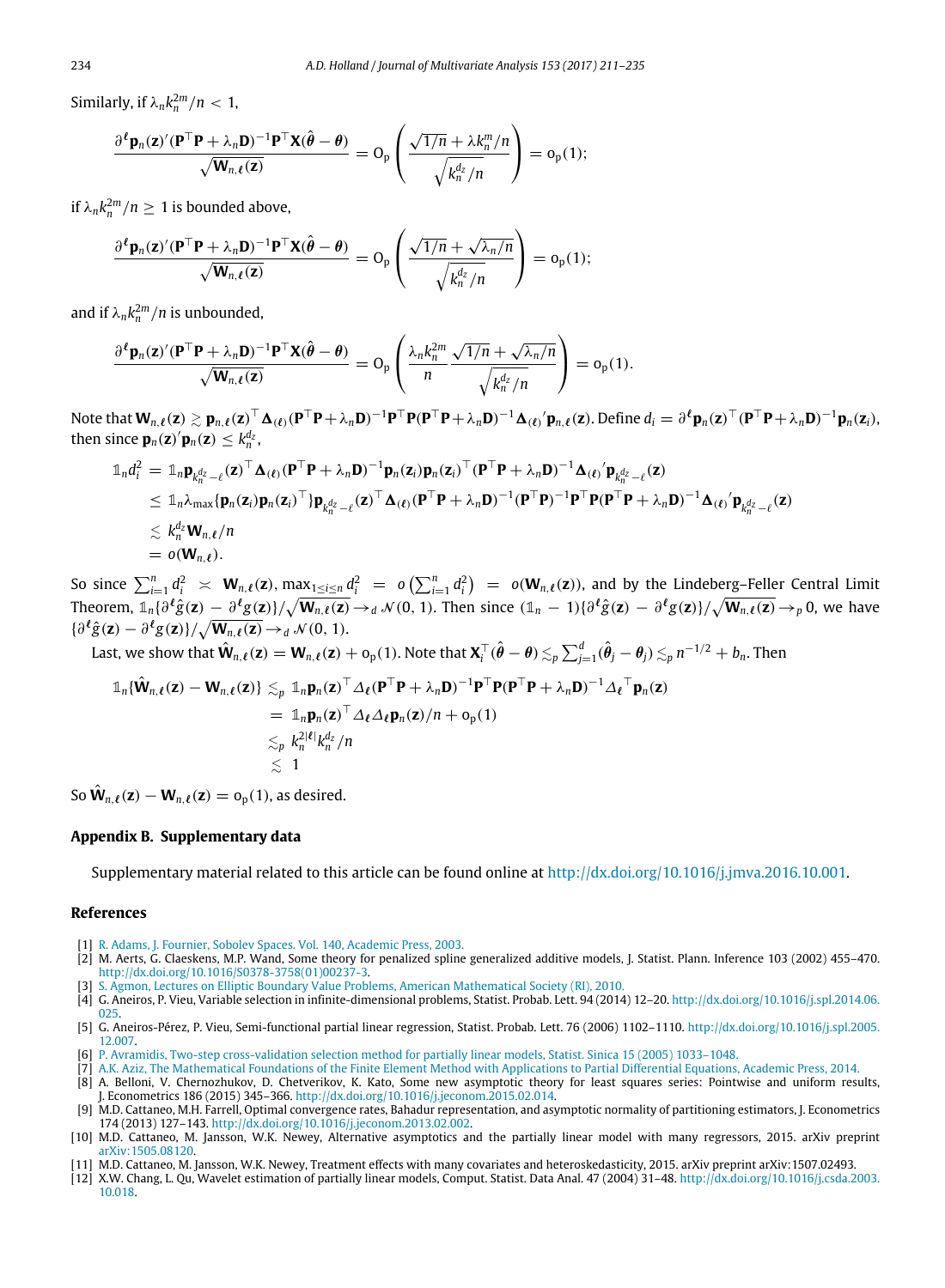Similarly, if $\lambda_n k_n^{2m}/n < 1$,

$$\frac{\partial^\ell \mathbf{p}_n(\mathbf{z})'(\mathbf{P}^\top\mathbf{P}+\lambda_n\mathbf{D})^{-1}\mathbf{P}^\top\mathbf{X}(\hat{\boldsymbol{\theta}}-\boldsymbol{\theta})}{\sqrt{\mathbf{W}_{n,\ell}(\mathbf{z})}} = \mathrm{O_p}\left(\frac{\sqrt{1/n}+\lambda k_n^m/n}{\sqrt{k_n^{d_z}/n}}\right) = \mathrm{o_p}(1);$$

if $\lambda_n k_n^{2m}/n \geq 1$ is bounded above,

$$\frac{\partial^\ell \mathbf{p}_n(\mathbf{z})'(\mathbf{P}^\top\mathbf{P}+\lambda_n\mathbf{D})^{-1}\mathbf{P}^\top\mathbf{X}(\hat{\boldsymbol{\theta}}-\boldsymbol{\theta})}{\sqrt{\mathbf{W}_{n,\ell}(\mathbf{z})}} = \mathrm{O_p}\left(\frac{\sqrt{1/n}+\sqrt{\lambda_n/n}}{\sqrt{k_n^{d_z}/n}}\right) = \mathrm{o_p}(1);$$

and if $\lambda_n k_n^{2m}/n$ is unbounded,

$$\frac{\partial^\ell \mathbf{p}_n(\mathbf{z})'(\mathbf{P}^\top\mathbf{P}+\lambda_n\mathbf{D})^{-1}\mathbf{P}^\top\mathbf{X}(\hat{\boldsymbol{\theta}}-\boldsymbol{\theta})}{\sqrt{\mathbf{W}_{n,\ell}(\mathbf{z})}} = \mathrm{O_p}\left(\frac{\lambda_n k_n^{2m}}{n}\frac{\sqrt{1/n}+\sqrt{\lambda_n/n}}{\sqrt{k_n^{d_z}/n}}\right) = \mathrm{o_p}(1).$$

Note that $\mathbf{W}_{n,\ell}(\mathbf{z}) \gtrsim \mathbf{p}_{n,\ell}(\mathbf{z})^\top \boldsymbol{\Delta}_{(\ell)}(\mathbf{P}^\top\mathbf{P}+\lambda_n\mathbf{D})^{-1}\mathbf{P}^\top\mathbf{P}(\mathbf{P}^\top\mathbf{P}+\lambda_n\mathbf{D})^{-1}\boldsymbol{\Delta}_{(\ell)}{}'\mathbf{p}_{n,\ell}(\mathbf{z})$. Define $d_i = \partial^\ell \mathbf{p}_n(\mathbf{z})^\top(\mathbf{P}^\top\mathbf{P}+\lambda_n\mathbf{D})^{-1}\mathbf{p}_n(\mathbf{z}_i)$, then since $\mathbf{p}_n(\mathbf{z})'\mathbf{p}_n(\mathbf{z}) \leq k_n^{d_z}$,

$$\begin{aligned}
\mathbb{1}_n d_i^2 &= \mathbb{1}_n \mathbf{p}_{k_n^{d_z}-\ell}(\mathbf{z})^\top \boldsymbol{\Delta}_{(\ell)}(\mathbf{P}^\top\mathbf{P}+\lambda_n\mathbf{D})^{-1}\mathbf{p}_n(\mathbf{z}_i)\mathbf{p}_n(\mathbf{z}_i)^\top(\mathbf{P}^\top\mathbf{P}+\lambda_n\mathbf{D})^{-1}\boldsymbol{\Delta}_{(\ell)}{}'\mathbf{p}_{k_n^{d_z}-\ell}(\mathbf{z}) \\
&\leq \mathbb{1}_n \lambda_{\max}\{\mathbf{p}_n(\mathbf{z}_i)\mathbf{p}_n(\mathbf{z}_i)^\top\}\mathbf{p}_{k_n^{d_z}-\ell}(\mathbf{z})^\top \boldsymbol{\Delta}_{(\ell)}(\mathbf{P}^\top\mathbf{P}+\lambda_n\mathbf{D})^{-1}(\mathbf{P}^\top\mathbf{P})^{-1}\mathbf{P}^\top\mathbf{P}(\mathbf{P}^\top\mathbf{P}+\lambda_n\mathbf{D})^{-1}\boldsymbol{\Delta}_{(\ell)}{}'\mathbf{p}_{k_n^{d_z}-\ell}(\mathbf{z}) \\
&\lesssim k_n^{d_z}\mathbf{W}_{n,\ell}/n \\
&= o(\mathbf{W}_{n,\ell}).
\end{aligned}$$

So since $\sum_{i=1}^n d_i^2 \asymp \mathbf{W}_{n,\ell}(\mathbf{z})$, $\max_{1\leq i\leq n} d_i^2 = o\left(\sum_{i=1}^n d_i^2\right) = o(\mathbf{W}_{n,\ell}(\mathbf{z}))$, and by the Lindeberg–Feller Central Limit Theorem, $\mathbb{1}_n\{\partial^\ell \hat{g}(\mathbf{z}) - \partial^\ell g(\mathbf{z})\}/\sqrt{\mathbf{W}_{n,\ell}(\mathbf{z})} \to_d \mathcal{N}(0,1)$. Then since $(\mathbb{1}_n - 1)\{\partial^\ell \hat{g}(\mathbf{z}) - \partial^\ell g(\mathbf{z})\}/\sqrt{\mathbf{W}_{n,\ell}(\mathbf{z})} \to_p 0$, we have $\{\partial^\ell \hat{g}(\mathbf{z}) - \partial^\ell g(\mathbf{z})\}/\sqrt{\mathbf{W}_{n,\ell}(\mathbf{z})} \to_d \mathcal{N}(0,1)$.

Last, we show that $\hat{\mathbf{W}}_{n,\ell}(\mathbf{z}) = \mathbf{W}_{n,\ell}(\mathbf{z}) + \mathrm{o_p}(1)$. Note that $\mathbf{X}_i^\top(\hat{\boldsymbol{\theta}}-\boldsymbol{\theta}) \lesssim_p \sum_{j=1}^d (\hat{\boldsymbol{\theta}}_j - \boldsymbol{\theta}_j) \lesssim_p n^{-1/2} + b_n$. Then

$$\begin{aligned}
\mathbb{1}_n\{\hat{\mathbf{W}}_{n,\ell}(\mathbf{z}) - \mathbf{W}_{n,\ell}(\mathbf{z})\} &\lesssim_p \mathbb{1}_n \mathbf{p}_n(\mathbf{z})^\top \Delta_\ell(\mathbf{P}^\top\mathbf{P}+\lambda_n\mathbf{D})^{-1}\mathbf{P}^\top\mathbf{P}(\mathbf{P}^\top\mathbf{P}+\lambda_n\mathbf{D})^{-1}\Delta_\ell{}^\top\mathbf{p}_n(\mathbf{z}) \\
&= \mathbb{1}_n \mathbf{p}_n(\mathbf{z})^\top \Delta_\ell \Delta_\ell \mathbf{p}_n(\mathbf{z})/n + \mathrm{o_p}(1) \\
&\lesssim_p k_n^{2|\ell|}k_n^{d_z}/n \\
&\lesssim 1
\end{aligned}$$

So $\hat{\mathbf{W}}_{n,\ell}(\mathbf{z}) - \mathbf{W}_{n,\ell}(\mathbf{z}) = \mathrm{o_p}(1)$, as desired.

## Appendix B. Supplementary data

Supplementary material related to this article can be found online at http://dx.doi.org/10.1016/j.jmva.2016.10.001.

## References

[1] R. Adams, J. Fournier, Sobolev Spaces. Vol. 140, Academic Press, 2003.
[2] M. Aerts, G. Claeskens, M.P. Wand, Some theory for penalized spline generalized additive models, J. Statist. Plann. Inference 103 (2002) 455–470. http://dx.doi.org/10.1016/S0378-3758(01)00237-3.
[3] S. Agmon, Lectures on Elliptic Boundary Value Problems, American Mathematical Society (RI), 2010.
[4] G. Aneiros, P. Vieu, Variable selection in infinite-dimensional problems, Statist. Probab. Lett. 94 (2014) 12–20. http://dx.doi.org/10.1016/j.spl.2014.06.025.
[5] G. Aneiros-Pérez, P. Vieu, Semi-functional partial linear regression, Statist. Probab. Lett. 76 (2006) 1102–1110. http://dx.doi.org/10.1016/j.spl.2005.12.007.
[6] P. Avramidis, Two-step cross-validation selection method for partially linear models, Statist. Sinica 15 (2005) 1033–1048.
[7] A.K. Aziz, The Mathematical Foundations of the Finite Element Method with Applications to Partial Differential Equations, Academic Press, 2014.
[8] A. Belloni, V. Chernozhukov, D. Chetverikov, K. Kato, Some new asymptotic theory for least squares series: Pointwise and uniform results, J. Econometrics 186 (2015) 345–366. http://dx.doi.org/10.1016/j.jeconom.2015.02.014.
[9] M.D. Cattaneo, M.H. Farrell, Optimal convergence rates, Bahadur representation, and asymptotic normality of partitioning estimators, J. Econometrics 174 (2013) 127–143. http://dx.doi.org/10.1016/j.jeconom.2013.02.002.
[10] M.D. Cattaneo, M. Jansson, W.K. Newey, Alternative asymptotics and the partially linear model with many regressors, 2015. arXiv preprint arXiv:1505.08120.
[11] M.D. Cattaneo, M. Jansson, W.K. Newey, Treatment effects with many covariates and heteroskedasticity, 2015. arXiv preprint arXiv:1507.02493.
[12] X.W. Chang, L. Qu, Wavelet estimation of partially linear models, Comput. Statist. Data Anal. 47 (2004) 31–48. http://dx.doi.org/10.1016/j.csda.2003.10.018.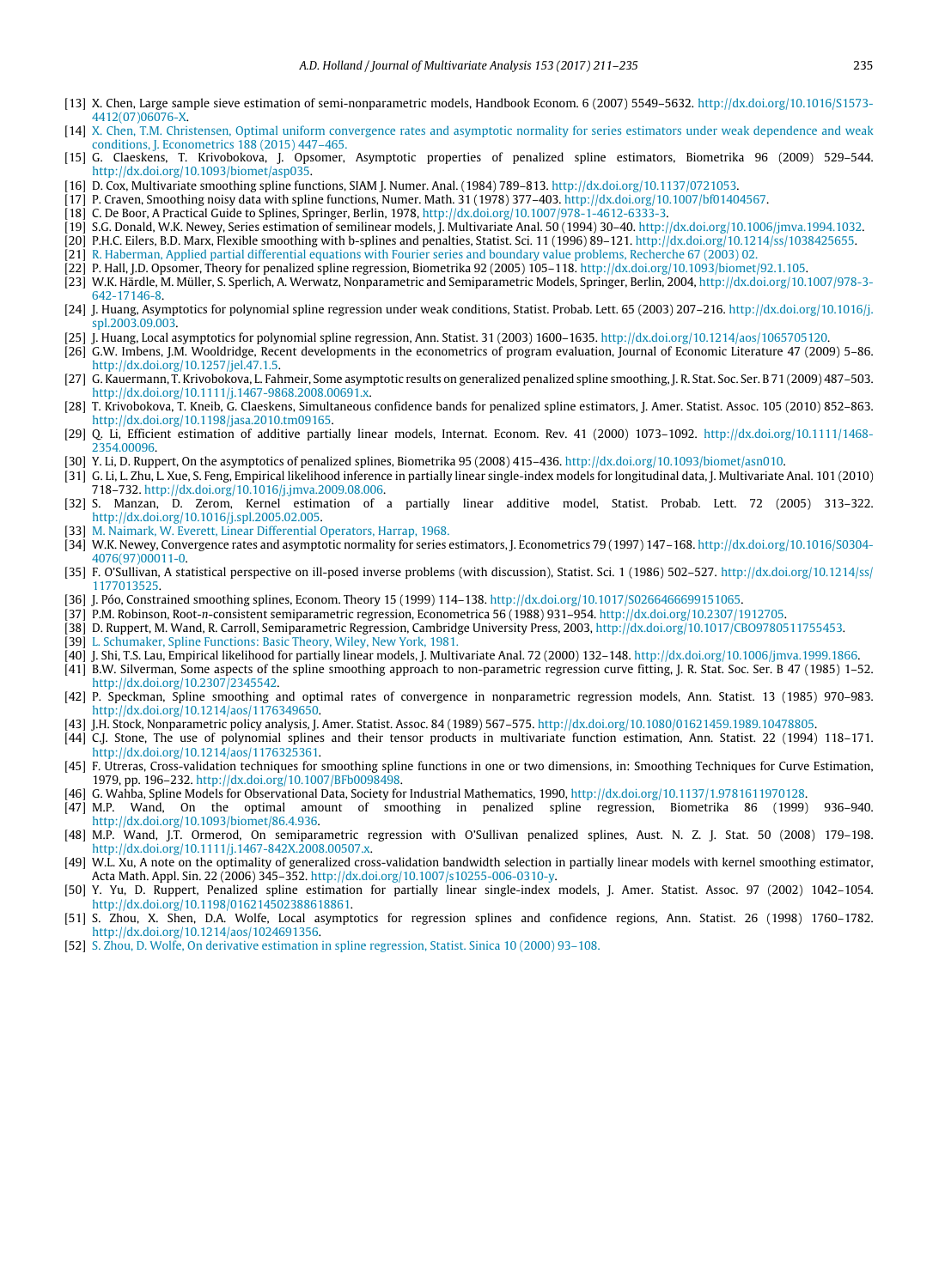[13] X. Chen, Large sample sieve estimation of semi-nonparametric models, Handbook Econom. 6 (2007) 5549–5632. http://dx.doi.org/10.1016/S1573-4412(07)06076-X.

[14] X. Chen, T.M. Christensen, Optimal uniform convergence rates and asymptotic normality for series estimators under weak dependence and weak conditions, J. Econometrics 188 (2015) 447–465.

[15] G. Claeskens, T. Krivobokova, J. Opsomer, Asymptotic properties of penalized spline estimators, Biometrika 96 (2009) 529–544. http://dx.doi.org/10.1093/biomet/asp035.

[16] D. Cox, Multivariate smoothing spline functions, SIAM J. Numer. Anal. (1984) 789–813. http://dx.doi.org/10.1137/0721053.

[17] P. Craven, Smoothing noisy data with spline functions, Numer. Math. 31 (1978) 377–403. http://dx.doi.org/10.1007/bf01404567.

[18] C. De Boor, A Practical Guide to Splines, Springer, Berlin, 1978, http://dx.doi.org/10.1007/978-1-4612-6333-3.

[19] S.G. Donald, W.K. Newey, Series estimation of semilinear models, J. Multivariate Anal. 50 (1994) 30–40. http://dx.doi.org/10.1006/jmva.1994.1032.

[20] P.H.C. Eilers, B.D. Marx, Flexible smoothing with b-splines and penalties, Statist. Sci. 11 (1996) 89–121. http://dx.doi.org/10.1214/ss/1038425655.

[21] R. Haberman, Applied partial differential equations with Fourier series and boundary value problems, Recherche 67 (2003) 02.

[22] P. Hall, J.D. Opsomer, Theory for penalized spline regression, Biometrika 92 (2005) 105–118. http://dx.doi.org/10.1093/biomet/92.1.105.

[23] W.K. Härdle, M. Müller, S. Sperlich, A. Werwatz, Nonparametric and Semiparametric Models, Springer, Berlin, 2004, http://dx.doi.org/10.1007/978-3-642-17146-8.

[24] J. Huang, Asymptotics for polynomial spline regression under weak conditions, Statist. Probab. Lett. 65 (2003) 207–216. http://dx.doi.org/10.1016/j.spl.2003.09.003.

[25] J. Huang, Local asymptotics for polynomial spline regression, Ann. Statist. 31 (2003) 1600–1635. http://dx.doi.org/10.1214/aos/1065705120.

[26] G.W. Imbens, J.M. Wooldridge, Recent developments in the econometrics of program evaluation, Journal of Economic Literature 47 (2009) 5–86. http://dx.doi.org/10.1257/jel.47.1.5.

[27] G. Kauermann, T. Krivobokova, L. Fahmeir, Some asymptotic results on generalized penalized spline smoothing, J. R. Stat. Soc. Ser. B 71 (2009) 487–503. http://dx.doi.org/10.1111/j.1467-9868.2008.00691.x.

[28] T. Krivobokova, T. Kneib, G. Claeskens, Simultaneous confidence bands for penalized spline estimators, J. Amer. Statist. Assoc. 105 (2010) 852–863. http://dx.doi.org/10.1198/jasa.2010.tm09165.

[29] Q. Li, Efficient estimation of additive partially linear models, Internat. Econom. Rev. 41 (2000) 1073–1092. http://dx.doi.org/10.1111/1468-2354.00096.

[30] Y. Li, D. Ruppert, On the asymptotics of penalized splines, Biometrika 95 (2008) 415–436. http://dx.doi.org/10.1093/biomet/asn010.

[31] G. Li, L. Zhu, L. Xue, S. Feng, Empirical likelihood inference in partially linear single-index models for longitudinal data, J. Multivariate Anal. 101 (2010) 718–732. http://dx.doi.org/10.1016/j.jmva.2009.08.006.

[32] S. Manzan, D. Zerom, Kernel estimation of a partially linear additive model, Statist. Probab. Lett. 72 (2005) 313–322. http://dx.doi.org/10.1016/j.spl.2005.02.005.

[33] M. Naimark, W. Everett, Linear Differential Operators, Harrap, 1968.

[34] W.K. Newey, Convergence rates and asymptotic normality for series estimators, J. Econometrics 79 (1997) 147–168. http://dx.doi.org/10.1016/S0304-4076(97)00011-0.

[35] F. O'Sullivan, A statistical perspective on ill-posed inverse problems (with discussion), Statist. Sci. 1 (1986) 502–527. http://dx.doi.org/10.1214/ss/1177013525.

[36] J. Póo, Constrained smoothing splines, Econom. Theory 15 (1999) 114–138. http://dx.doi.org/10.1017/S0266466699151065.

[37] P.M. Robinson, Root-n-consistent semiparametric regression, Econometrica 56 (1988) 931–954. http://dx.doi.org/10.2307/1912705.

[38] D. Ruppert, M. Wand, R. Carroll, Semiparametric Regression, Cambridge University Press, 2003, http://dx.doi.org/10.1017/CBO9780511755453.

[39] L. Schumaker, Spline Functions: Basic Theory, Wiley, New York, 1981.

[40] J. Shi, T.S. Lau, Empirical likelihood for partially linear models, J. Multivariate Anal. 72 (2000) 132–148. http://dx.doi.org/10.1006/jmva.1999.1866.

[41] B.W. Silverman, Some aspects of the spline smoothing approach to non-parametric regression curve fitting, J. R. Stat. Soc. Ser. B 47 (1985) 1–52. http://dx.doi.org/10.2307/2345542.

[42] P. Speckman, Spline smoothing and optimal rates of convergence in nonparametric regression models, Ann. Statist. 13 (1985) 970–983. http://dx.doi.org/10.1214/aos/1176349650.

[43] J.H. Stock, Nonparametric policy analysis, J. Amer. Statist. Assoc. 84 (1989) 567–575. http://dx.doi.org/10.1080/01621459.1989.10478805.

[44] C.J. Stone, The use of polynomial splines and their tensor products in multivariate function estimation, Ann. Statist. 22 (1994) 118–171. http://dx.doi.org/10.1214/aos/1176325361.

[45] F. Utreras, Cross-validation techniques for smoothing spline functions in one or two dimensions, in: Smoothing Techniques for Curve Estimation, 1979, pp. 196–232. http://dx.doi.org/10.1007/BFb0098498.

[46] G. Wahba, Spline Models for Observational Data, Society for Industrial Mathematics, 1990, http://dx.doi.org/10.1137/1.9781611970128.

[47] M.P. Wand, On the optimal amount of smoothing in penalized spline regression, Biometrika 86 (1999) 936–940. http://dx.doi.org/10.1093/biomet/86.4.936.

[48] M.P. Wand, J.T. Ormerod, On semiparametric regression with O'Sullivan penalized splines, Aust. N. Z. J. Stat. 50 (2008) 179–198. http://dx.doi.org/10.1111/j.1467-842X.2008.00507.x.

[49] W.L. Xu, A note on the optimality of generalized cross-validation bandwidth selection in partially linear models with kernel smoothing estimator, Acta Math. Appl. Sin. 22 (2006) 345–352. http://dx.doi.org/10.1007/s10255-006-0310-y.

[50] Y. Yu, D. Ruppert, Penalized spline estimation for partially linear single-index models, J. Amer. Statist. Assoc. 97 (2002) 1042–1054. http://dx.doi.org/10.1198/016214502388618861.

[51] S. Zhou, X. Shen, D.A. Wolfe, Local asymptotics for regression splines and confidence regions, Ann. Statist. 26 (1998) 1760–1782. http://dx.doi.org/10.1214/aos/1024691356.

[52] S. Zhou, D. Wolfe, On derivative estimation in spline regression, Statist. Sinica 10 (2000) 93–108.